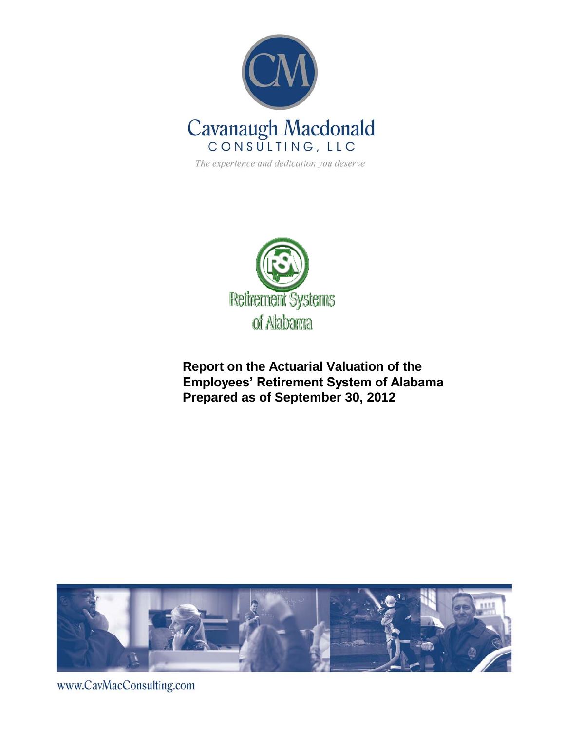Cavanaugh Macdonald
CONSULTING, LLC

*The experience and dedication you deserve*

Retirement Systems of Alabama

**Report on the Actuarial Valuation of the Employees' Retirement System of Alabama Prepared as of September 30, 2012**

www.CavMacConsulting.com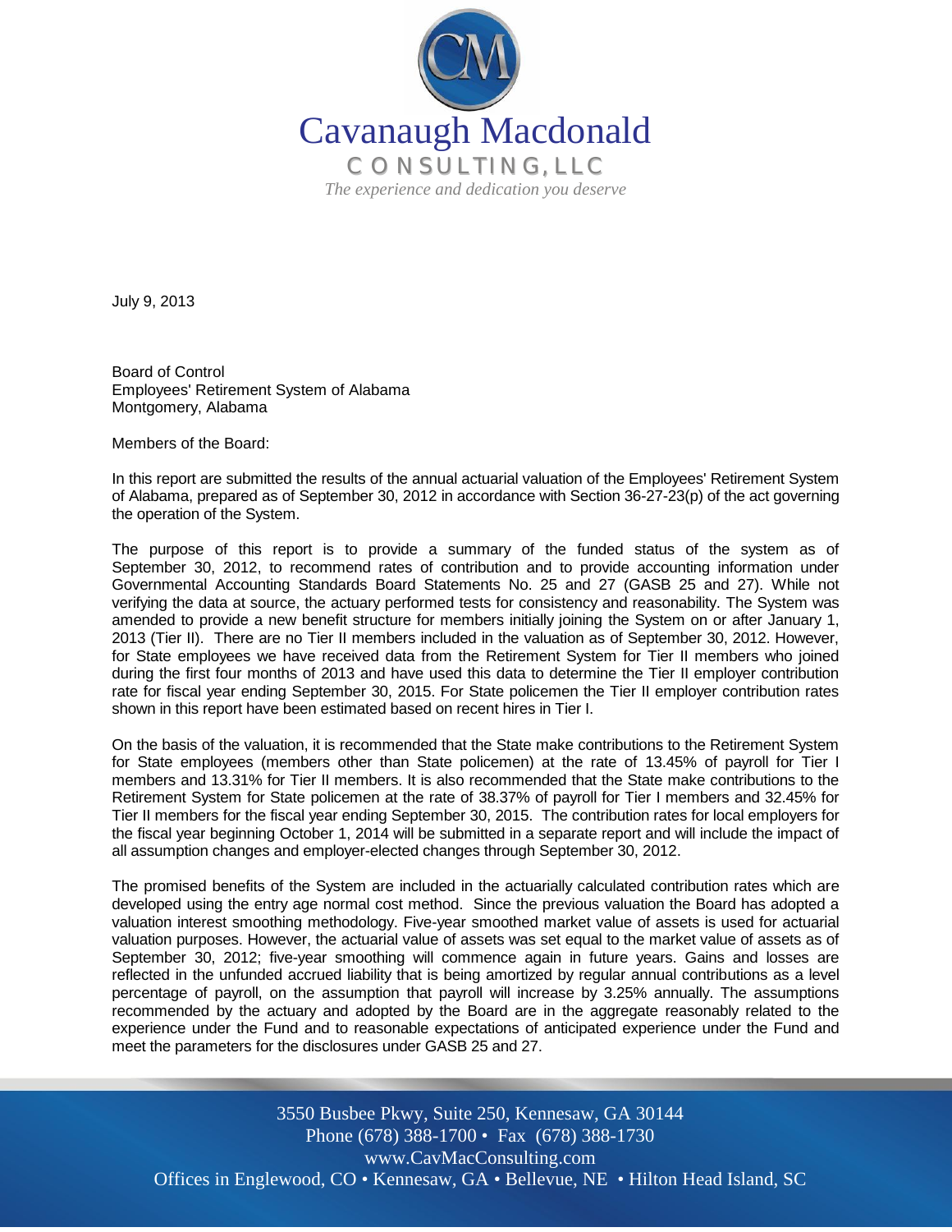Cavanaugh Macdonald

CONSULTING, LLC

*The experience and dedication you deserve*

July 9, 2013

Board of Control
Employees' Retirement System of Alabama
Montgomery, Alabama

Members of the Board:

In this report are submitted the results of the annual actuarial valuation of the Employees' Retirement System of Alabama, prepared as of September 30, 2012 in accordance with Section 36-27-23(p) of the act governing the operation of the System.

The purpose of this report is to provide a summary of the funded status of the system as of September 30, 2012, to recommend rates of contribution and to provide accounting information under Governmental Accounting Standards Board Statements No. 25 and 27 (GASB 25 and 27). While not verifying the data at source, the actuary performed tests for consistency and reasonability. The System was amended to provide a new benefit structure for members initially joining the System on or after January 1, 2013 (Tier II). There are no Tier II members included in the valuation as of September 30, 2012. However, for State employees we have received data from the Retirement System for Tier II members who joined during the first four months of 2013 and have used this data to determine the Tier II employer contribution rate for fiscal year ending September 30, 2015. For State policemen the Tier II employer contribution rates shown in this report have been estimated based on recent hires in Tier I.

On the basis of the valuation, it is recommended that the State make contributions to the Retirement System for State employees (members other than State policemen) at the rate of 13.45% of payroll for Tier I members and 13.31% for Tier II members. It is also recommended that the State make contributions to the Retirement System for State policemen at the rate of 38.37% of payroll for Tier I members and 32.45% for Tier II members for the fiscal year ending September 30, 2015. The contribution rates for local employers for the fiscal year beginning October 1, 2014 will be submitted in a separate report and will include the impact of all assumption changes and employer-elected changes through September 30, 2012.

The promised benefits of the System are included in the actuarially calculated contribution rates which are developed using the entry age normal cost method. Since the previous valuation the Board has adopted a valuation interest smoothing methodology. Five-year smoothed market value of assets is used for actuarial valuation purposes. However, the actuarial value of assets was set equal to the market value of assets as of September 30, 2012; five-year smoothing will commence again in future years. Gains and losses are reflected in the unfunded accrued liability that is being amortized by regular annual contributions as a level percentage of payroll, on the assumption that payroll will increase by 3.25% annually. The assumptions recommended by the actuary and adopted by the Board are in the aggregate reasonably related to the experience under the Fund and to reasonable expectations of anticipated experience under the Fund and meet the parameters for the disclosures under GASB 25 and 27.

3550 Busbee Pkwy, Suite 250, Kennesaw, GA 30144
Phone (678) 388-1700 • Fax (678) 388-1730
www.CavMacConsulting.com
Offices in Englewood, CO • Kennesaw, GA • Bellevue, NE • Hilton Head Island, SC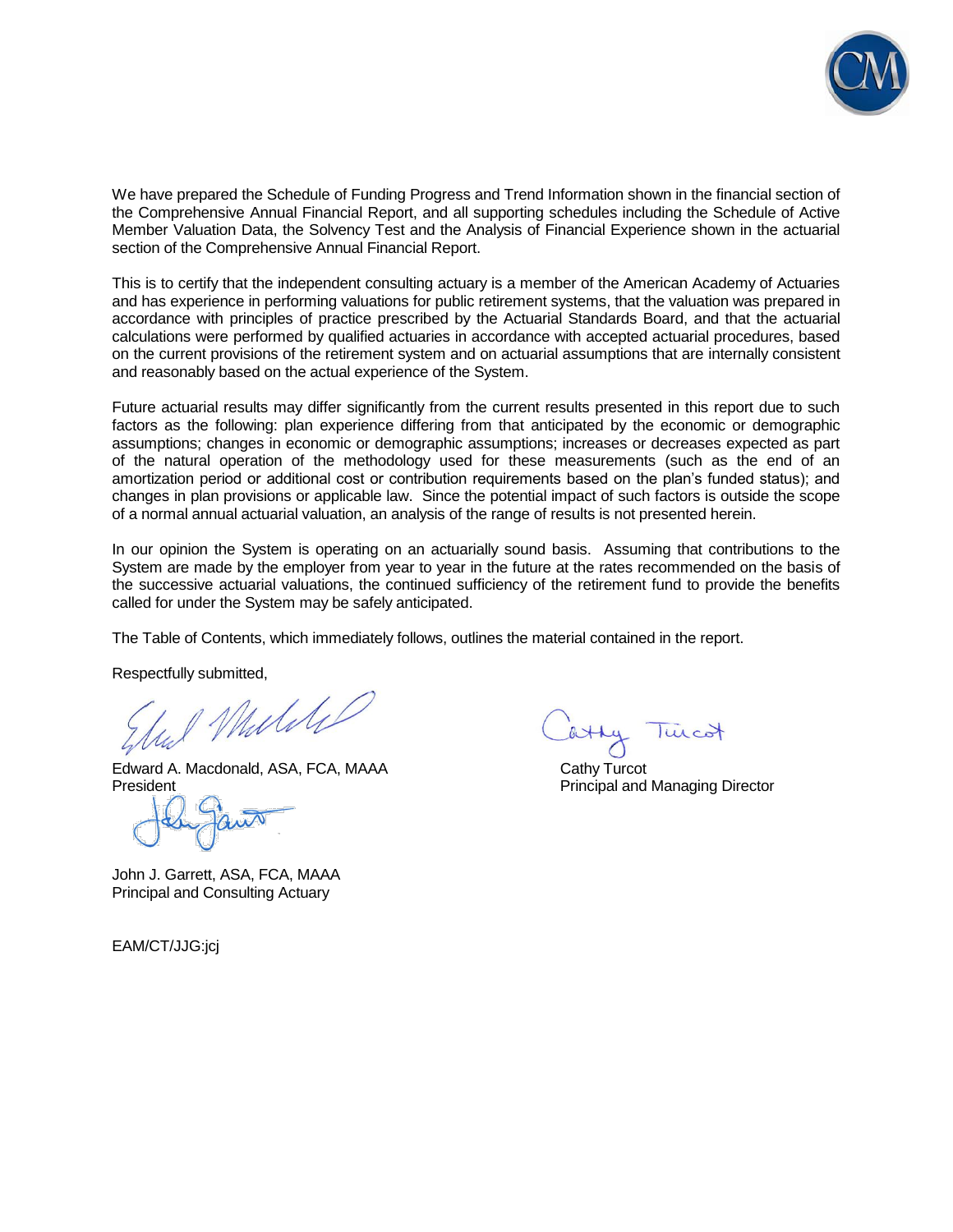We have prepared the Schedule of Funding Progress and Trend Information shown in the financial section of the Comprehensive Annual Financial Report, and all supporting schedules including the Schedule of Active Member Valuation Data, the Solvency Test and the Analysis of Financial Experience shown in the actuarial section of the Comprehensive Annual Financial Report.

This is to certify that the independent consulting actuary is a member of the American Academy of Actuaries and has experience in performing valuations for public retirement systems, that the valuation was prepared in accordance with principles of practice prescribed by the Actuarial Standards Board, and that the actuarial calculations were performed by qualified actuaries in accordance with accepted actuarial procedures, based on the current provisions of the retirement system and on actuarial assumptions that are internally consistent and reasonably based on the actual experience of the System.

Future actuarial results may differ significantly from the current results presented in this report due to such factors as the following: plan experience differing from that anticipated by the economic or demographic assumptions; changes in economic or demographic assumptions; increases or decreases expected as part of the natural operation of the methodology used for these measurements (such as the end of an amortization period or additional cost or contribution requirements based on the plan's funded status); and changes in plan provisions or applicable law. Since the potential impact of such factors is outside the scope of a normal annual actuarial valuation, an analysis of the range of results is not presented herein.

In our opinion the System is operating on an actuarially sound basis. Assuming that contributions to the System are made by the employer from year to year in the future at the rates recommended on the basis of the successive actuarial valuations, the continued sufficiency of the retirement fund to provide the benefits called for under the System may be safely anticipated.

The Table of Contents, which immediately follows, outlines the material contained in the report.

Respectfully submitted,

Edward A. Macdonald, ASA, FCA, MAAA
President

Cathy Turcot
Principal and Managing Director

John J. Garrett, ASA, FCA, MAAA
Principal and Consulting Actuary

EAM/CT/JJG:jcj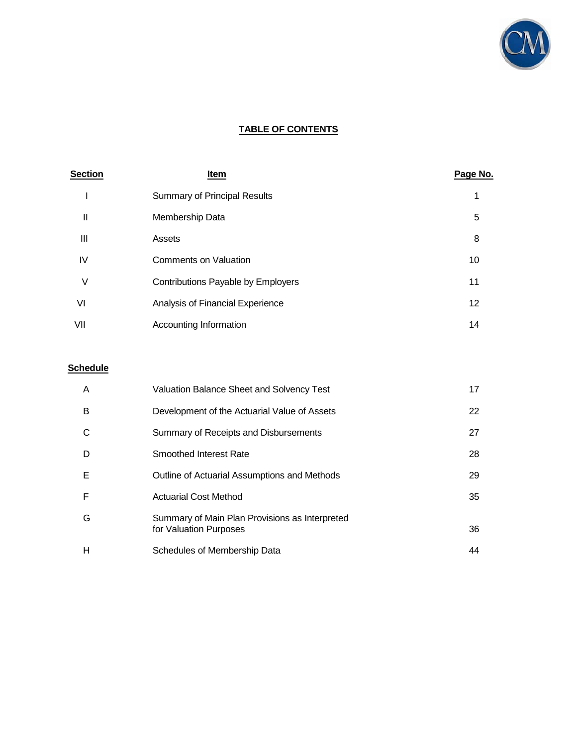# TABLE OF CONTENTS

| Section | Item | Page No. |
|---|---|---|
| I | Summary of Principal Results | 1 |
| II | Membership Data | 5 |
| III | Assets | 8 |
| IV | Comments on Valuation | 10 |
| V | Contributions Payable by Employers | 11 |
| VI | Analysis of Financial Experience | 12 |
| VII | Accounting Information | 14 |

| Schedule | | |
|---|---|---|
| A | Valuation Balance Sheet and Solvency Test | 17 |
| B | Development of the Actuarial Value of Assets | 22 |
| C | Summary of Receipts and Disbursements | 27 |
| D | Smoothed Interest Rate | 28 |
| E | Outline of Actuarial Assumptions and Methods | 29 |
| F | Actuarial Cost Method | 35 |
| G | Summary of Main Plan Provisions as Interpreted for Valuation Purposes | 36 |
| H | Schedules of Membership Data | 44 |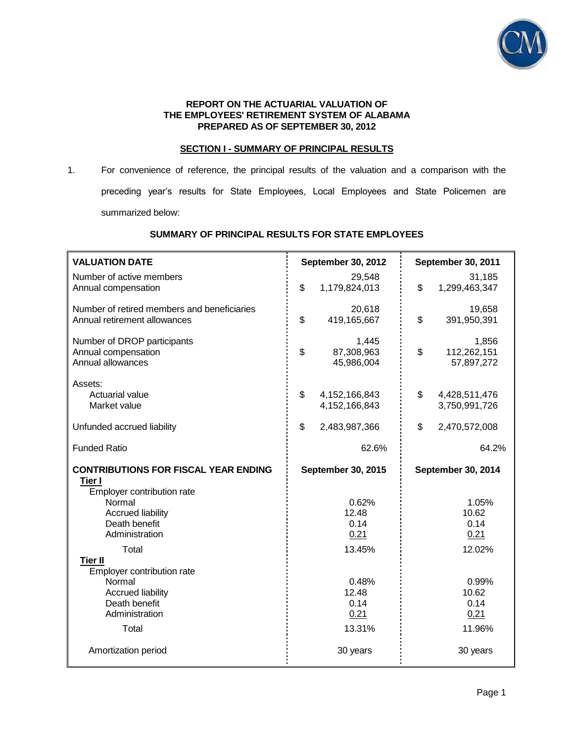**REPORT ON THE ACTUARIAL VALUATION OF**
**THE EMPLOYEES' RETIREMENT SYSTEM OF ALABAMA**
**PREPARED AS OF SEPTEMBER 30, 2012**

## SECTION I - SUMMARY OF PRINCIPAL RESULTS

1. For convenience of reference, the principal results of the valuation and a comparison with the preceding year's results for State Employees, Local Employees and State Policemen are summarized below:

### SUMMARY OF PRINCIPAL RESULTS FOR STATE EMPLOYEES

| **VALUATION DATE** | **September 30, 2012** | **September 30, 2011** |
|---|---|---|
| Number of active members | 29,548 | 31,185 |
| Annual compensation | $ 1,179,824,013 | $ 1,299,463,347 |
| Number of retired members and beneficiaries | 20,618 | 19,658 |
| Annual retirement allowances | $ 419,165,667 | $ 391,950,391 |
| Number of DROP participants | 1,445 | 1,856 |
| Annual compensation | $ 87,308,963 | $ 112,262,151 |
| Annual allowances | 45,986,004 | 57,897,272 |
| Assets: | | |
| Actuarial value | $ 4,152,166,843 | $ 4,428,511,476 |
| Market value | 4,152,166,843 | 3,750,991,726 |
| Unfunded accrued liability | $ 2,483,987,366 | $ 2,470,572,008 |
| Funded Ratio | 62.6% | 64.2% |
| **CONTRIBUTIONS FOR FISCAL YEAR ENDING** | **September 30, 2015** | **September 30, 2014** |
| **Tier I** | | |
| Employer contribution rate | | |
| Normal | 0.62% | 1.05% |
| Accrued liability | 12.48 | 10.62 |
| Death benefit | 0.14 | 0.14 |
| Administration | 0.21 | 0.21 |
| Total | 13.45% | 12.02% |
| **Tier II** | | |
| Employer contribution rate | | |
| Normal | 0.48% | 0.99% |
| Accrued liability | 12.48 | 10.62 |
| Death benefit | 0.14 | 0.14 |
| Administration | 0.21 | 0.21 |
| Total | 13.31% | 11.96% |
| Amortization period | 30 years | 30 years |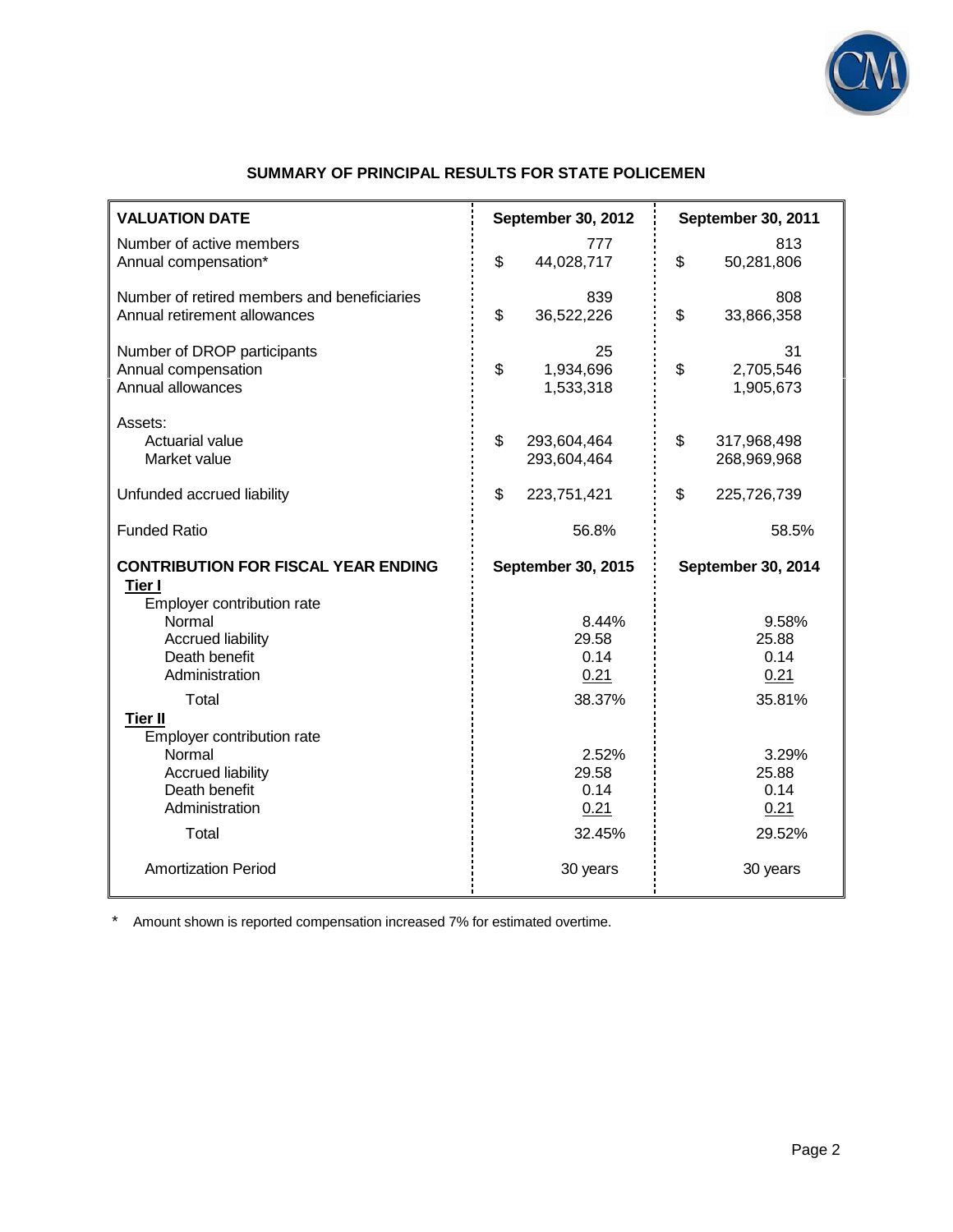## SUMMARY OF PRINCIPAL RESULTS FOR STATE POLICEMEN

| VALUATION DATE | September 30, 2012 | September 30, 2011 |
|---|---|---|
| Number of active members | 777 | 813 |
| Annual compensation* | $ 44,028,717 | $ 50,281,806 |
| Number of retired members and beneficiaries | 839 | 808 |
| Annual retirement allowances | $ 36,522,226 | $ 33,866,358 |
| Number of DROP participants | 25 | 31 |
| Annual compensation | $ 1,934,696 | $ 2,705,546 |
| Annual allowances | 1,533,318 | 1,905,673 |
| Assets: | | |
| Actuarial value | $ 293,604,464 | $ 317,968,498 |
| Market value | 293,604,464 | 268,969,968 |
| Unfunded accrued liability | $ 223,751,421 | $ 225,726,739 |
| Funded Ratio | 56.8% | 58.5% |
| **CONTRIBUTION FOR FISCAL YEAR ENDING** | **September 30, 2015** | **September 30, 2014** |
| **Tier I** | | |
| Employer contribution rate | | |
| Normal | 8.44% | 9.58% |
| Accrued liability | 29.58 | 25.88 |
| Death benefit | 0.14 | 0.14 |
| Administration | 0.21 | 0.21 |
| Total | 38.37% | 35.81% |
| **Tier II** | | |
| Employer contribution rate | | |
| Normal | 2.52% | 3.29% |
| Accrued liability | 29.58 | 25.88 |
| Death benefit | 0.14 | 0.14 |
| Administration | 0.21 | 0.21 |
| Total | 32.45% | 29.52% |
| Amortization Period | 30 years | 30 years |

\* Amount shown is reported compensation increased 7% for estimated overtime.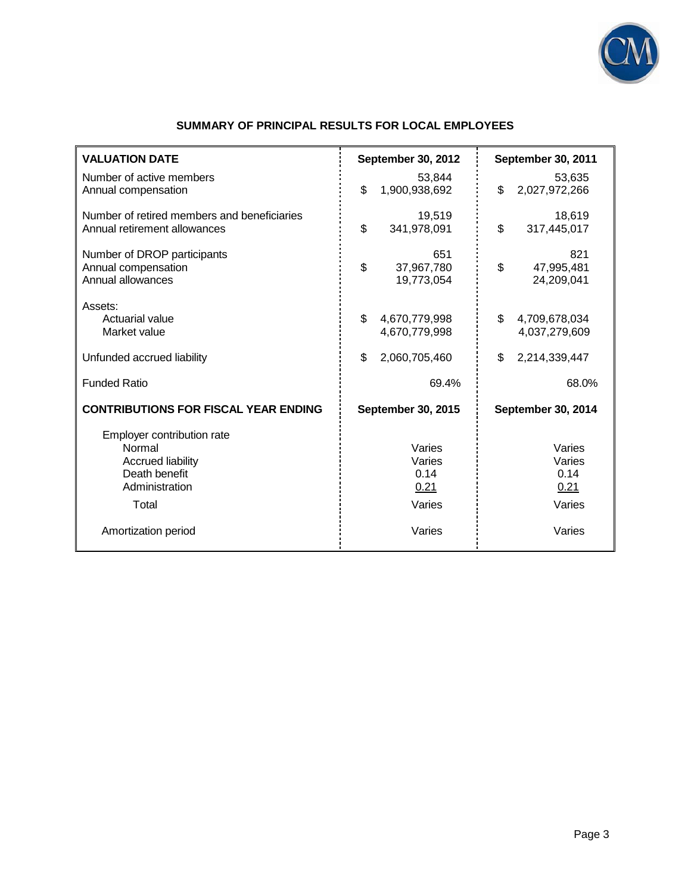## SUMMARY OF PRINCIPAL RESULTS FOR LOCAL EMPLOYEES

| **VALUATION DATE** | **September 30, 2012** | **September 30, 2011** |
|---|---|---|
| Number of active members | 53,844 | 53,635 |
| Annual compensation | $ 1,900,938,692 | $ 2,027,972,266 |
| Number of retired members and beneficiaries | 19,519 | 18,619 |
| Annual retirement allowances | $ 341,978,091 | $ 317,445,017 |
| Number of DROP participants | 651 | 821 |
| Annual compensation | $ 37,967,780 | $ 47,995,481 |
| Annual allowances | 19,773,054 | 24,209,041 |
| Assets: | | |
| Actuarial value | $ 4,670,779,998 | $ 4,709,678,034 |
| Market value | 4,670,779,998 | 4,037,279,609 |
| Unfunded accrued liability | $ 2,060,705,460 | $ 2,214,339,447 |
| Funded Ratio | 69.4% | 68.0% |
| **CONTRIBUTIONS FOR FISCAL YEAR ENDING** | **September 30, 2015** | **September 30, 2014** |
| Employer contribution rate | | |
| Normal | Varies | Varies |
| Accrued liability | Varies | Varies |
| Death benefit | 0.14 | 0.14 |
| Administration | 0.21 | 0.21 |
| Total | Varies | Varies |
| Amortization period | Varies | Varies |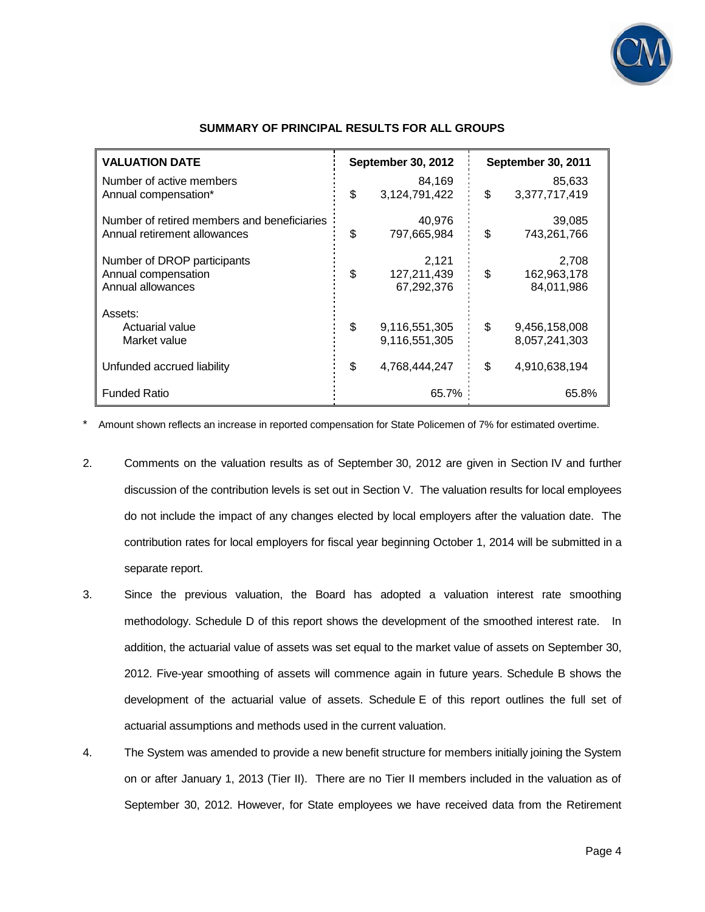### SUMMARY OF PRINCIPAL RESULTS FOR ALL GROUPS

| VALUATION DATE | September 30, 2012 | September 30, 2011 |
|---|---|---|
| Number of active members | 84,169 | 85,633 |
| Annual compensation* | $ 3,124,791,422 | $ 3,377,717,419 |
| Number of retired members and beneficiaries | 40,976 | 39,085 |
| Annual retirement allowances | $ 797,665,984 | $ 743,261,766 |
| Number of DROP participants | 2,121 | 2,708 |
| Annual compensation | $ 127,211,439 | $ 162,963,178 |
| Annual allowances | 67,292,376 | 84,011,986 |
| Assets: | | |
| Actuarial value | $ 9,116,551,305 | $ 9,456,158,008 |
| Market value | 9,116,551,305 | 8,057,241,303 |
| Unfunded accrued liability | $ 4,768,444,247 | $ 4,910,638,194 |
| Funded Ratio | 65.7% | 65.8% |

\* Amount shown reflects an increase in reported compensation for State Policemen of 7% for estimated overtime.

2. Comments on the valuation results as of September 30, 2012 are given in Section IV and further discussion of the contribution levels is set out in Section V. The valuation results for local employees do not include the impact of any changes elected by local employers after the valuation date. The contribution rates for local employers for fiscal year beginning October 1, 2014 will be submitted in a separate report.

3. Since the previous valuation, the Board has adopted a valuation interest rate smoothing methodology. Schedule D of this report shows the development of the smoothed interest rate. In addition, the actuarial value of assets was set equal to the market value of assets on September 30, 2012. Five-year smoothing of assets will commence again in future years. Schedule B shows the development of the actuarial value of assets. Schedule E of this report outlines the full set of actuarial assumptions and methods used in the current valuation.

4. The System was amended to provide a new benefit structure for members initially joining the System on or after January 1, 2013 (Tier II). There are no Tier II members included in the valuation as of September 30, 2012. However, for State employees we have received data from the Retirement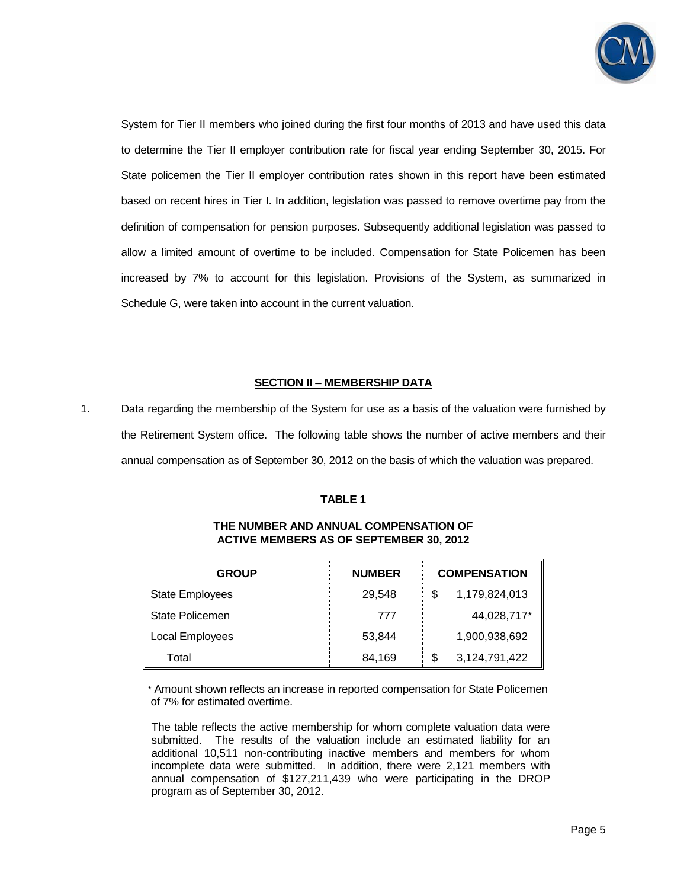System for Tier II members who joined during the first four months of 2013 and have used this data to determine the Tier II employer contribution rate for fiscal year ending September 30, 2015. For State policemen the Tier II employer contribution rates shown in this report have been estimated based on recent hires in Tier I. In addition, legislation was passed to remove overtime pay from the definition of compensation for pension purposes. Subsequently additional legislation was passed to allow a limited amount of overtime to be included. Compensation for State Policemen has been increased by 7% to account for this legislation. Provisions of the System, as summarized in Schedule G, were taken into account in the current valuation.

## SECTION II – MEMBERSHIP DATA

1. Data regarding the membership of the System for use as a basis of the valuation were furnished by the Retirement System office. The following table shows the number of active members and their annual compensation as of September 30, 2012 on the basis of which the valuation was prepared.

**TABLE 1**

**THE NUMBER AND ANNUAL COMPENSATION OF ACTIVE MEMBERS AS OF SEPTEMBER 30, 2012**

| GROUP | NUMBER | COMPENSATION |
|---|---|---|
| State Employees | 29,548 | $ 1,179,824,013 |
| State Policemen | 777 | 44,028,717* |
| Local Employees | 53,844 | 1,900,938,692 |
| Total | 84,169 | $ 3,124,791,422 |

\* Amount shown reflects an increase in reported compensation for State Policemen of 7% for estimated overtime.

The table reflects the active membership for whom complete valuation data were submitted. The results of the valuation include an estimated liability for an additional 10,511 non-contributing inactive members and members for whom incomplete data were submitted. In addition, there were 2,121 members with annual compensation of $127,211,439 who were participating in the DROP program as of September 30, 2012.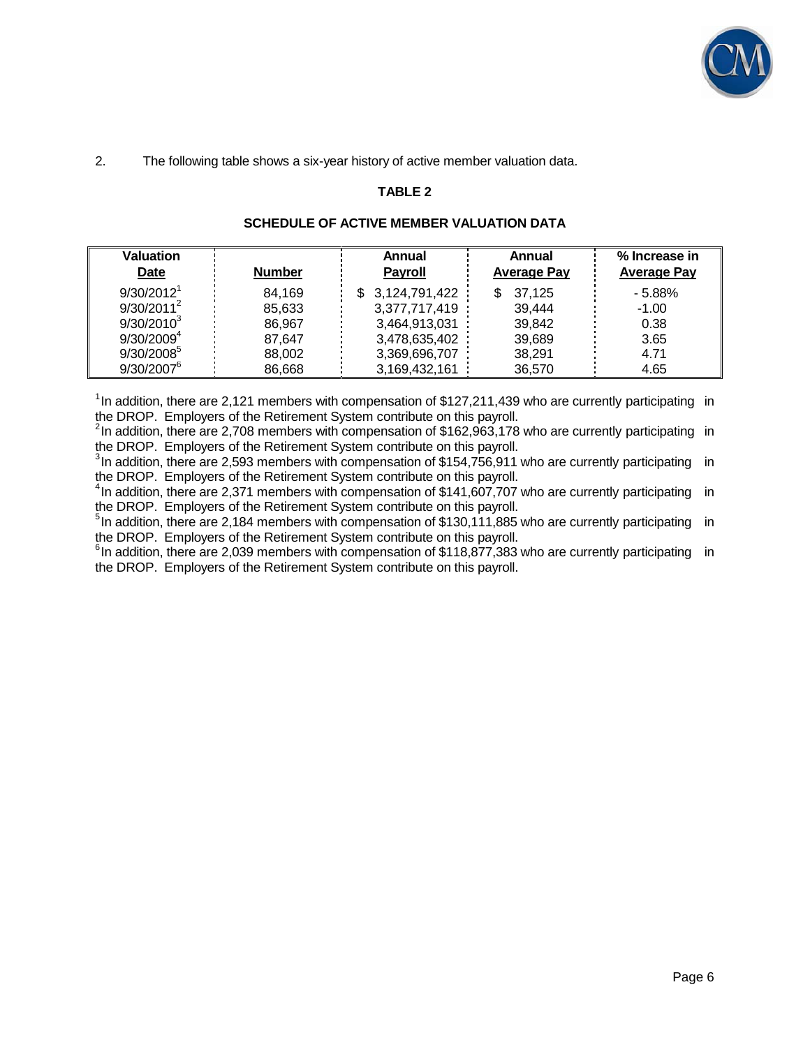2. The following table shows a six-year history of active member valuation data.

**TABLE 2**

**SCHEDULE OF ACTIVE MEMBER VALUATION DATA**

| Valuation Date | Number | Annual Payroll | Annual Average Pay | % Increase in Average Pay |
|---|---|---|---|---|
| 9/30/2012[1] | 84,169 | $ 3,124,791,422 | $ 37,125 | - 5.88% |
| 9/30/2011[2] | 85,633 | 3,377,717,419 | 39,444 | -1.00 |
| 9/30/2010[3] | 86,967 | 3,464,913,031 | 39,842 | 0.38 |
| 9/30/2009[4] | 87,647 | 3,478,635,402 | 39,689 | 3.65 |
| 9/30/2008[5] | 88,002 | 3,369,696,707 | 38,291 | 4.71 |
| 9/30/2007[6] | 86,668 | 3,169,432,161 | 36,570 | 4.65 |

[1] In addition, there are 2,121 members with compensation of $127,211,439 who are currently participating in the DROP. Employers of the Retirement System contribute on this payroll.

[2] In addition, there are 2,708 members with compensation of $162,963,178 who are currently participating in the DROP. Employers of the Retirement System contribute on this payroll.

[3] In addition, there are 2,593 members with compensation of $154,756,911 who are currently participating in the DROP. Employers of the Retirement System contribute on this payroll.

[4] In addition, there are 2,371 members with compensation of $141,607,707 who are currently participating in the DROP. Employers of the Retirement System contribute on this payroll.

[5] In addition, there are 2,184 members with compensation of $130,111,885 who are currently participating in the DROP. Employers of the Retirement System contribute on this payroll.

[6] In addition, there are 2,039 members with compensation of $118,877,383 who are currently participating in the DROP. Employers of the Retirement System contribute on this payroll.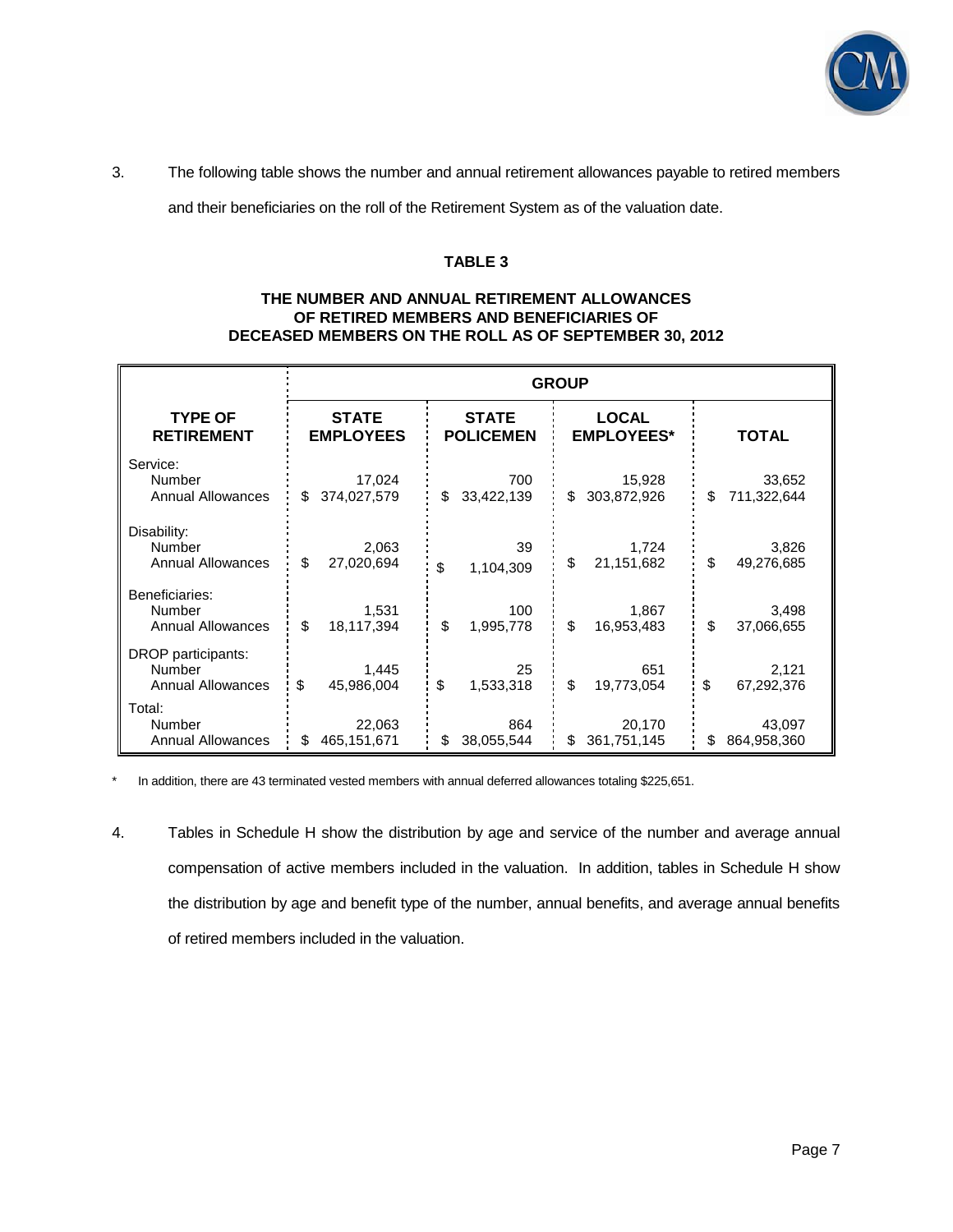3. The following table shows the number and annual retirement allowances payable to retired members and their beneficiaries on the roll of the Retirement System as of the valuation date.

**TABLE 3**

**THE NUMBER AND ANNUAL RETIREMENT ALLOWANCES OF RETIRED MEMBERS AND BENEFICIARIES OF DECEASED MEMBERS ON THE ROLL AS OF SEPTEMBER 30, 2012**

| | GROUP | | | |
|---|---|---|---|---|
| **TYPE OF RETIREMENT** | **STATE EMPLOYEES** | **STATE POLICEMEN** | **LOCAL EMPLOYEES*** | **TOTAL** |
| Service: | | | | |
| Number | 17,024 | 700 | 15,928 | 33,652 |
| Annual Allowances | $ 374,027,579 | $ 33,422,139 | $ 303,872,926 | $ 711,322,644 |
| Disability: | | | | |
| Number | 2,063 | 39 | 1,724 | 3,826 |
| Annual Allowances | $ 27,020,694 | $ 1,104,309 | $ 21,151,682 | $ 49,276,685 |
| Beneficiaries: | | | | |
| Number | 1,531 | 100 | 1,867 | 3,498 |
| Annual Allowances | $ 18,117,394 | $ 1,995,778 | $ 16,953,483 | $ 37,066,655 |
| DROP participants: | | | | |
| Number | 1,445 | 25 | 651 | 2,121 |
| Annual Allowances | $ 45,986,004 | $ 1,533,318 | $ 19,773,054 | $ 67,292,376 |
| Total: | | | | |
| Number | 22,063 | 864 | 20,170 | 43,097 |
| Annual Allowances | $ 465,151,671 | $ 38,055,544 | $ 361,751,145 | $ 864,958,360 |

\* In addition, there are 43 terminated vested members with annual deferred allowances totaling $225,651.

4. Tables in Schedule H show the distribution by age and service of the number and average annual compensation of active members included in the valuation. In addition, tables in Schedule H show the distribution by age and benefit type of the number, annual benefits, and average annual benefits of retired members included in the valuation.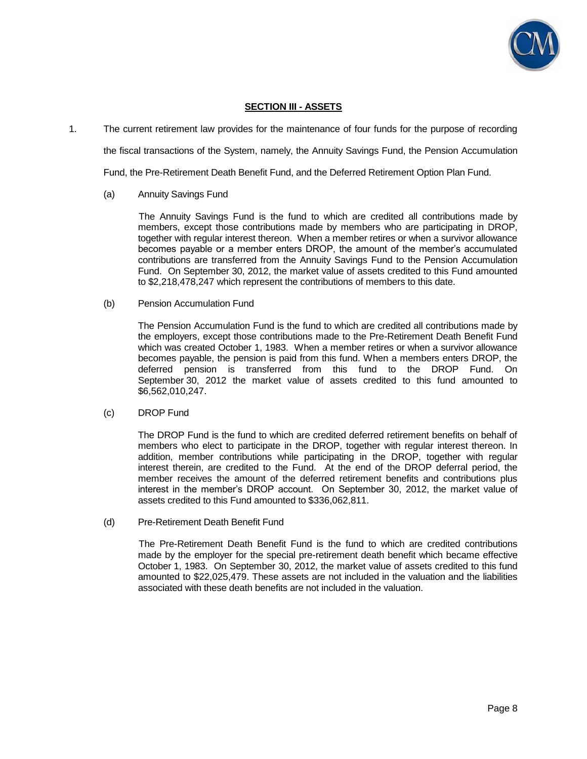## SECTION III - ASSETS

1. The current retirement law provides for the maintenance of four funds for the purpose of recording the fiscal transactions of the System, namely, the Annuity Savings Fund, the Pension Accumulation Fund, the Pre-Retirement Death Benefit Fund, and the Deferred Retirement Option Plan Fund.

   (a) Annuity Savings Fund

   The Annuity Savings Fund is the fund to which are credited all contributions made by members, except those contributions made by members who are participating in DROP, together with regular interest thereon. When a member retires or when a survivor allowance becomes payable or a member enters DROP, the amount of the member's accumulated contributions are transferred from the Annuity Savings Fund to the Pension Accumulation Fund. On September 30, 2012, the market value of assets credited to this Fund amounted to $2,218,478,247 which represent the contributions of members to this date.

   (b) Pension Accumulation Fund

   The Pension Accumulation Fund is the fund to which are credited all contributions made by the employers, except those contributions made to the Pre-Retirement Death Benefit Fund which was created October 1, 1983. When a member retires or when a survivor allowance becomes payable, the pension is paid from this fund. When a members enters DROP, the deferred pension is transferred from this fund to the DROP Fund. On September 30, 2012 the market value of assets credited to this fund amounted to $6,562,010,247.

   (c) DROP Fund

   The DROP Fund is the fund to which are credited deferred retirement benefits on behalf of members who elect to participate in the DROP, together with regular interest thereon. In addition, member contributions while participating in the DROP, together with regular interest therein, are credited to the Fund. At the end of the DROP deferral period, the member receives the amount of the deferred retirement benefits and contributions plus interest in the member's DROP account. On September 30, 2012, the market value of assets credited to this Fund amounted to $336,062,811.

   (d) Pre-Retirement Death Benefit Fund

   The Pre-Retirement Death Benefit Fund is the fund to which are credited contributions made by the employer for the special pre-retirement death benefit which became effective October 1, 1983. On September 30, 2012, the market value of assets credited to this fund amounted to $22,025,479. These assets are not included in the valuation and the liabilities associated with these death benefits are not included in the valuation.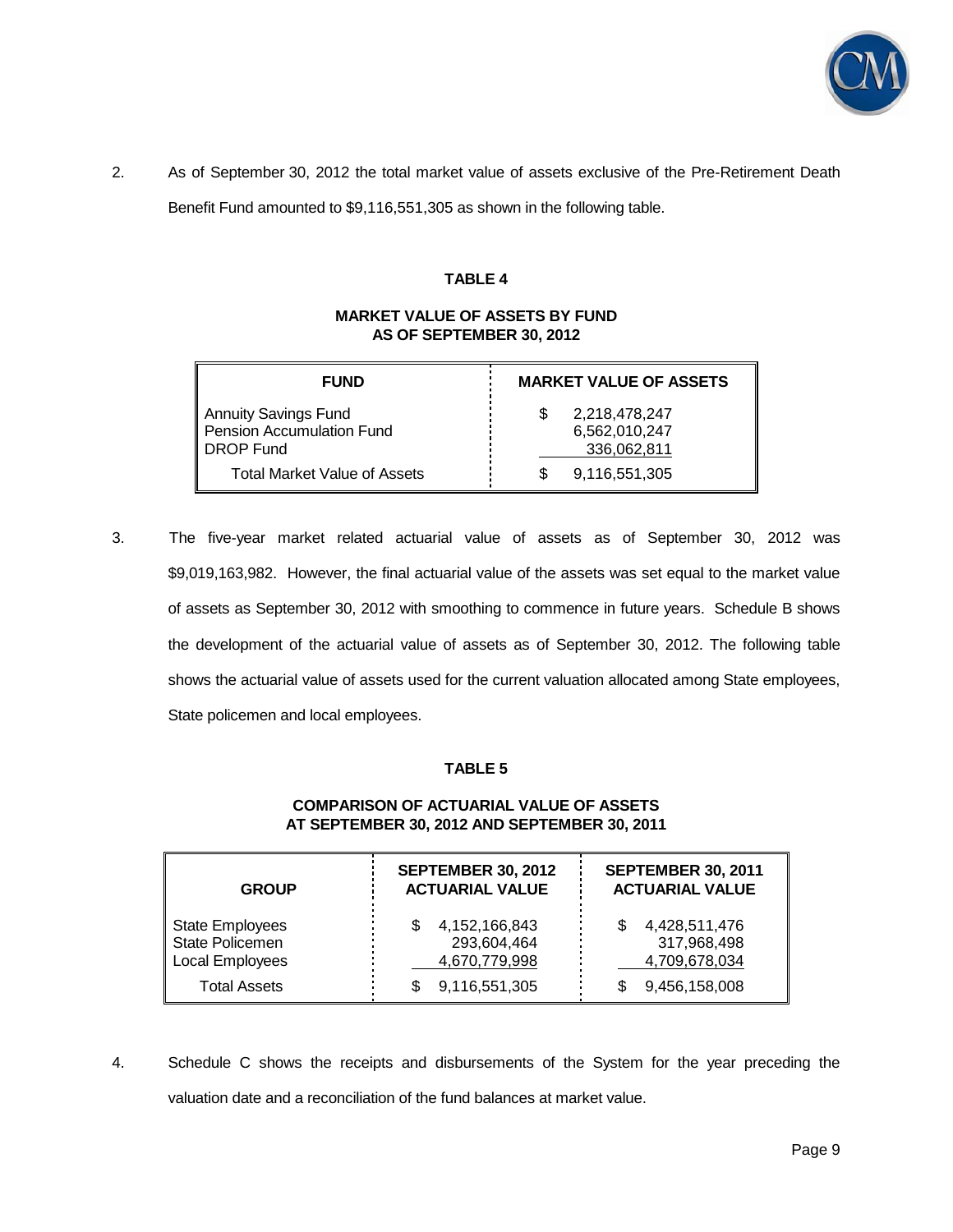2. As of September 30, 2012 the total market value of assets exclusive of the Pre-Retirement Death Benefit Fund amounted to $9,116,551,305 as shown in the following table.

**TABLE 4**

**MARKET VALUE OF ASSETS BY FUND AS OF SEPTEMBER 30, 2012**

| FUND | MARKET VALUE OF ASSETS |
|---|---|
| Annuity Savings Fund | $ 2,218,478,247 |
| Pension Accumulation Fund | 6,562,010,247 |
| DROP Fund | 336,062,811 |
| Total Market Value of Assets | $ 9,116,551,305 |

3. The five-year market related actuarial value of assets as of September 30, 2012 was $9,019,163,982. However, the final actuarial value of the assets was set equal to the market value of assets as September 30, 2012 with smoothing to commence in future years. Schedule B shows the development of the actuarial value of assets as of September 30, 2012. The following table shows the actuarial value of assets used for the current valuation allocated among State employees, State policemen and local employees.

**TABLE 5**

**COMPARISON OF ACTUARIAL VALUE OF ASSETS AT SEPTEMBER 30, 2012 AND SEPTEMBER 30, 2011**

| GROUP | SEPTEMBER 30, 2012 ACTUARIAL VALUE | SEPTEMBER 30, 2011 ACTUARIAL VALUE |
|---|---|---|
| State Employees | $ 4,152,166,843 | $ 4,428,511,476 |
| State Policemen | 293,604,464 | 317,968,498 |
| Local Employees | 4,670,779,998 | 4,709,678,034 |
| Total Assets | $ 9,116,551,305 | $ 9,456,158,008 |

4. Schedule C shows the receipts and disbursements of the System for the year preceding the valuation date and a reconciliation of the fund balances at market value.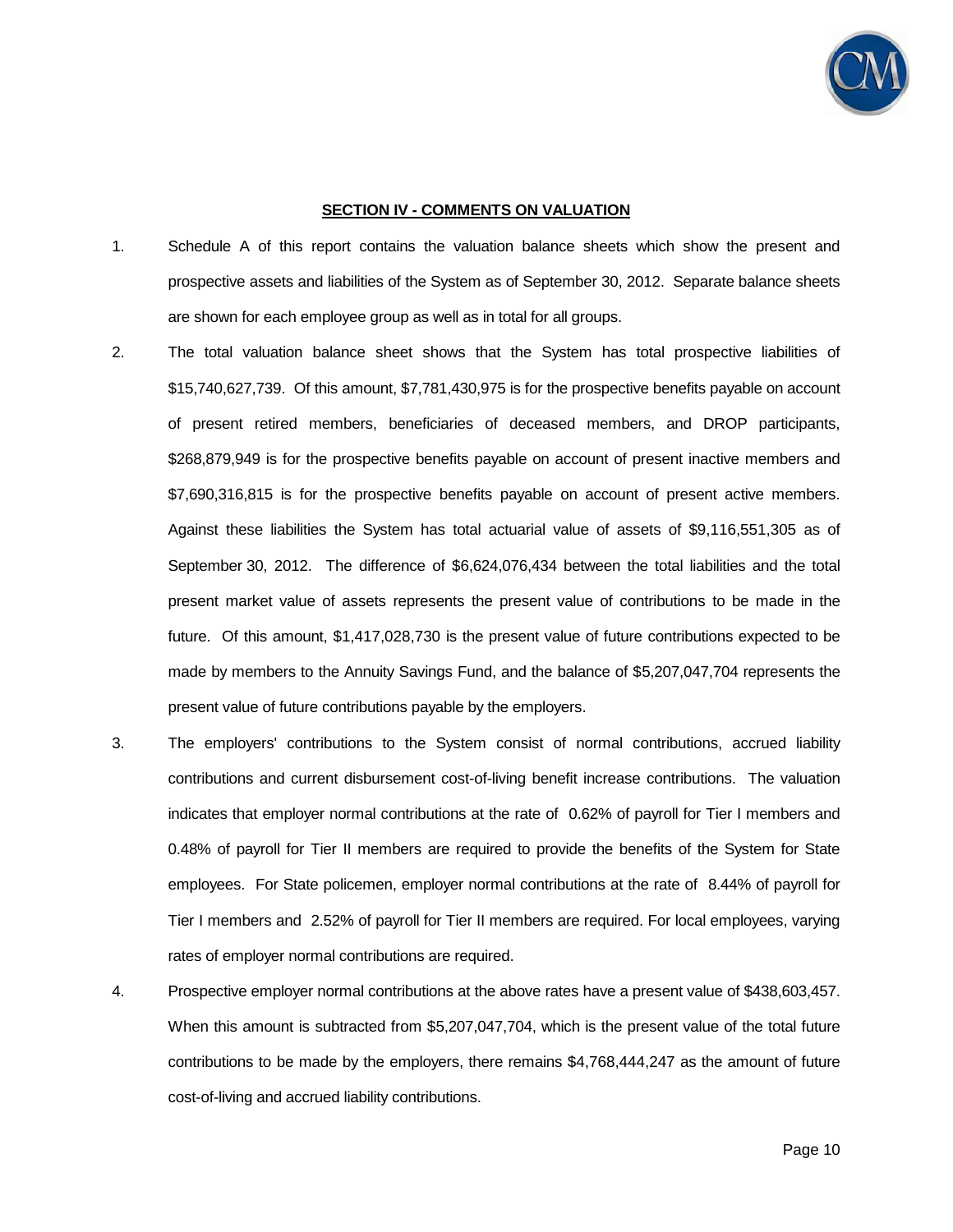## SECTION IV - COMMENTS ON VALUATION

1. Schedule A of this report contains the valuation balance sheets which show the present and prospective assets and liabilities of the System as of September 30, 2012. Separate balance sheets are shown for each employee group as well as in total for all groups.

2. The total valuation balance sheet shows that the System has total prospective liabilities of $15,740,627,739. Of this amount, $7,781,430,975 is for the prospective benefits payable on account of present retired members, beneficiaries of deceased members, and DROP participants, $268,879,949 is for the prospective benefits payable on account of present inactive members and $7,690,316,815 is for the prospective benefits payable on account of present active members. Against these liabilities the System has total actuarial value of assets of $9,116,551,305 as of September 30, 2012. The difference of $6,624,076,434 between the total liabilities and the total present market value of assets represents the present value of contributions to be made in the future. Of this amount, $1,417,028,730 is the present value of future contributions expected to be made by members to the Annuity Savings Fund, and the balance of $5,207,047,704 represents the present value of future contributions payable by the employers.

3. The employers' contributions to the System consist of normal contributions, accrued liability contributions and current disbursement cost-of-living benefit increase contributions. The valuation indicates that employer normal contributions at the rate of 0.62% of payroll for Tier I members and 0.48% of payroll for Tier II members are required to provide the benefits of the System for State employees. For State policemen, employer normal contributions at the rate of 8.44% of payroll for Tier I members and 2.52% of payroll for Tier II members are required. For local employees, varying rates of employer normal contributions are required.

4. Prospective employer normal contributions at the above rates have a present value of $438,603,457. When this amount is subtracted from $5,207,047,704, which is the present value of the total future contributions to be made by the employers, there remains $4,768,444,247 as the amount of future cost-of-living and accrued liability contributions.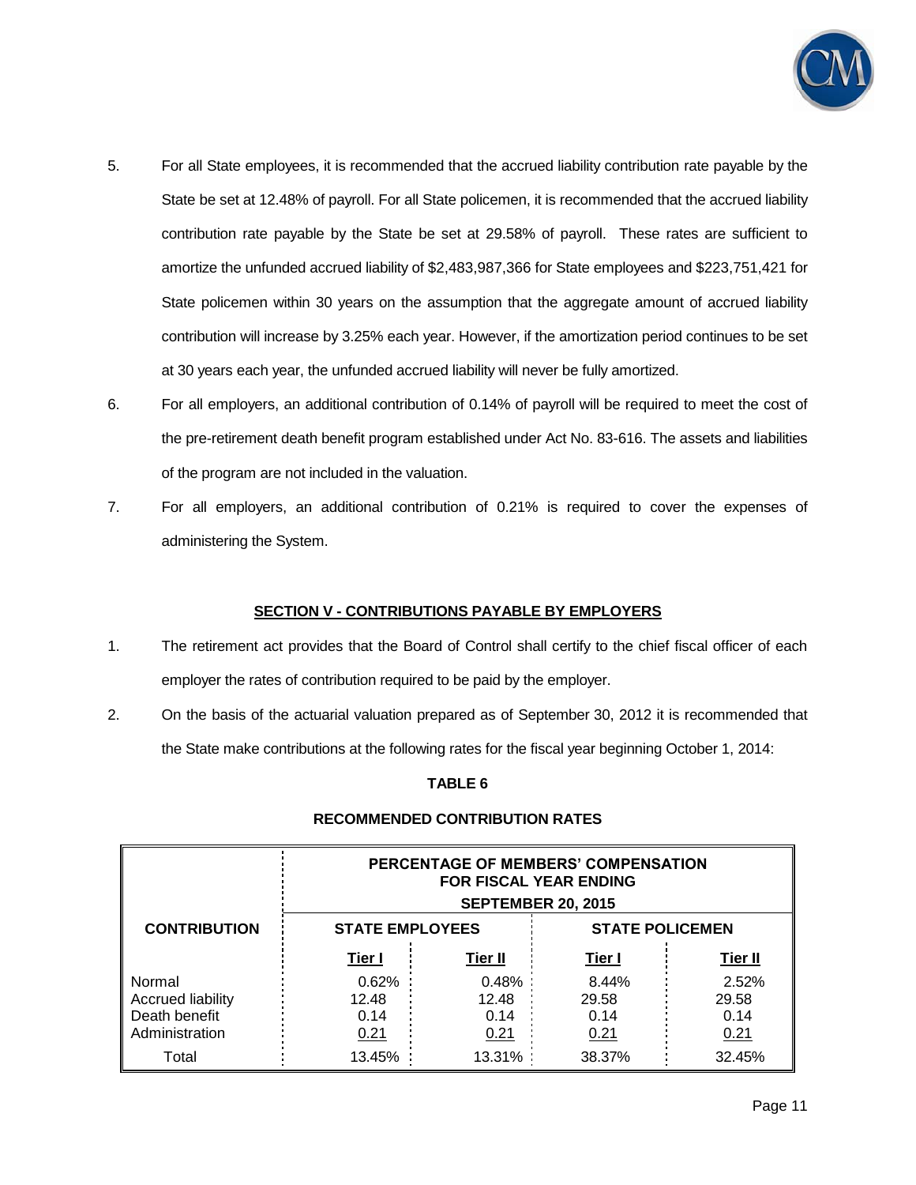5. For all State employees, it is recommended that the accrued liability contribution rate payable by the State be set at 12.48% of payroll. For all State policemen, it is recommended that the accrued liability contribution rate payable by the State be set at 29.58% of payroll. These rates are sufficient to amortize the unfunded accrued liability of $2,483,987,366 for State employees and $223,751,421 for State policemen within 30 years on the assumption that the aggregate amount of accrued liability contribution will increase by 3.25% each year. However, if the amortization period continues to be set at 30 years each year, the unfunded accrued liability will never be fully amortized.

6. For all employers, an additional contribution of 0.14% of payroll will be required to meet the cost of the pre-retirement death benefit program established under Act No. 83-616. The assets and liabilities of the program are not included in the valuation.

7. For all employers, an additional contribution of 0.21% is required to cover the expenses of administering the System.

## SECTION V - CONTRIBUTIONS PAYABLE BY EMPLOYERS

1. The retirement act provides that the Board of Control shall certify to the chief fiscal officer of each employer the rates of contribution required to be paid by the employer.

2. On the basis of the actuarial valuation prepared as of September 30, 2012 it is recommended that the State make contributions at the following rates for the fiscal year beginning October 1, 2014:

**TABLE 6**

**RECOMMENDED CONTRIBUTION RATES**

| CONTRIBUTION | PERCENTAGE OF MEMBERS' COMPENSATION FOR FISCAL YEAR ENDING SEPTEMBER 20, 2015 | | | |
|---|---|---|---|---|
| | STATE EMPLOYEES | | STATE POLICEMEN | |
| | Tier I | Tier II | Tier I | Tier II |
| Normal | 0.62% | 0.48% | 8.44% | 2.52% |
| Accrued liability | 12.48 | 12.48 | 29.58 | 29.58 |
| Death benefit | 0.14 | 0.14 | 0.14 | 0.14 |
| Administration | 0.21 | 0.21 | 0.21 | 0.21 |
| Total | 13.45% | 13.31% | 38.37% | 32.45% |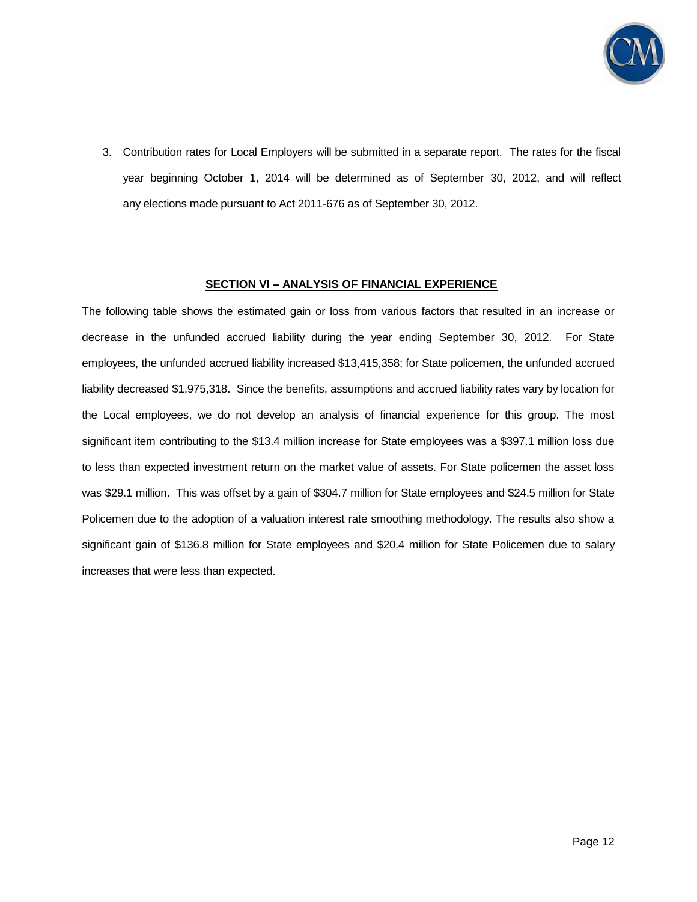3. Contribution rates for Local Employers will be submitted in a separate report. The rates for the fiscal year beginning October 1, 2014 will be determined as of September 30, 2012, and will reflect any elections made pursuant to Act 2011-676 as of September 30, 2012.

## SECTION VI – ANALYSIS OF FINANCIAL EXPERIENCE

The following table shows the estimated gain or loss from various factors that resulted in an increase or decrease in the unfunded accrued liability during the year ending September 30, 2012. For State employees, the unfunded accrued liability increased $13,415,358; for State policemen, the unfunded accrued liability decreased $1,975,318. Since the benefits, assumptions and accrued liability rates vary by location for the Local employees, we do not develop an analysis of financial experience for this group. The most significant item contributing to the $13.4 million increase for State employees was a $397.1 million loss due to less than expected investment return on the market value of assets. For State policemen the asset loss was $29.1 million. This was offset by a gain of $304.7 million for State employees and $24.5 million for State Policemen due to the adoption of a valuation interest rate smoothing methodology. The results also show a significant gain of $136.8 million for State employees and $20.4 million for State Policemen due to salary increases that were less than expected.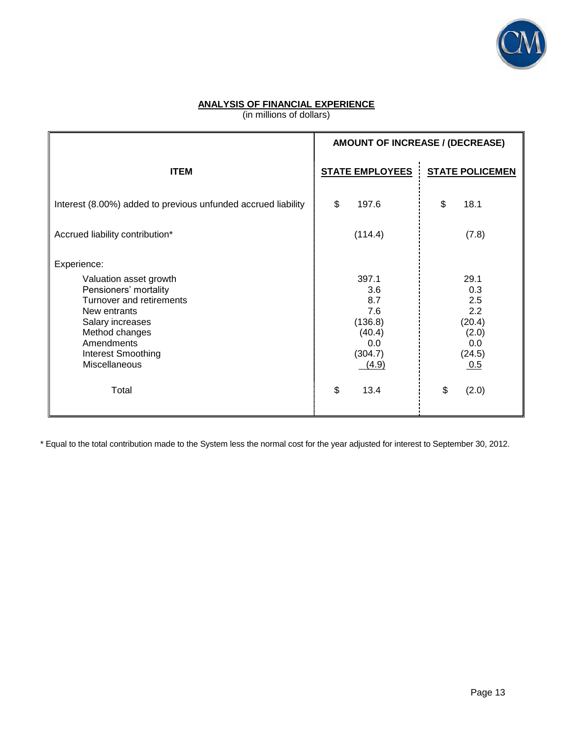## ANALYSIS OF FINANCIAL EXPERIENCE

(in millions of dollars)

| ITEM | AMOUNT OF INCREASE / (DECREASE) | |
|---|---|---|
| | STATE EMPLOYEES | STATE POLICEMEN |
| Interest (8.00%) added to previous unfunded accrued liability | $ 197.6 | $ 18.1 |
| Accrued liability contribution* | (114.4) | (7.8) |
| Experience: | | |
| Valuation asset growth | 397.1 | 29.1 |
| Pensioners' mortality | 3.6 | 0.3 |
| Turnover and retirements | 8.7 | 2.5 |
| New entrants | 7.6 | 2.2 |
| Salary increases | (136.8) | (20.4) |
| Method changes | (40.4) | (2.0) |
| Amendments | 0.0 | 0.0 |
| Interest Smoothing | (304.7) | (24.5) |
| Miscellaneous | (4.9) | 0.5 |
| Total | $ 13.4 | $ (2.0) |

* Equal to the total contribution made to the System less the normal cost for the year adjusted for interest to September 30, 2012.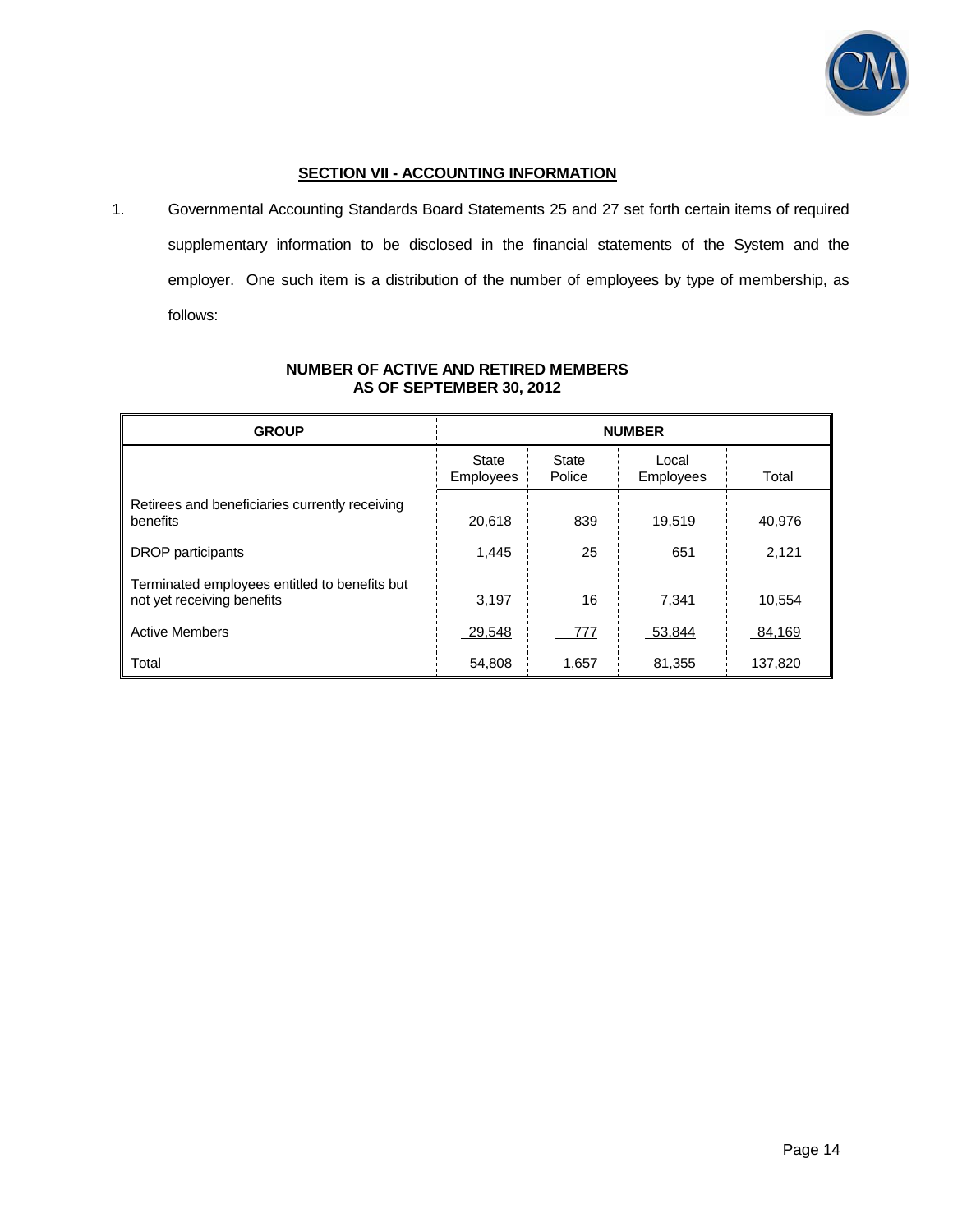## SECTION VII - ACCOUNTING INFORMATION

1. Governmental Accounting Standards Board Statements 25 and 27 set forth certain items of required supplementary information to be disclosed in the financial statements of the System and the employer. One such item is a distribution of the number of employees by type of membership, as follows:

**NUMBER OF ACTIVE AND RETIRED MEMBERS**
**AS OF SEPTEMBER 30, 2012**

| GROUP | NUMBER | | | |
|---|---|---|---|---|
| | State Employees | State Police | Local Employees | Total |
| Retirees and beneficiaries currently receiving benefits | 20,618 | 839 | 19,519 | 40,976 |
| DROP participants | 1,445 | 25 | 651 | 2,121 |
| Terminated employees entitled to benefits but not yet receiving benefits | 3,197 | 16 | 7,341 | 10,554 |
| Active Members | 29,548 | 777 | 53,844 | 84,169 |
| Total | 54,808 | 1,657 | 81,355 | 137,820 |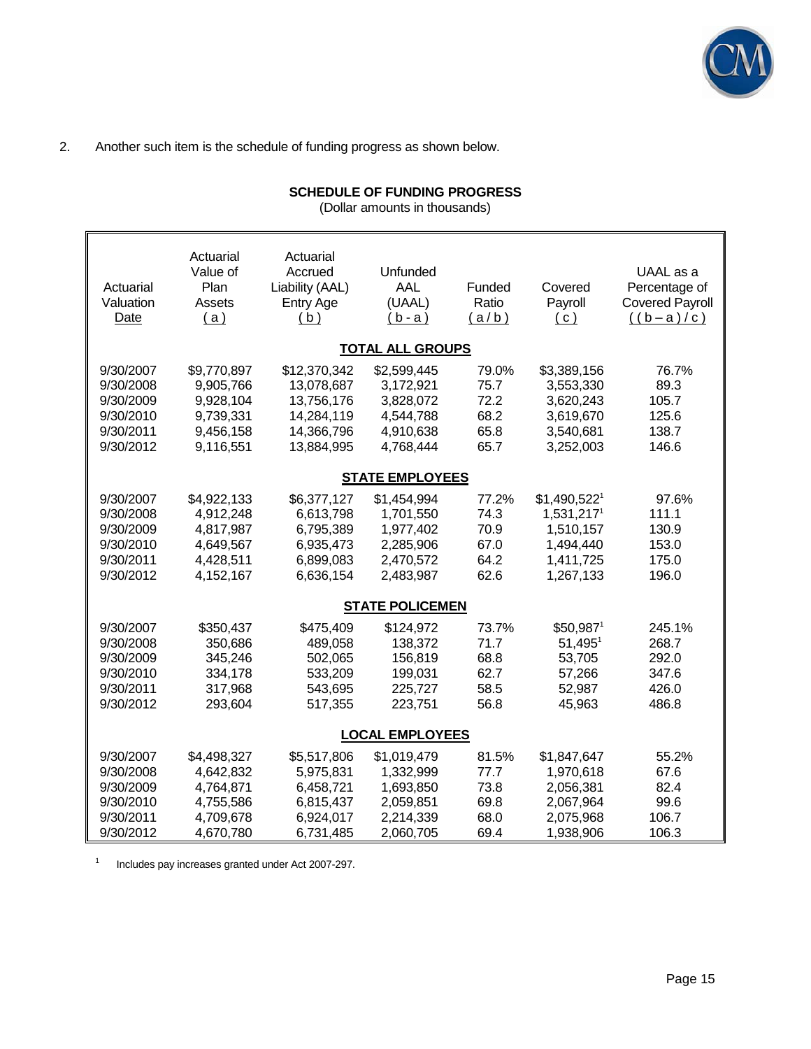2. Another such item is the schedule of funding progress as shown below.

**SCHEDULE OF FUNDING PROGRESS**
(Dollar amounts in thousands)

| Actuarial Valuation Date | Actuarial Value of Plan Assets ( a ) | Actuarial Accrued Liability (AAL) Entry Age ( b ) | Unfunded AAL (UAAL) ( b - a ) | Funded Ratio ( a / b ) | Covered Payroll ( c ) | UAAL as a Percentage of Covered Payroll ( ( b – a ) / c ) |
|---|---|---|---|---|---|---|
| | | | **TOTAL ALL GROUPS** | | | |
| 9/30/2007 | $9,770,897 | $12,370,342 | $2,599,445 | 79.0% | $3,389,156 | 76.7% |
| 9/30/2008 | 9,905,766 | 13,078,687 | 3,172,921 | 75.7 | 3,553,330 | 89.3 |
| 9/30/2009 | 9,928,104 | 13,756,176 | 3,828,072 | 72.2 | 3,620,243 | 105.7 |
| 9/30/2010 | 9,739,331 | 14,284,119 | 4,544,788 | 68.2 | 3,619,670 | 125.6 |
| 9/30/2011 | 9,456,158 | 14,366,796 | 4,910,638 | 65.8 | 3,540,681 | 138.7 |
| 9/30/2012 | 9,116,551 | 13,884,995 | 4,768,444 | 65.7 | 3,252,003 | 146.6 |
| | | | **STATE EMPLOYEES** | | | |
| 9/30/2007 | $4,922,133 | $6,377,127 | $1,454,994 | 77.2% | $1,490,522[1] | 97.6% |
| 9/30/2008 | 4,912,248 | 6,613,798 | 1,701,550 | 74.3 | 1,531,217[1] | 111.1 |
| 9/30/2009 | 4,817,987 | 6,795,389 | 1,977,402 | 70.9 | 1,510,157 | 130.9 |
| 9/30/2010 | 4,649,567 | 6,935,473 | 2,285,906 | 67.0 | 1,494,440 | 153.0 |
| 9/30/2011 | 4,428,511 | 6,899,083 | 2,470,572 | 64.2 | 1,411,725 | 175.0 |
| 9/30/2012 | 4,152,167 | 6,636,154 | 2,483,987 | 62.6 | 1,267,133 | 196.0 |
| | | | **STATE POLICEMEN** | | | |
| 9/30/2007 | $350,437 | $475,409 | $124,972 | 73.7% | $50,987[1] | 245.1% |
| 9/30/2008 | 350,686 | 489,058 | 138,372 | 71.7 | 51,495[1] | 268.7 |
| 9/30/2009 | 345,246 | 502,065 | 156,819 | 68.8 | 53,705 | 292.0 |
| 9/30/2010 | 334,178 | 533,209 | 199,031 | 62.7 | 57,266 | 347.6 |
| 9/30/2011 | 317,968 | 543,695 | 225,727 | 58.5 | 52,987 | 426.0 |
| 9/30/2012 | 293,604 | 517,355 | 223,751 | 56.8 | 45,963 | 486.8 |
| | | | **LOCAL EMPLOYEES** | | | |
| 9/30/2007 | $4,498,327 | $5,517,806 | $1,019,479 | 81.5% | $1,847,647 | 55.2% |
| 9/30/2008 | 4,642,832 | 5,975,831 | 1,332,999 | 77.7 | 1,970,618 | 67.6 |
| 9/30/2009 | 4,764,871 | 6,458,721 | 1,693,850 | 73.8 | 2,056,381 | 82.4 |
| 9/30/2010 | 4,755,586 | 6,815,437 | 2,059,851 | 69.8 | 2,067,964 | 99.6 |
| 9/30/2011 | 4,709,678 | 6,924,017 | 2,214,339 | 68.0 | 2,075,968 | 106.7 |
| 9/30/2012 | 4,670,780 | 6,731,485 | 2,060,705 | 69.4 | 1,938,906 | 106.3 |

[1] Includes pay increases granted under Act 2007-297.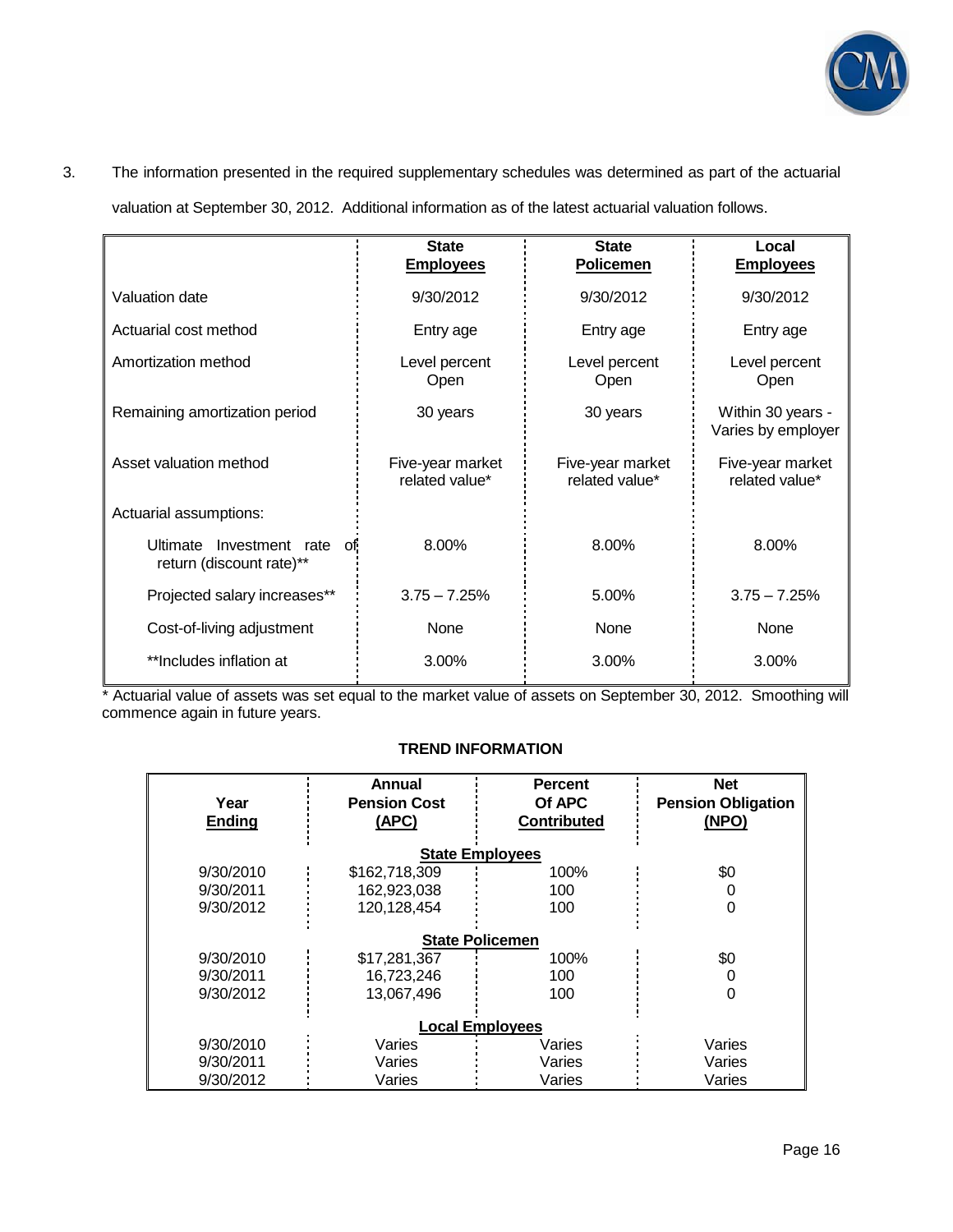3. The information presented in the required supplementary schedules was determined as part of the actuarial valuation at September 30, 2012. Additional information as of the latest actuarial valuation follows.

| | State Employees | State Policemen | Local Employees |
|---|---|---|---|
| Valuation date | 9/30/2012 | 9/30/2012 | 9/30/2012 |
| Actuarial cost method | Entry age | Entry age | Entry age |
| Amortization method | Level percent Open | Level percent Open | Level percent Open |
| Remaining amortization period | 30 years | 30 years | Within 30 years - Varies by employer |
| Asset valuation method | Five-year market related value* | Five-year market related value* | Five-year market related value* |
| Actuarial assumptions: | | | |
| Ultimate Investment rate of return (discount rate)** | 8.00% | 8.00% | 8.00% |
| Projected salary increases** | 3.75 – 7.25% | 5.00% | 3.75 – 7.25% |
| Cost-of-living adjustment | None | None | None |
| **Includes inflation at | 3.00% | 3.00% | 3.00% |

* Actuarial value of assets was set equal to the market value of assets on September 30, 2012. Smoothing will commence again in future years.

**TREND INFORMATION**

| Year Ending | Annual Pension Cost (APC) | Percent Of APC Contributed | Net Pension Obligation (NPO) |
|---|---|---|---|
| | **State Employees** | | |
| 9/30/2010 | $162,718,309 | 100% | $0 |
| 9/30/2011 | 162,923,038 | 100 | 0 |
| 9/30/2012 | 120,128,454 | 100 | 0 |
| | **State Policemen** | | |
| 9/30/2010 | $17,281,367 | 100% | $0 |
| 9/30/2011 | 16,723,246 | 100 | 0 |
| 9/30/2012 | 13,067,496 | 100 | 0 |
| | **Local Employees** | | |
| 9/30/2010 | Varies | Varies | Varies |
| 9/30/2011 | Varies | Varies | Varies |
| 9/30/2012 | Varies | Varies | Varies |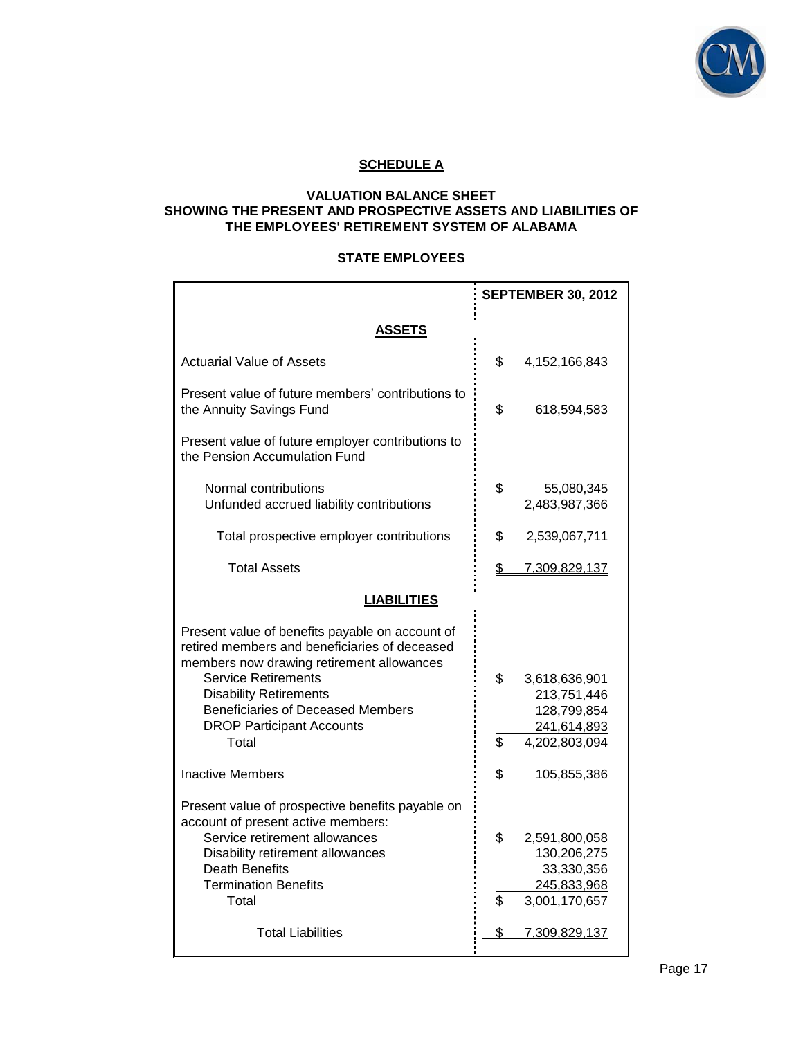## SCHEDULE A

### VALUATION BALANCE SHEET
### SHOWING THE PRESENT AND PROSPECTIVE ASSETS AND LIABILITIES OF THE EMPLOYEES' RETIREMENT SYSTEM OF ALABAMA

### STATE EMPLOYEES

| | SEPTEMBER 30, 2012 |
|---|---|
| **ASSETS** | |
| Actuarial Value of Assets | $ 4,152,166,843 |
| Present value of future members' contributions to the Annuity Savings Fund | $ 618,594,583 |
| Present value of future employer contributions to the Pension Accumulation Fund | |
| Normal contributions | $ 55,080,345 |
| Unfunded accrued liability contributions | 2,483,987,366 |
| Total prospective employer contributions | $ 2,539,067,711 |
| Total Assets | $ 7,309,829,137 |
| **LIABILITIES** | |
| Present value of benefits payable on account of retired members and beneficiaries of deceased members now drawing retirement allowances | |
| Service Retirements | $ 3,618,636,901 |
| Disability Retirements | 213,751,446 |
| Beneficiaries of Deceased Members | 128,799,854 |
| DROP Participant Accounts | 241,614,893 |
| Total | $ 4,202,803,094 |
| Inactive Members | $ 105,855,386 |
| Present value of prospective benefits payable on account of present active members: | |
| Service retirement allowances | $ 2,591,800,058 |
| Disability retirement allowances | 130,206,275 |
| Death Benefits | 33,330,356 |
| Termination Benefits | 245,833,968 |
| Total | $ 3,001,170,657 |
| Total Liabilities | $ 7,309,829,137 |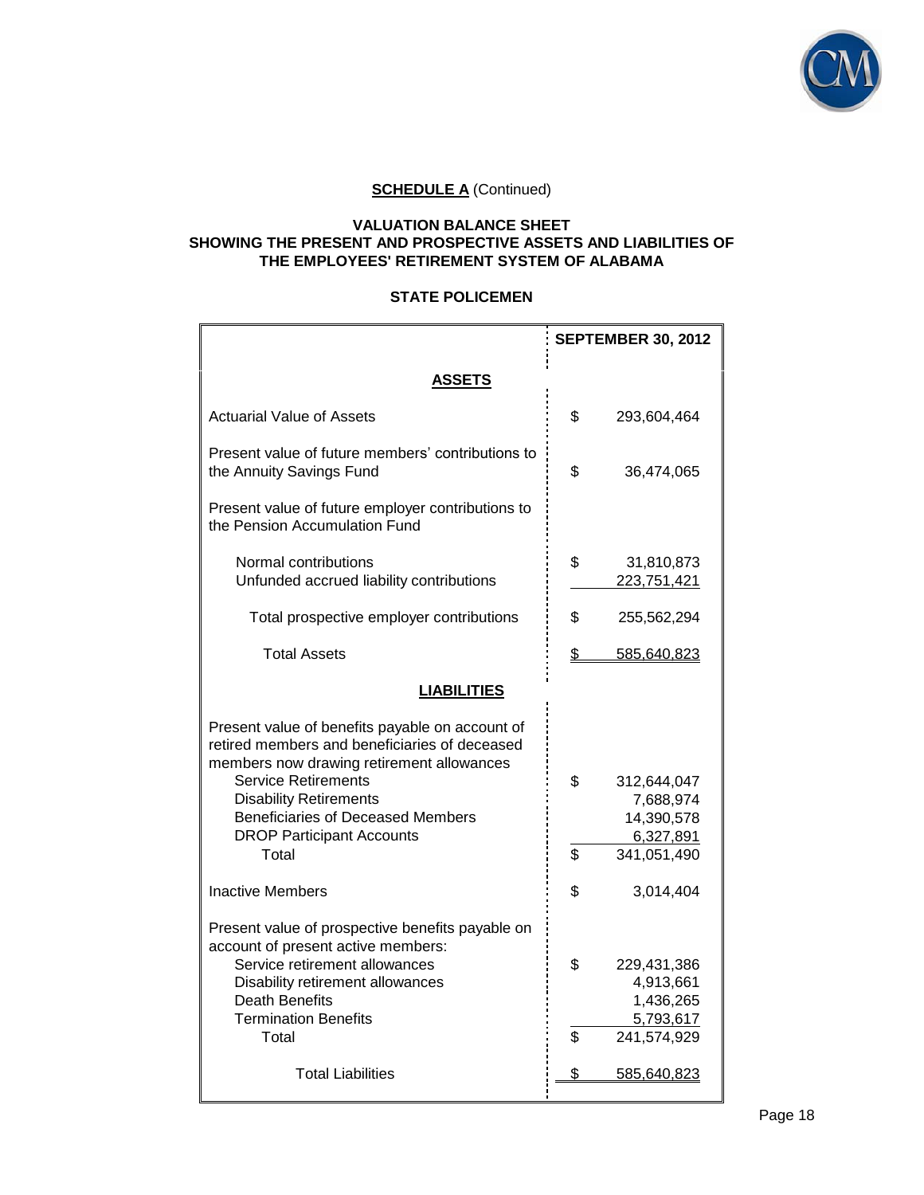**SCHEDULE A** (Continued)

**VALUATION BALANCE SHEET**
**SHOWING THE PRESENT AND PROSPECTIVE ASSETS AND LIABILITIES OF**
**THE EMPLOYEES' RETIREMENT SYSTEM OF ALABAMA**

**STATE POLICEMEN**

| | SEPTEMBER 30, 2012 |
|---|---|
| **ASSETS** | |
| Actuarial Value of Assets | $ 293,604,464 |
| Present value of future members' contributions to the Annuity Savings Fund | $ 36,474,065 |
| Present value of future employer contributions to the Pension Accumulation Fund | |
| Normal contributions | $ 31,810,873 |
| Unfunded accrued liability contributions | 223,751,421 |
| Total prospective employer contributions | $ 255,562,294 |
| Total Assets | $ 585,640,823 |
| **LIABILITIES** | |
| Present value of benefits payable on account of retired members and beneficiaries of deceased members now drawing retirement allowances | |
| Service Retirements | $ 312,644,047 |
| Disability Retirements | 7,688,974 |
| Beneficiaries of Deceased Members | 14,390,578 |
| DROP Participant Accounts | 6,327,891 |
| Total | $ 341,051,490 |
| Inactive Members | $ 3,014,404 |
| Present value of prospective benefits payable on account of present active members: | |
| Service retirement allowances | $ 229,431,386 |
| Disability retirement allowances | 4,913,661 |
| Death Benefits | 1,436,265 |
| Termination Benefits | 5,793,617 |
| Total | $ 241,574,929 |
| Total Liabilities | $ 585,640,823 |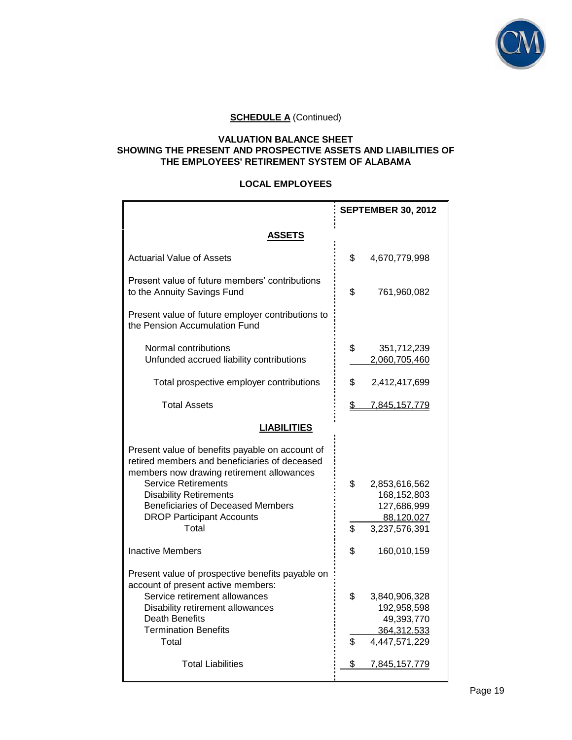**SCHEDULE A** (Continued)

**VALUATION BALANCE SHEET**
**SHOWING THE PRESENT AND PROSPECTIVE ASSETS AND LIABILITIES OF**
**THE EMPLOYEES' RETIREMENT SYSTEM OF ALABAMA**

**LOCAL EMPLOYEES**

| | SEPTEMBER 30, 2012 |
|---|---|
| **ASSETS** | |
| Actuarial Value of Assets | $ 4,670,779,998 |
| Present value of future members' contributions to the Annuity Savings Fund | $ 761,960,082 |
| Present value of future employer contributions to the Pension Accumulation Fund | |
| Normal contributions | $ 351,712,239 |
| Unfunded accrued liability contributions | 2,060,705,460 |
| Total prospective employer contributions | $ 2,412,417,699 |
| Total Assets | $ 7,845,157,779 |
| **LIABILITIES** | |
| Present value of benefits payable on account of retired members and beneficiaries of deceased members now drawing retirement allowances | |
| Service Retirements | $ 2,853,616,562 |
| Disability Retirements | 168,152,803 |
| Beneficiaries of Deceased Members | 127,686,999 |
| DROP Participant Accounts | 88,120,027 |
| Total | $ 3,237,576,391 |
| Inactive Members | $ 160,010,159 |
| Present value of prospective benefits payable on account of present active members: | |
| Service retirement allowances | $ 3,840,906,328 |
| Disability retirement allowances | 192,958,598 |
| Death Benefits | 49,393,770 |
| Termination Benefits | 364,312,533 |
| Total | $ 4,447,571,229 |
| Total Liabilities | $ 7,845,157,779 |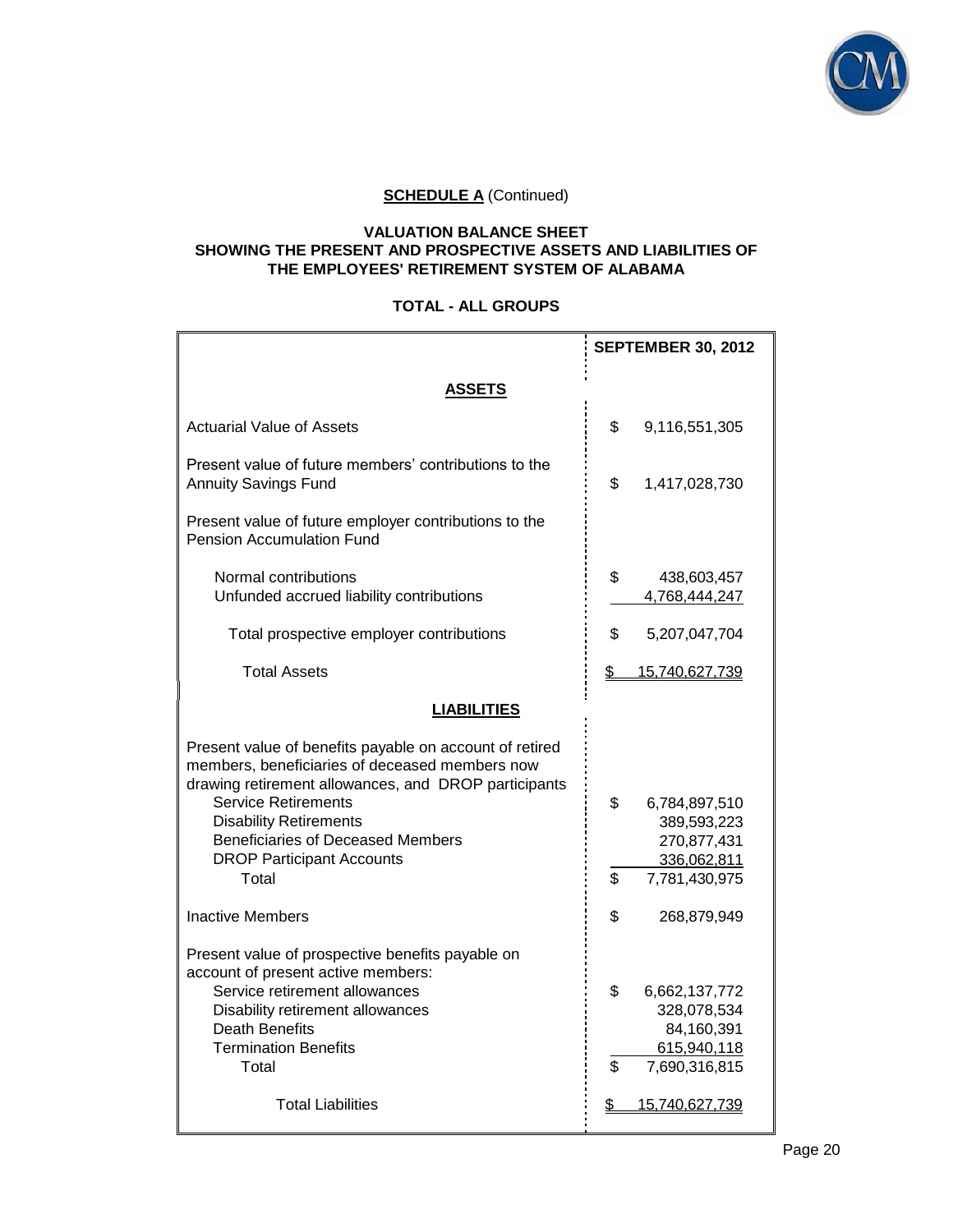**SCHEDULE A** (Continued)

**VALUATION BALANCE SHEET**
**SHOWING THE PRESENT AND PROSPECTIVE ASSETS AND LIABILITIES OF**
**THE EMPLOYEES' RETIREMENT SYSTEM OF ALABAMA**

**TOTAL - ALL GROUPS**

| | SEPTEMBER 30, 2012 |
|---|---|
| **ASSETS** | |
| Actuarial Value of Assets | $ 9,116,551,305 |
| Present value of future members' contributions to the Annuity Savings Fund | $ 1,417,028,730 |
| Present value of future employer contributions to the Pension Accumulation Fund | |
| Normal contributions | $ 438,603,457 |
| Unfunded accrued liability contributions | 4,768,444,247 |
| Total prospective employer contributions | $ 5,207,047,704 |
| Total Assets | $ 15,740,627,739 |
| **LIABILITIES** | |
| Present value of benefits payable on account of retired members, beneficiaries of deceased members now drawing retirement allowances, and DROP participants | |
| Service Retirements | $ 6,784,897,510 |
| Disability Retirements | 389,593,223 |
| Beneficiaries of Deceased Members | 270,877,431 |
| DROP Participant Accounts | 336,062,811 |
| Total | $ 7,781,430,975 |
| Inactive Members | $ 268,879,949 |
| Present value of prospective benefits payable on account of present active members: | |
| Service retirement allowances | $ 6,662,137,772 |
| Disability retirement allowances | 328,078,534 |
| Death Benefits | 84,160,391 |
| Termination Benefits | 615,940,118 |
| Total | $ 7,690,316,815 |
| Total Liabilities | $ 15,740,627,739 |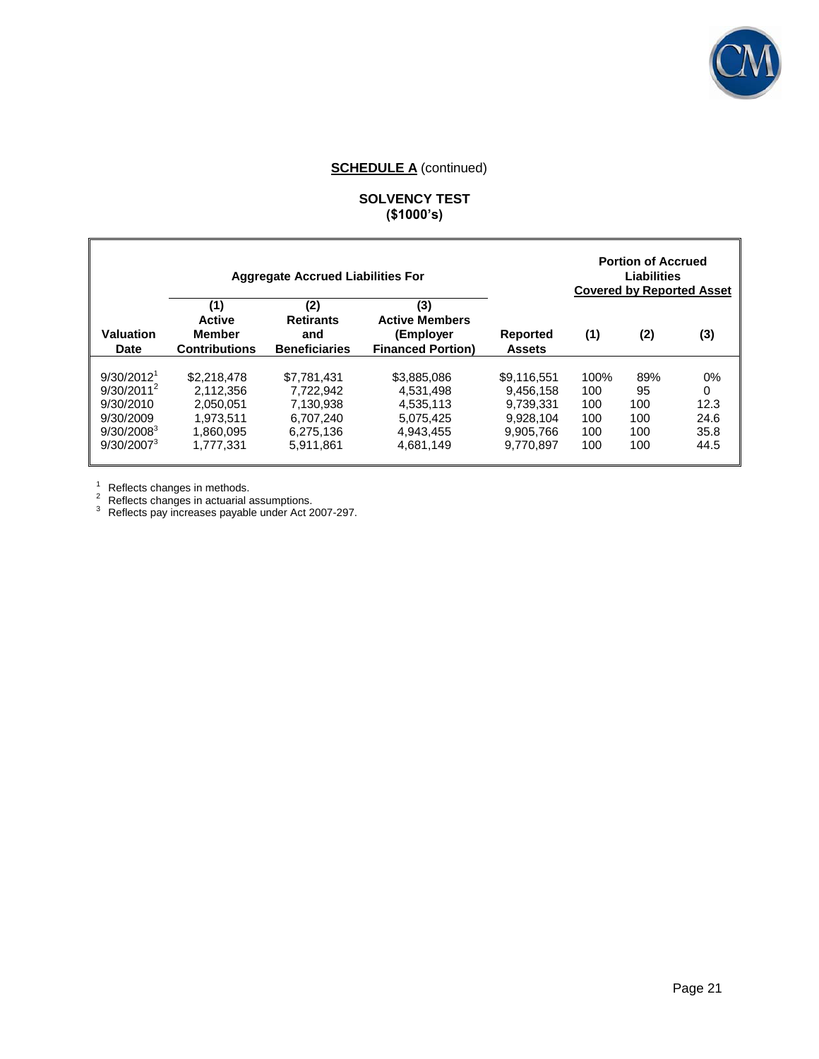**SCHEDULE A** (continued)

**SOLVENCY TEST**
**($1000's)**

| | Aggregate Accrued Liabilities For | | | | Portion of Accrued Liabilities Covered by Reported Asset | | |
|---|---|---|---|---|---|---|---|
| Valuation Date | (1) Active Member Contributions | (2) Retirants and Beneficiaries | (3) Active Members (Employer Financed Portion) | Reported Assets | (1) | (2) | (3) |
| 9/30/2012[1] | $2,218,478 | $7,781,431 | $3,885,086 | $9,116,551 | 100% | 89% | 0% |
| 9/30/2011[2] | 2,112,356 | 7,722,942 | 4,531,498 | 9,456,158 | 100 | 95 | 0 |
| 9/30/2010 | 2,050,051 | 7,130,938 | 4,535,113 | 9,739,331 | 100 | 100 | 12.3 |
| 9/30/2009 | 1,973,511 | 6,707,240 | 5,075,425 | 9,928,104 | 100 | 100 | 24.6 |
| 9/30/2008[3] | 1,860,095 | 6,275,136 | 4,943,455 | 9,905,766 | 100 | 100 | 35.8 |
| 9/30/2007[3] | 1,777,331 | 5,911,861 | 4,681,149 | 9,770,897 | 100 | 100 | 44.5 |

[1] Reflects changes in methods.
[2] Reflects changes in actuarial assumptions.
[3] Reflects pay increases payable under Act 2007-297.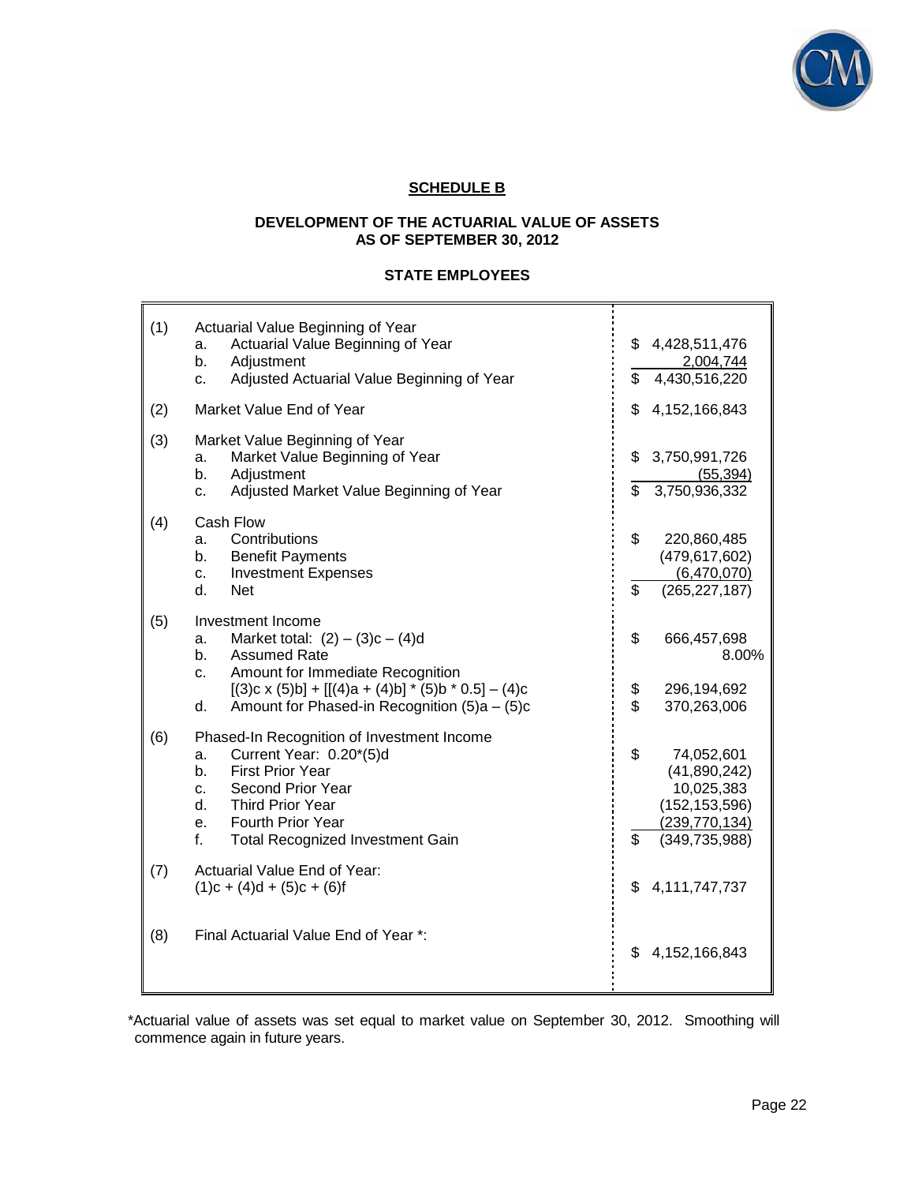## SCHEDULE B

### DEVELOPMENT OF THE ACTUARIAL VALUE OF ASSETS AS OF SEPTEMBER 30, 2012

### STATE EMPLOYEES

| | | |
|---|---|---|
| (1) | Actuarial Value Beginning of Year | |
| | a. Actuarial Value Beginning of Year | $ 4,428,511,476 |
| | b. Adjustment | 2,004,744 |
| | c. Adjusted Actuarial Value Beginning of Year | $ 4,430,516,220 |
| (2) | Market Value End of Year | $ 4,152,166,843 |
| (3) | Market Value Beginning of Year | |
| | a. Market Value Beginning of Year | $ 3,750,991,726 |
| | b. Adjustment | (55,394) |
| | c. Adjusted Market Value Beginning of Year | $ 3,750,936,332 |
| (4) | Cash Flow | |
| | a. Contributions | $ 220,860,485 |
| | b. Benefit Payments | (479,617,602) |
| | c. Investment Expenses | (6,470,070) |
| | d. Net | $ (265,227,187) |
| (5) | Investment Income | |
| | a. Market total: (2) – (3)c – (4)d | $ 666,457,698 |
| | b. Assumed Rate | 8.00% |
| | c. Amount for Immediate Recognition [(3)c x (5)b] + [[(4)a + (4)b] * (5)b * 0.5] – (4)c | $ 296,194,692 |
| | d. Amount for Phased-in Recognition (5)a – (5)c | $ 370,263,006 |
| (6) | Phased-In Recognition of Investment Income | |
| | a. Current Year: 0.20*(5)d | $ 74,052,601 |
| | b. First Prior Year | (41,890,242) |
| | c. Second Prior Year | 10,025,383 |
| | d. Third Prior Year | (152,153,596) |
| | e. Fourth Prior Year | (239,770,134) |
| | f. Total Recognized Investment Gain | $ (349,735,988) |
| (7) | Actuarial Value End of Year: (1)c + (4)d + (5)c + (6)f | $ 4,111,747,737 |
| (8) | Final Actuarial Value End of Year *: | $ 4,152,166,843 |

*Actuarial value of assets was set equal to market value on September 30, 2012. Smoothing will commence again in future years.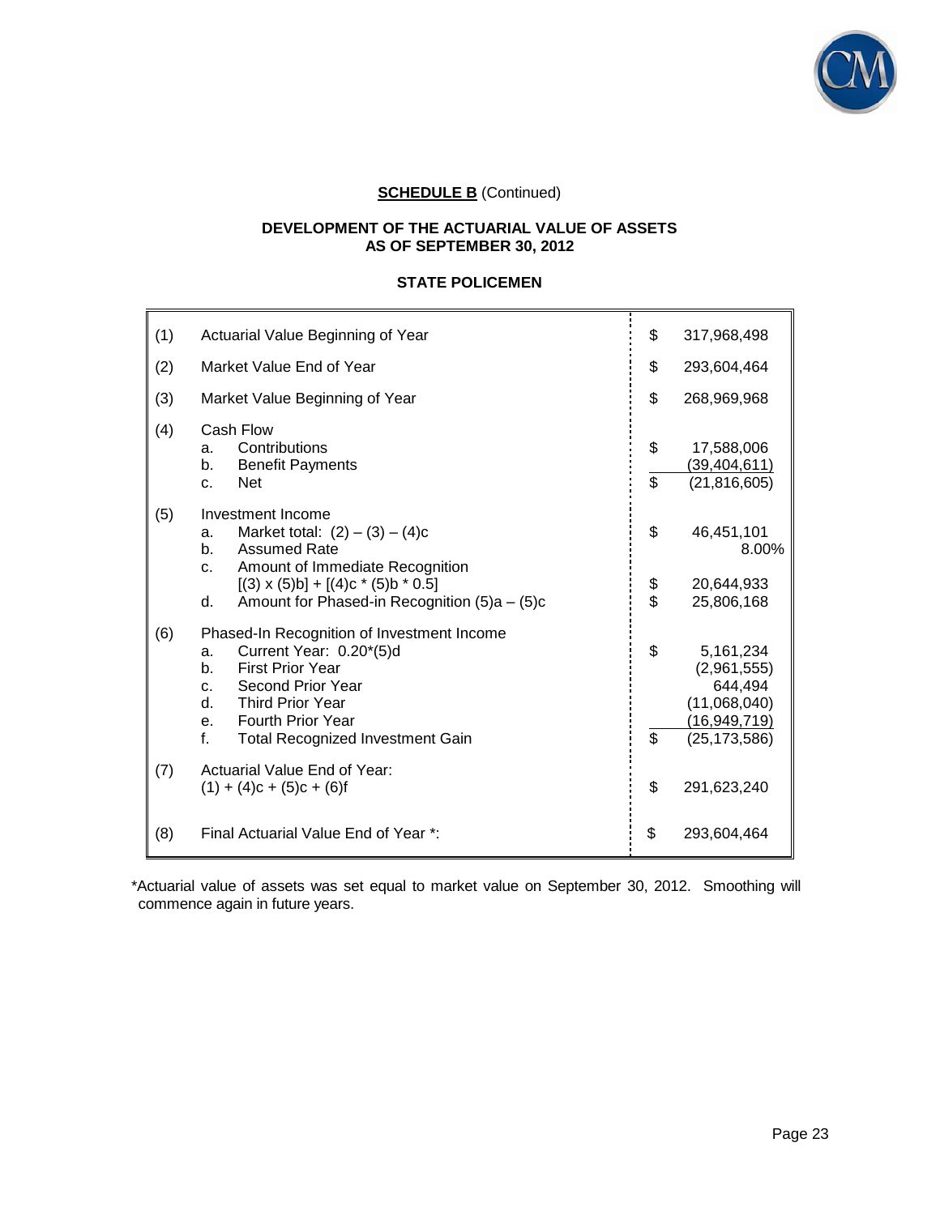**SCHEDULE B** (Continued)

**DEVELOPMENT OF THE ACTUARIAL VALUE OF ASSETS**
**AS OF SEPTEMBER 30, 2012**

**STATE POLICEMEN**

| | | | |
|---|---|---|---|
| (1) | Actuarial Value Beginning of Year | $ | 317,968,498 |
| (2) | Market Value End of Year | $ | 293,604,464 |
| (3) | Market Value Beginning of Year | $ | 268,969,968 |
| (4) | Cash Flow | | |
| | a. Contributions | $ | 17,588,006 |
| | b. Benefit Payments | | (39,404,611) |
| | c. Net | $ | (21,816,605) |
| (5) | Investment Income | | |
| | a. Market total: (2) – (3) – (4)c | $ | 46,451,101 |
| | b. Assumed Rate | | 8.00% |
| | c. Amount of Immediate Recognition [(3) x (5)b] + [(4)c * (5)b * 0.5] | $ | 20,644,933 |
| | d. Amount for Phased-in Recognition (5)a – (5)c | $ | 25,806,168 |
| (6) | Phased-In Recognition of Investment Income | | |
| | a. Current Year: 0.20*(5)d | $ | 5,161,234 |
| | b. First Prior Year | | (2,961,555) |
| | c. Second Prior Year | | 644,494 |
| | d. Third Prior Year | | (11,068,040) |
| | e. Fourth Prior Year | | (16,949,719) |
| | f. Total Recognized Investment Gain | $ | (25,173,586) |
| (7) | Actuarial Value End of Year: (1) + (4)c + (5)c + (6)f | $ | 291,623,240 |
| (8) | Final Actuarial Value End of Year *: | $ | 293,604,464 |

*Actuarial value of assets was set equal to market value on September 30, 2012. Smoothing will commence again in future years.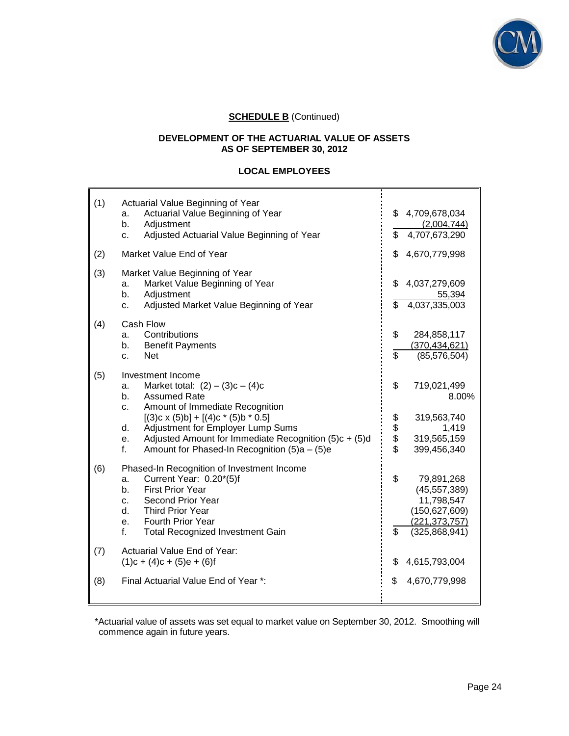**SCHEDULE B** (Continued)

**DEVELOPMENT OF THE ACTUARIAL VALUE OF ASSETS AS OF SEPTEMBER 30, 2012**

**LOCAL EMPLOYEES**

| | | |
|---|---|---|
| (1) | Actuarial Value Beginning of Year | |
| | a. Actuarial Value Beginning of Year | $ 4,709,678,034 |
| | b. Adjustment | (2,004,744) |
| | c. Adjusted Actuarial Value Beginning of Year | $ 4,707,673,290 |
| (2) | Market Value End of Year | $ 4,670,779,998 |
| (3) | Market Value Beginning of Year | |
| | a. Market Value Beginning of Year | $ 4,037,279,609 |
| | b. Adjustment | 55,394 |
| | c. Adjusted Market Value Beginning of Year | $ 4,037,335,003 |
| (4) | Cash Flow | |
| | a. Contributions | $ 284,858,117 |
| | b. Benefit Payments | (370,434,621) |
| | c. Net | $ (85,576,504) |
| (5) | Investment Income | |
| | a. Market total: (2) – (3)c – (4)c | $ 719,021,499 |
| | b. Assumed Rate | 8.00% |
| | c. Amount of Immediate Recognition [(3)c x (5)b] + [(4)c * (5)b * 0.5] | $ 319,563,740 |
| | d. Adjustment for Employer Lump Sums | $ 1,419 |
| | e. Adjusted Amount for Immediate Recognition (5)c + (5)d | $ 319,565,159 |
| | f. Amount for Phased-In Recognition (5)a – (5)e | $ 399,456,340 |
| (6) | Phased-In Recognition of Investment Income | |
| | a. Current Year: 0.20*(5)f | $ 79,891,268 |
| | b. First Prior Year | (45,557,389) |
| | c. Second Prior Year | 11,798,547 |
| | d. Third Prior Year | (150,627,609) |
| | e. Fourth Prior Year | (221,373,757) |
| | f. Total Recognized Investment Gain | $ (325,868,941) |
| (7) | Actuarial Value End of Year: (1)c + (4)c + (5)e + (6)f | $ 4,615,793,004 |
| (8) | Final Actuarial Value End of Year *: | $ 4,670,779,998 |

*Actuarial value of assets was set equal to market value on September 30, 2012. Smoothing will commence again in future years.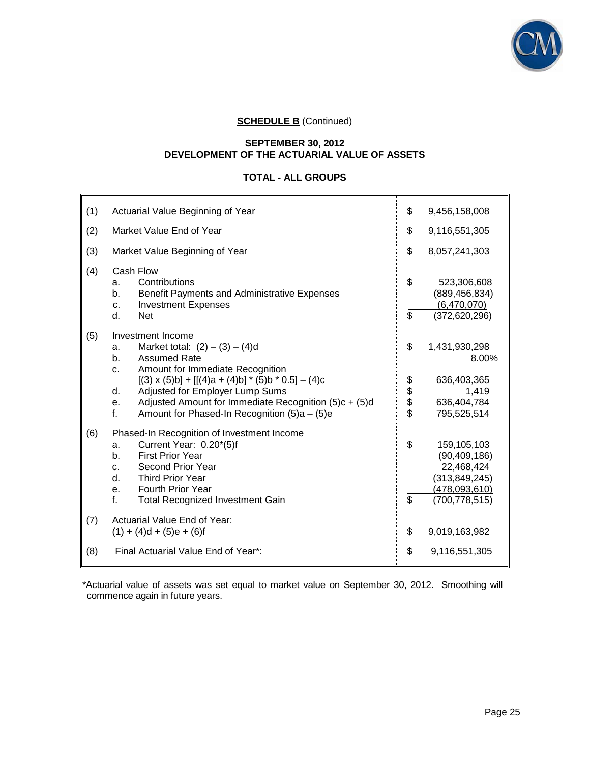**SCHEDULE B** (Continued)

**SEPTEMBER 30, 2012**
**DEVELOPMENT OF THE ACTUARIAL VALUE OF ASSETS**

**TOTAL - ALL GROUPS**

| | | | |
|---|---|---|---|
| (1) | Actuarial Value Beginning of Year | $ | 9,456,158,008 |
| (2) | Market Value End of Year | $ | 9,116,551,305 |
| (3) | Market Value Beginning of Year | $ | 8,057,241,303 |
| (4) | Cash Flow | | |
| | a. Contributions | $ | 523,306,608 |
| | b. Benefit Payments and Administrative Expenses | | (889,456,834) |
| | c. Investment Expenses | | (6,470,070) |
| | d. Net | $ | (372,620,296) |
| (5) | Investment Income | | |
| | a. Market total: (2) – (3) – (4)d | $ | 1,431,930,298 |
| | b. Assumed Rate | | 8.00% |
| | c. Amount for Immediate Recognition [(3) x (5)b] + [[(4)a + (4)b] * (5)b * 0.5] – (4)c | $ | 636,403,365 |
| | d. Adjusted for Employer Lump Sums | $ | 1,419 |
| | e. Adjusted Amount for Immediate Recognition (5)c + (5)d | $ | 636,404,784 |
| | f. Amount for Phased-In Recognition (5)a – (5)e | $ | 795,525,514 |
| (6) | Phased-In Recognition of Investment Income | | |
| | a. Current Year: 0.20*(5)f | $ | 159,105,103 |
| | b. First Prior Year | | (90,409,186) |
| | c. Second Prior Year | | 22,468,424 |
| | d. Third Prior Year | | (313,849,245) |
| | e. Fourth Prior Year | | (478,093,610) |
| | f. Total Recognized Investment Gain | $ | (700,778,515) |
| (7) | Actuarial Value End of Year: (1) + (4)d + (5)e + (6)f | $ | 9,019,163,982 |
| (8) | Final Actuarial Value End of Year*: | $ | 9,116,551,305 |

*Actuarial value of assets was set equal to market value on September 30, 2012. Smoothing will commence again in future years.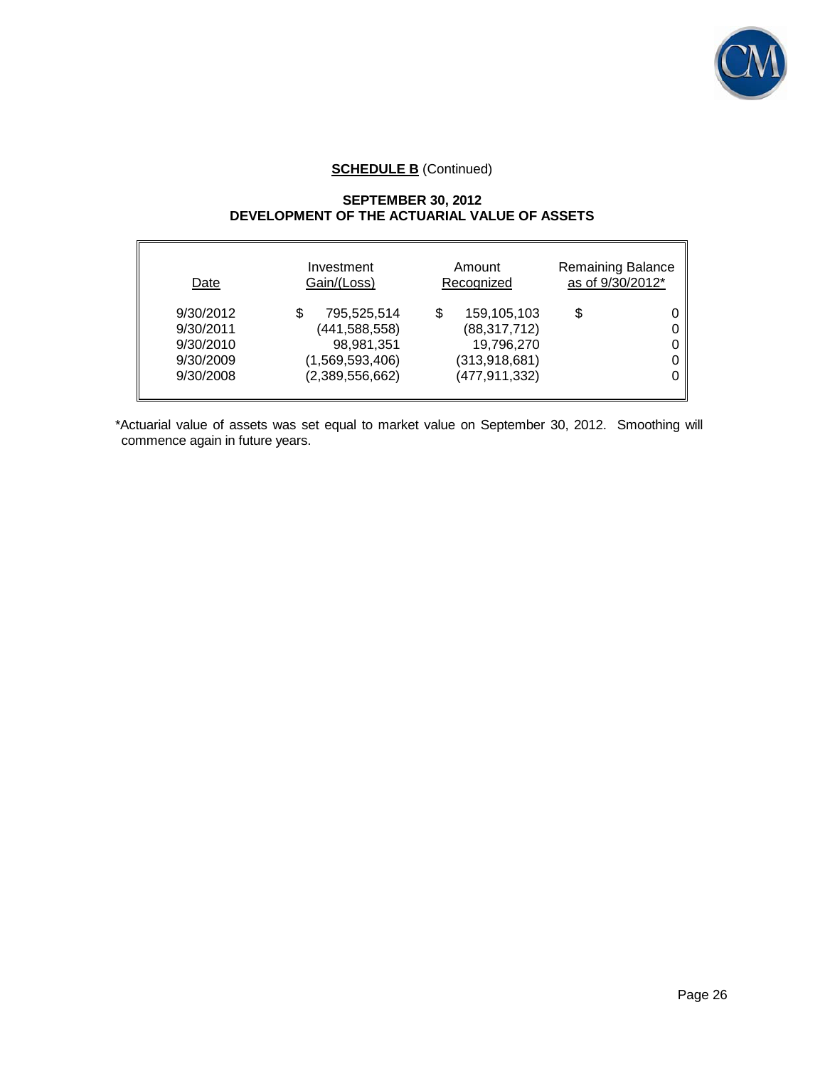**SCHEDULE B** (Continued)

**SEPTEMBER 30, 2012**
**DEVELOPMENT OF THE ACTUARIAL VALUE OF ASSETS**

| Date | Investment Gain/(Loss) | Amount Recognized | Remaining Balance as of 9/30/2012* |
|---|---|---|---|
| 9/30/2012 | $ 795,525,514 | $ 159,105,103 | $ 0 |
| 9/30/2011 | (441,588,558) | (88,317,712) | 0 |
| 9/30/2010 | 98,981,351 | 19,796,270 | 0 |
| 9/30/2009 | (1,569,593,406) | (313,918,681) | 0 |
| 9/30/2008 | (2,389,556,662) | (477,911,332) | 0 |

*Actuarial value of assets was set equal to market value on September 30, 2012. Smoothing will commence again in future years.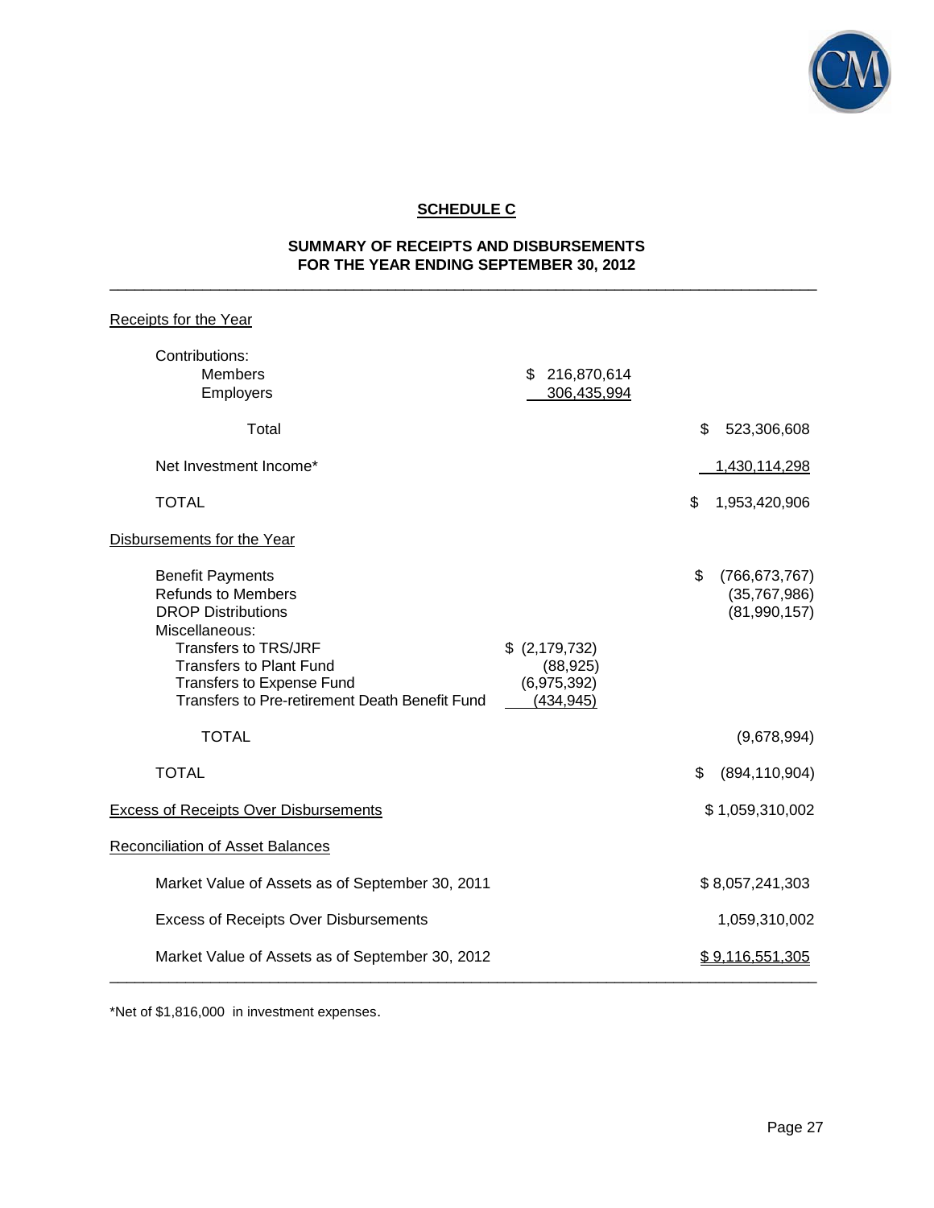## SCHEDULE C

### SUMMARY OF RECEIPTS AND DISBURSEMENTS
### FOR THE YEAR ENDING SEPTEMBER 30, 2012

| | | |
|---|---|---|
| **Receipts for the Year** | | |
| Contributions: | | |
| Members | $ 216,870,614 | |
| Employers | 306,435,994 | |
| Total | | $ 523,306,608 |
| Net Investment Income* | | 1,430,114,298 |
| TOTAL | | $ 1,953,420,906 |
| **Disbursements for the Year** | | |
| Benefit Payments | | $ (766,673,767) |
| Refunds to Members | | (35,767,986) |
| DROP Distributions | | (81,990,157) |
| Miscellaneous: | | |
| Transfers to TRS/JRF | $ (2,179,732) | |
| Transfers to Plant Fund | (88,925) | |
| Transfers to Expense Fund | (6,975,392) | |
| Transfers to Pre-retirement Death Benefit Fund | (434,945) | |
| TOTAL | | (9,678,994) |
| TOTAL | | $ (894,110,904) |
| **Excess of Receipts Over Disbursements** | | $ 1,059,310,002 |
| **Reconciliation of Asset Balances** | | |
| Market Value of Assets as of September 30, 2011 | | $ 8,057,241,303 |
| Excess of Receipts Over Disbursements | | 1,059,310,002 |
| Market Value of Assets as of September 30, 2012 | | $ 9,116,551,305 |

*Net of $1,816,000 in investment expenses.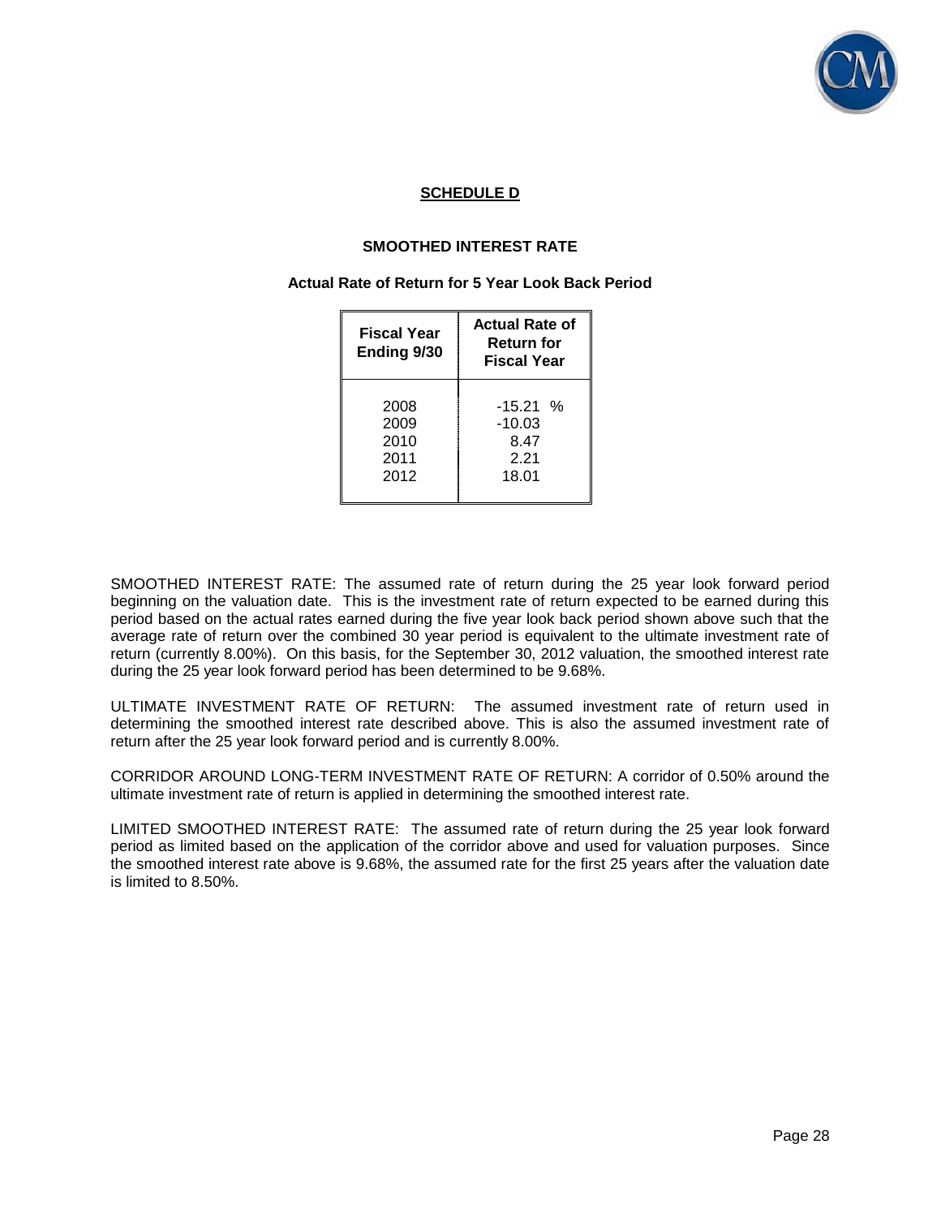## SCHEDULE D

### SMOOTHED INTEREST RATE

**Actual Rate of Return for 5 Year Look Back Period**

| Fiscal Year Ending 9/30 | Actual Rate of Return for Fiscal Year |
|---|---|
| 2008 | -15.21 % |
| 2009 | -10.03 |
| 2010 | 8.47 |
| 2011 | 2.21 |
| 2012 | 18.01 |

SMOOTHED INTEREST RATE: The assumed rate of return during the 25 year look forward period beginning on the valuation date. This is the investment rate of return expected to be earned during this period based on the actual rates earned during the five year look back period shown above such that the average rate of return over the combined 30 year period is equivalent to the ultimate investment rate of return (currently 8.00%). On this basis, for the September 30, 2012 valuation, the smoothed interest rate during the 25 year look forward period has been determined to be 9.68%.

ULTIMATE INVESTMENT RATE OF RETURN: The assumed investment rate of return used in determining the smoothed interest rate described above. This is also the assumed investment rate of return after the 25 year look forward period and is currently 8.00%.

CORRIDOR AROUND LONG-TERM INVESTMENT RATE OF RETURN: A corridor of 0.50% around the ultimate investment rate of return is applied in determining the smoothed interest rate.

LIMITED SMOOTHED INTEREST RATE: The assumed rate of return during the 25 year look forward period as limited based on the application of the corridor above and used for valuation purposes. Since the smoothed interest rate above is 9.68%, the assumed rate for the first 25 years after the valuation date is limited to 8.50%.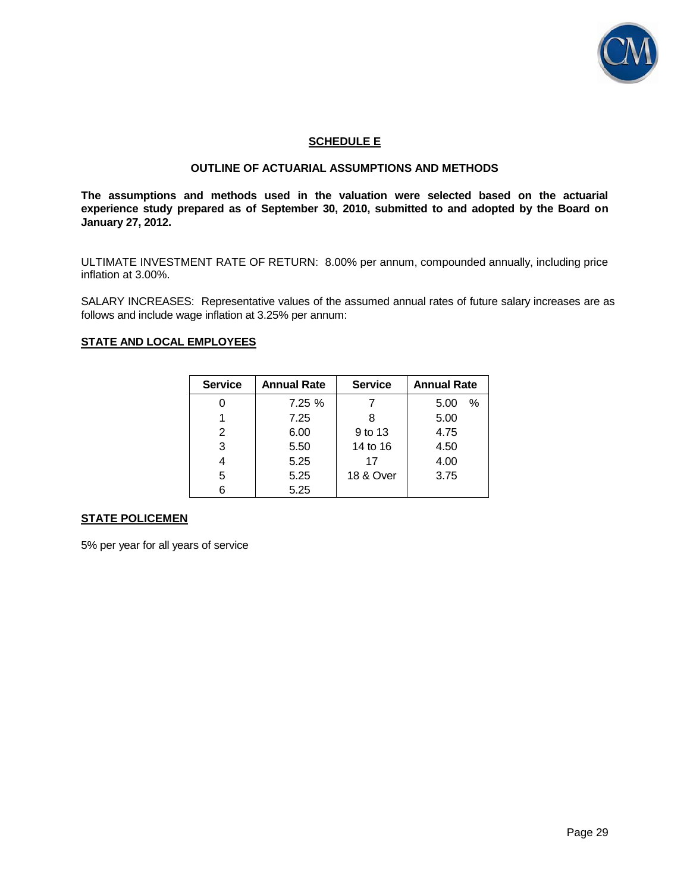## SCHEDULE E

### OUTLINE OF ACTUARIAL ASSUMPTIONS AND METHODS

**The assumptions and methods used in the valuation were selected based on the actuarial experience study prepared as of September 30, 2010, submitted to and adopted by the Board on January 27, 2012.**

ULTIMATE INVESTMENT RATE OF RETURN: 8.00% per annum, compounded annually, including price inflation at 3.00%.

SALARY INCREASES: Representative values of the assumed annual rates of future salary increases are as follows and include wage inflation at 3.25% per annum:

**STATE AND LOCAL EMPLOYEES**

| Service | Annual Rate | Service | Annual Rate |
|---|---|---|---|
| 0 | 7.25 % | 7 | 5.00 % |
| 1 | 7.25 | 8 | 5.00 |
| 2 | 6.00 | 9 to 13 | 4.75 |
| 3 | 5.50 | 14 to 16 | 4.50 |
| 4 | 5.25 | 17 | 4.00 |
| 5 | 5.25 | 18 & Over | 3.75 |
| 6 | 5.25 | | |

**STATE POLICEMEN**

5% per year for all years of service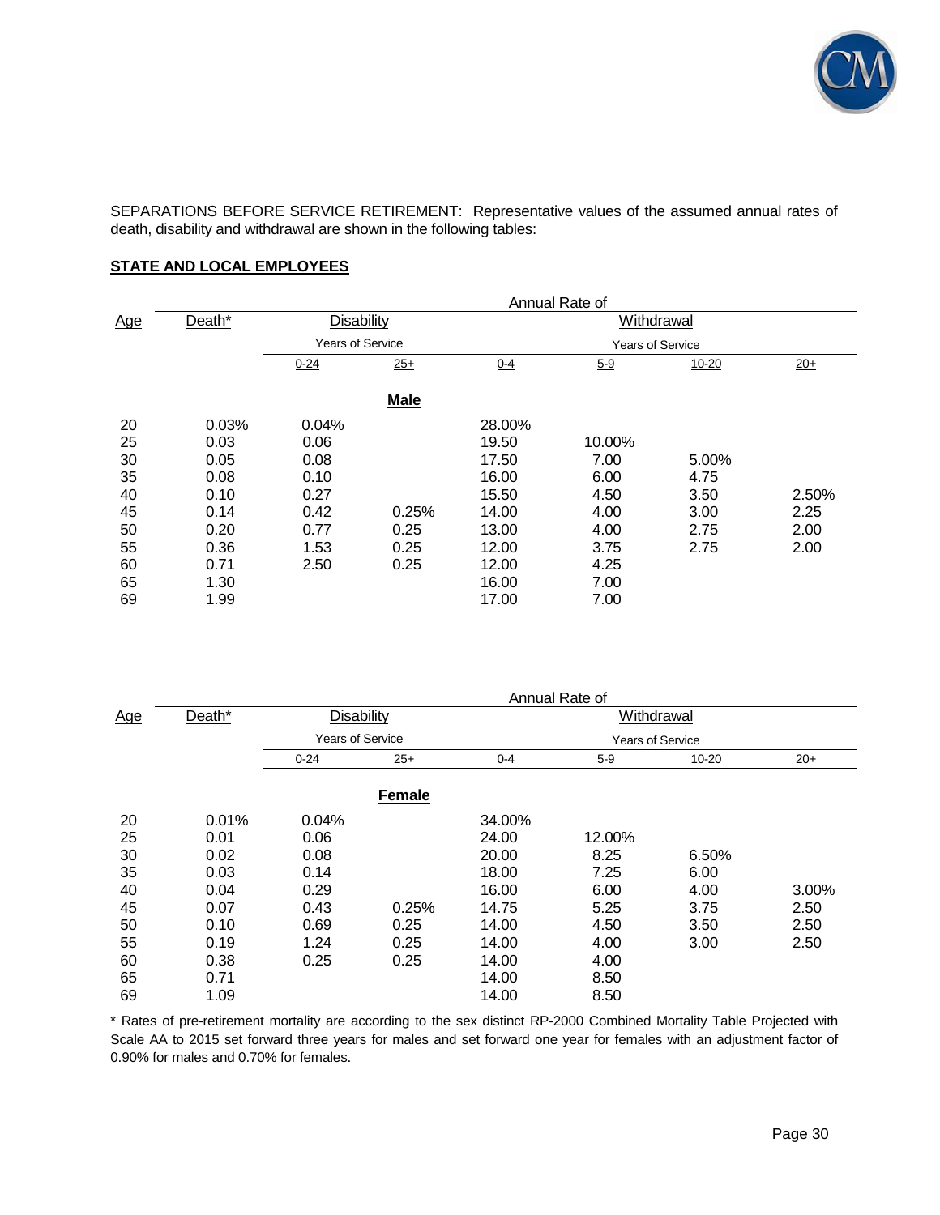SEPARATIONS BEFORE SERVICE RETIREMENT: Representative values of the assumed annual rates of death, disability and withdrawal are shown in the following tables:

**STATE AND LOCAL EMPLOYEES**

**Male**

| Age | Death* | Disability 0-24 | Disability 25+ | Withdrawal 0-4 | Withdrawal 5-9 | Withdrawal 10-20 | Withdrawal 20+ |
|---|---|---|---|---|---|---|---|
| | | Years of Service | | Years of Service | | | |
| 20 | 0.03% | 0.04% | | 28.00% | | | |
| 25 | 0.03 | 0.06 | | 19.50 | 10.00% | | |
| 30 | 0.05 | 0.08 | | 17.50 | 7.00 | 5.00% | |
| 35 | 0.08 | 0.10 | | 16.00 | 6.00 | 4.75 | |
| 40 | 0.10 | 0.27 | | 15.50 | 4.50 | 3.50 | 2.50% |
| 45 | 0.14 | 0.42 | 0.25% | 14.00 | 4.00 | 3.00 | 2.25 |
| 50 | 0.20 | 0.77 | 0.25 | 13.00 | 4.00 | 2.75 | 2.00 |
| 55 | 0.36 | 1.53 | 0.25 | 12.00 | 3.75 | 2.75 | 2.00 |
| 60 | 0.71 | 2.50 | 0.25 | 12.00 | 4.25 | | |
| 65 | 1.30 | | | 16.00 | 7.00 | | |
| 69 | 1.99 | | | 17.00 | 7.00 | | |

**Female**

| Age | Death* | Disability 0-24 | Disability 25+ | Withdrawal 0-4 | Withdrawal 5-9 | Withdrawal 10-20 | Withdrawal 20+ |
|---|---|---|---|---|---|---|---|
| | | Years of Service | | Years of Service | | | |
| 20 | 0.01% | 0.04% | | 34.00% | | | |
| 25 | 0.01 | 0.06 | | 24.00 | 12.00% | | |
| 30 | 0.02 | 0.08 | | 20.00 | 8.25 | 6.50% | |
| 35 | 0.03 | 0.14 | | 18.00 | 7.25 | 6.00 | |
| 40 | 0.04 | 0.29 | | 16.00 | 6.00 | 4.00 | 3.00% |
| 45 | 0.07 | 0.43 | 0.25% | 14.75 | 5.25 | 3.75 | 2.50 |
| 50 | 0.10 | 0.69 | 0.25 | 14.00 | 4.50 | 3.50 | 2.50 |
| 55 | 0.19 | 1.24 | 0.25 | 14.00 | 4.00 | 3.00 | 2.50 |
| 60 | 0.38 | 0.25 | 0.25 | 14.00 | 4.00 | | |
| 65 | 0.71 | | | 14.00 | 8.50 | | |
| 69 | 1.09 | | | 14.00 | 8.50 | | |

* Rates of pre-retirement mortality are according to the sex distinct RP-2000 Combined Mortality Table Projected with Scale AA to 2015 set forward three years for males and set forward one year for females with an adjustment factor of 0.90% for males and 0.70% for females.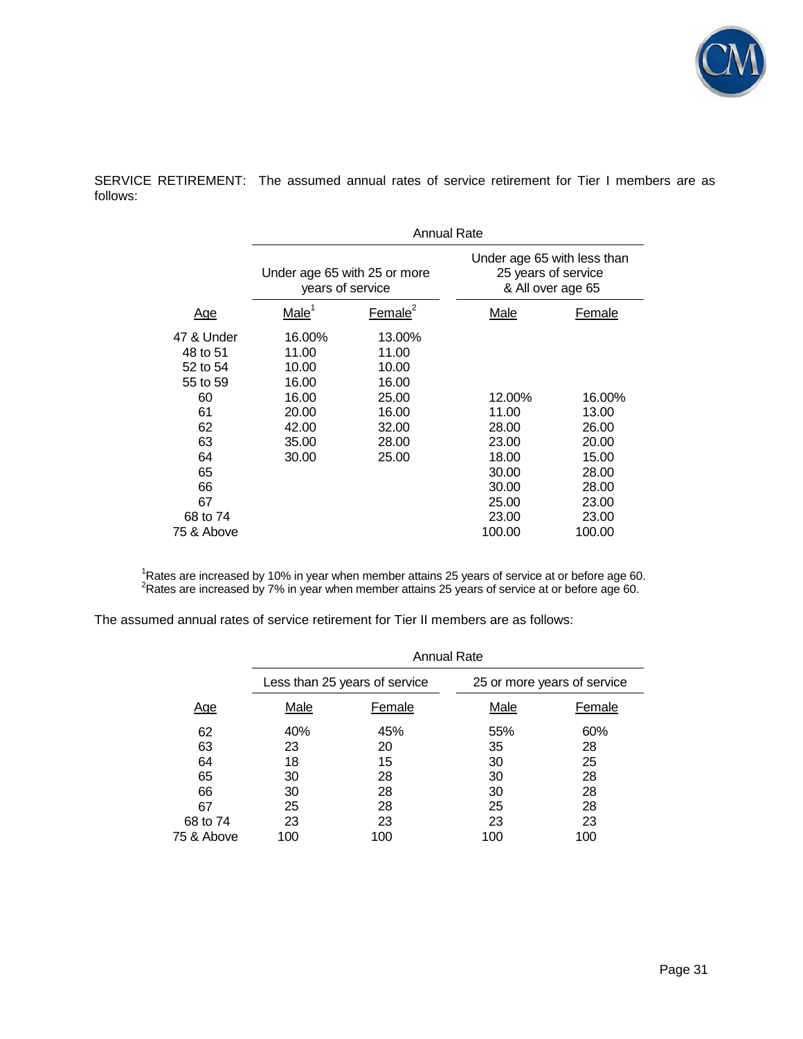SERVICE RETIREMENT: The assumed annual rates of service retirement for Tier I members are as follows:

| | Annual Rate | | | |
|---|---|---|---|---|
| | Under age 65 with 25 or more years of service | | Under age 65 with less than 25 years of service & All over age 65 | |
| Age | Male[1] | Female[2] | Male | Female |
| 47 & Under | 16.00% | 13.00% | | |
| 48 to 51 | 11.00 | 11.00 | | |
| 52 to 54 | 10.00 | 10.00 | | |
| 55 to 59 | 16.00 | 16.00 | | |
| 60 | 16.00 | 25.00 | 12.00% | 16.00% |
| 61 | 20.00 | 16.00 | 11.00 | 13.00 |
| 62 | 42.00 | 32.00 | 28.00 | 26.00 |
| 63 | 35.00 | 28.00 | 23.00 | 20.00 |
| 64 | 30.00 | 25.00 | 18.00 | 15.00 |
| 65 | | | 30.00 | 28.00 |
| 66 | | | 30.00 | 28.00 |
| 67 | | | 25.00 | 23.00 |
| 68 to 74 | | | 23.00 | 23.00 |
| 75 & Above | | | 100.00 | 100.00 |

[1]Rates are increased by 10% in year when member attains 25 years of service at or before age 60.
[2]Rates are increased by 7% in year when member attains 25 years of service at or before age 60.

The assumed annual rates of service retirement for Tier II members are as follows:

| | Annual Rate | | | |
|---|---|---|---|---|
| | Less than 25 years of service | | 25 or more years of service | |
| Age | Male | Female | Male | Female |
| 62 | 40% | 45% | 55% | 60% |
| 63 | 23 | 20 | 35 | 28 |
| 64 | 18 | 15 | 30 | 25 |
| 65 | 30 | 28 | 30 | 28 |
| 66 | 30 | 28 | 30 | 28 |
| 67 | 25 | 28 | 25 | 28 |
| 68 to 74 | 23 | 23 | 23 | 23 |
| 75 & Above | 100 | 100 | 100 | 100 |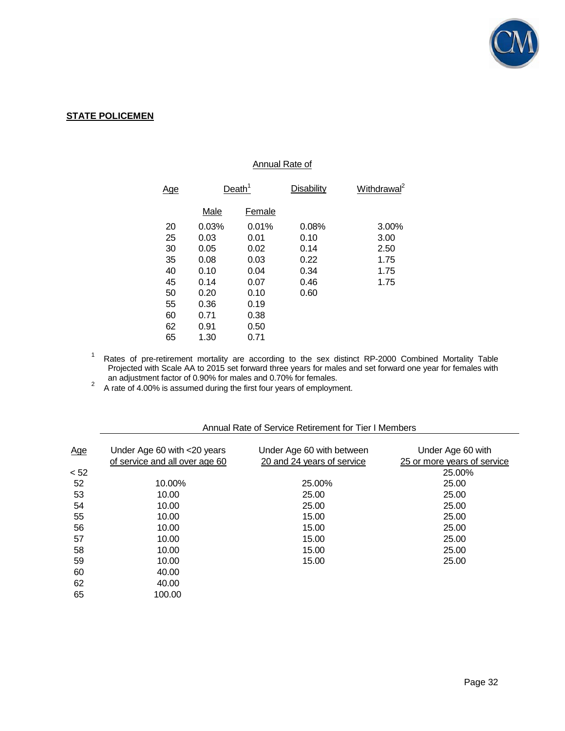**STATE POLICEMEN**

| Age | Annual Rate of Death[1] Male | Annual Rate of Death[1] Female | Annual Rate of Disability | Annual Rate of Withdrawal[2] |
|---|---|---|---|---|
| 20 | 0.03% | 0.01% | 0.08% | 3.00% |
| 25 | 0.03 | 0.01 | 0.10 | 3.00 |
| 30 | 0.05 | 0.02 | 0.14 | 2.50 |
| 35 | 0.08 | 0.03 | 0.22 | 1.75 |
| 40 | 0.10 | 0.04 | 0.34 | 1.75 |
| 45 | 0.14 | 0.07 | 0.46 | 1.75 |
| 50 | 0.20 | 0.10 | 0.60 | |
| 55 | 0.36 | 0.19 | | |
| 60 | 0.71 | 0.38 | | |
| 62 | 0.91 | 0.50 | | |
| 65 | 1.30 | 0.71 | | |

[1] Rates of pre-retirement mortality are according to the sex distinct RP-2000 Combined Mortality Table Projected with Scale AA to 2015 set forward three years for males and set forward one year for females with an adjustment factor of 0.90% for males and 0.70% for females.

[2] A rate of 4.00% is assumed during the first four years of employment.

Annual Rate of Service Retirement for Tier I Members

| Age | Under Age 60 with <20 years of service and all over age 60 | Under Age 60 with between 20 and 24 years of service | Under Age 60 with 25 or more years of service |
|---|---|---|---|
| < 52 | | | 25.00% |
| 52 | 10.00% | 25.00% | 25.00 |
| 53 | 10.00 | 25.00 | 25.00 |
| 54 | 10.00 | 25.00 | 25.00 |
| 55 | 10.00 | 15.00 | 25.00 |
| 56 | 10.00 | 15.00 | 25.00 |
| 57 | 10.00 | 15.00 | 25.00 |
| 58 | 10.00 | 15.00 | 25.00 |
| 59 | 10.00 | 15.00 | 25.00 |
| 60 | 40.00 | | |
| 62 | 40.00 | | |
| 65 | 100.00 | | |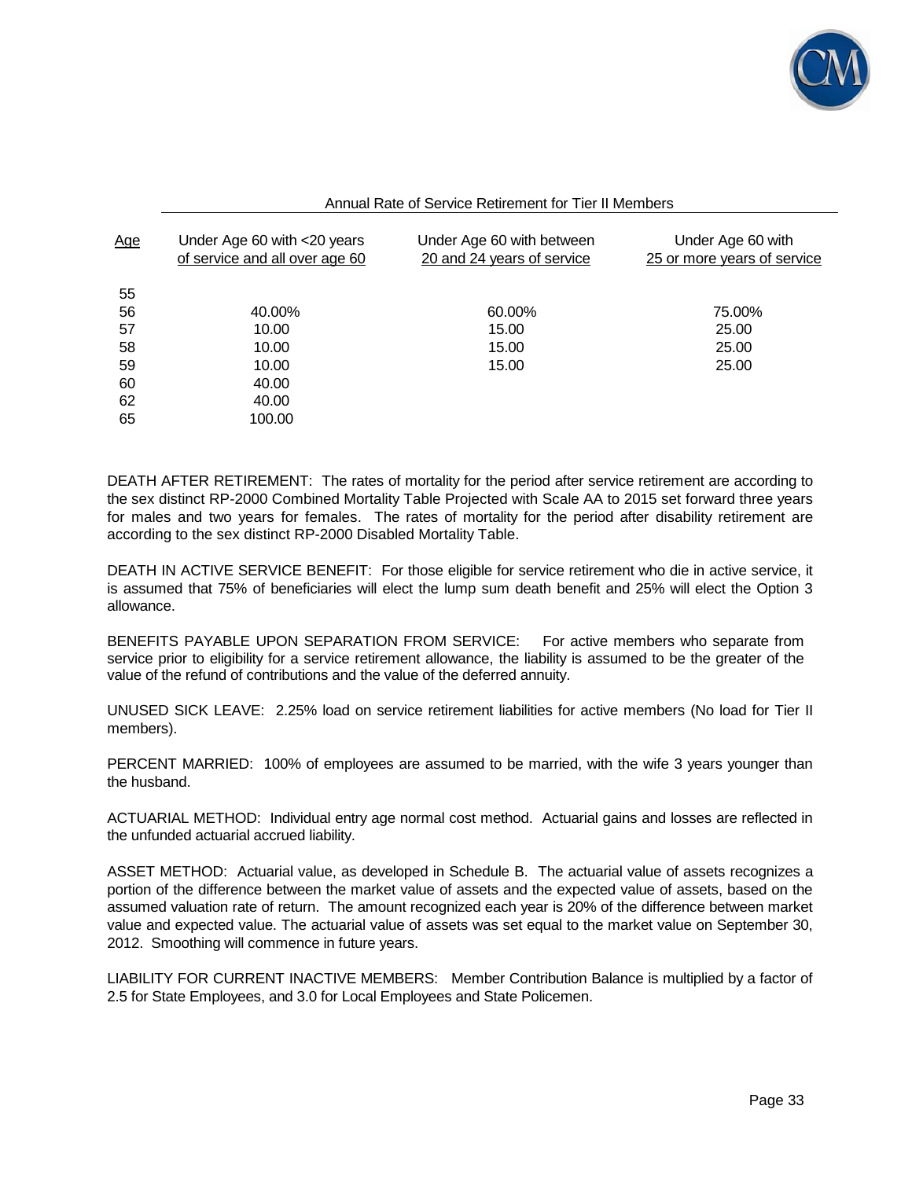Annual Rate of Service Retirement for Tier II Members

| Age | Under Age 60 with <20 years of service and all over age 60 | Under Age 60 with between 20 and 24 years of service | Under Age 60 with 25 or more years of service |
|---|---|---|---|
| 55 | | | |
| 56 | 40.00% | 60.00% | 75.00% |
| 57 | 10.00 | 15.00 | 25.00 |
| 58 | 10.00 | 15.00 | 25.00 |
| 59 | 10.00 | 15.00 | 25.00 |
| 60 | 40.00 | | |
| 62 | 40.00 | | |
| 65 | 100.00 | | |

DEATH AFTER RETIREMENT: The rates of mortality for the period after service retirement are according to the sex distinct RP-2000 Combined Mortality Table Projected with Scale AA to 2015 set forward three years for males and two years for females. The rates of mortality for the period after disability retirement are according to the sex distinct RP-2000 Disabled Mortality Table.

DEATH IN ACTIVE SERVICE BENEFIT: For those eligible for service retirement who die in active service, it is assumed that 75% of beneficiaries will elect the lump sum death benefit and 25% will elect the Option 3 allowance.

BENEFITS PAYABLE UPON SEPARATION FROM SERVICE: For active members who separate from service prior to eligibility for a service retirement allowance, the liability is assumed to be the greater of the value of the refund of contributions and the value of the deferred annuity.

UNUSED SICK LEAVE: 2.25% load on service retirement liabilities for active members (No load for Tier II members).

PERCENT MARRIED: 100% of employees are assumed to be married, with the wife 3 years younger than the husband.

ACTUARIAL METHOD: Individual entry age normal cost method. Actuarial gains and losses are reflected in the unfunded actuarial accrued liability.

ASSET METHOD: Actuarial value, as developed in Schedule B. The actuarial value of assets recognizes a portion of the difference between the market value of assets and the expected value of assets, based on the assumed valuation rate of return. The amount recognized each year is 20% of the difference between market value and expected value. The actuarial value of assets was set equal to the market value on September 30, 2012. Smoothing will commence in future years.

LIABILITY FOR CURRENT INACTIVE MEMBERS: Member Contribution Balance is multiplied by a factor of 2.5 for State Employees, and 3.0 for Local Employees and State Policemen.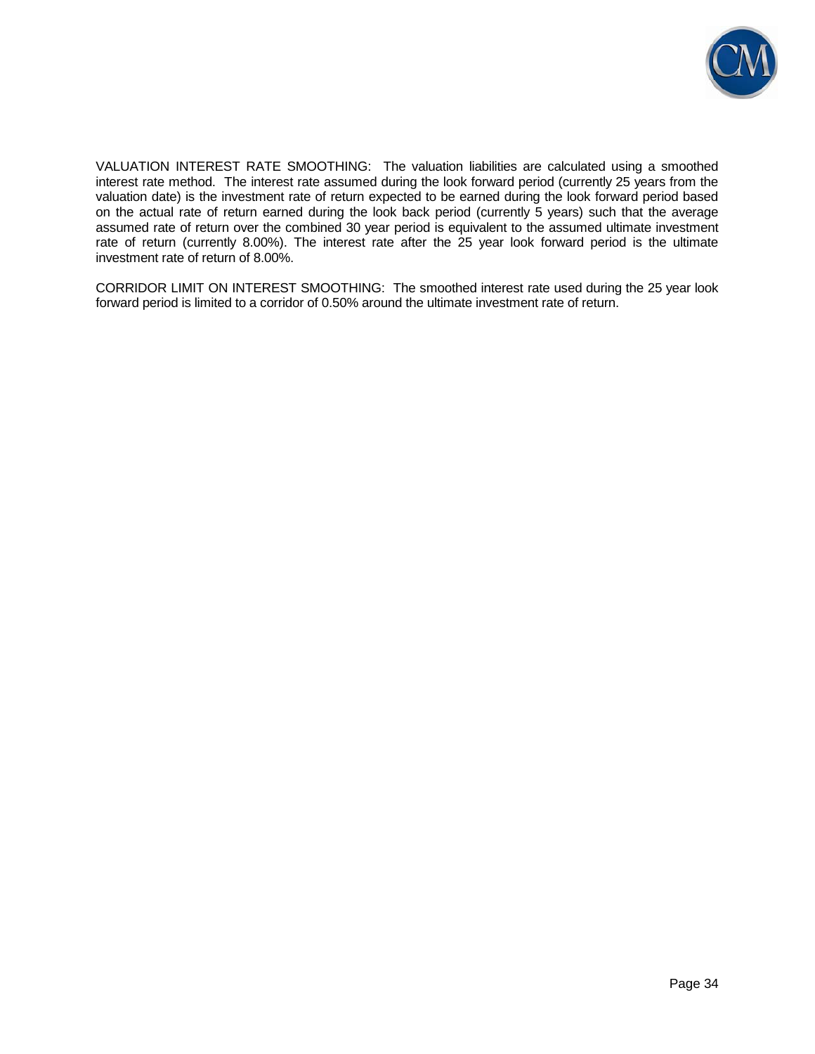VALUATION INTEREST RATE SMOOTHING: The valuation liabilities are calculated using a smoothed interest rate method. The interest rate assumed during the look forward period (currently 25 years from the valuation date) is the investment rate of return expected to be earned during the look forward period based on the actual rate of return earned during the look back period (currently 5 years) such that the average assumed rate of return over the combined 30 year period is equivalent to the assumed ultimate investment rate of return (currently 8.00%). The interest rate after the 25 year look forward period is the ultimate investment rate of return of 8.00%.

CORRIDOR LIMIT ON INTEREST SMOOTHING: The smoothed interest rate used during the 25 year look forward period is limited to a corridor of 0.50% around the ultimate investment rate of return.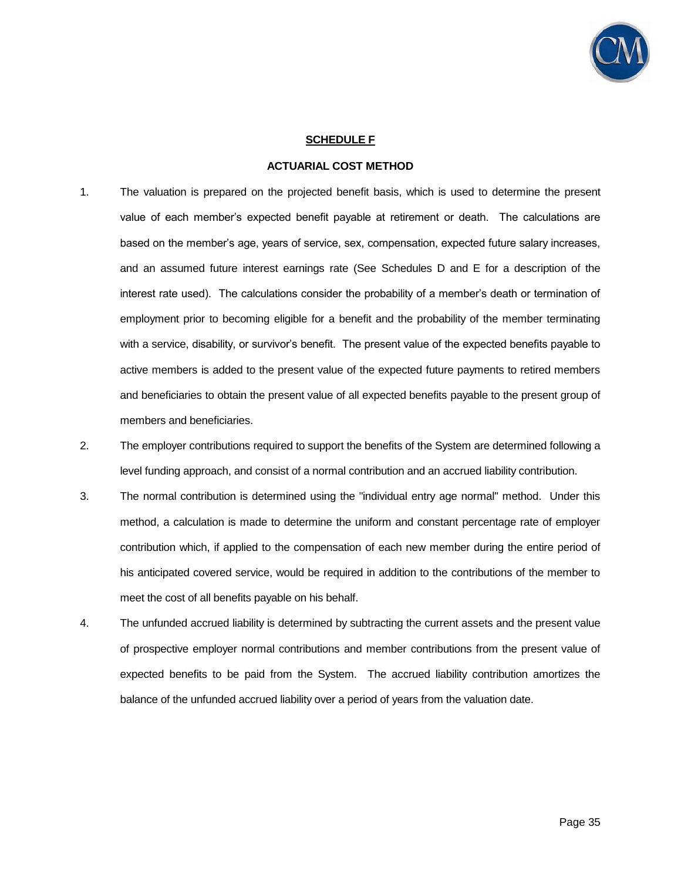## SCHEDULE F

### ACTUARIAL COST METHOD

1. The valuation is prepared on the projected benefit basis, which is used to determine the present value of each member's expected benefit payable at retirement or death. The calculations are based on the member's age, years of service, sex, compensation, expected future salary increases, and an assumed future interest earnings rate (See Schedules D and E for a description of the interest rate used). The calculations consider the probability of a member's death or termination of employment prior to becoming eligible for a benefit and the probability of the member terminating with a service, disability, or survivor's benefit. The present value of the expected benefits payable to active members is added to the present value of the expected future payments to retired members and beneficiaries to obtain the present value of all expected benefits payable to the present group of members and beneficiaries.
2. The employer contributions required to support the benefits of the System are determined following a level funding approach, and consist of a normal contribution and an accrued liability contribution.
3. The normal contribution is determined using the "individual entry age normal" method. Under this method, a calculation is made to determine the uniform and constant percentage rate of employer contribution which, if applied to the compensation of each new member during the entire period of his anticipated covered service, would be required in addition to the contributions of the member to meet the cost of all benefits payable on his behalf.
4. The unfunded accrued liability is determined by subtracting the current assets and the present value of prospective employer normal contributions and member contributions from the present value of expected benefits to be paid from the System. The accrued liability contribution amortizes the balance of the unfunded accrued liability over a period of years from the valuation date.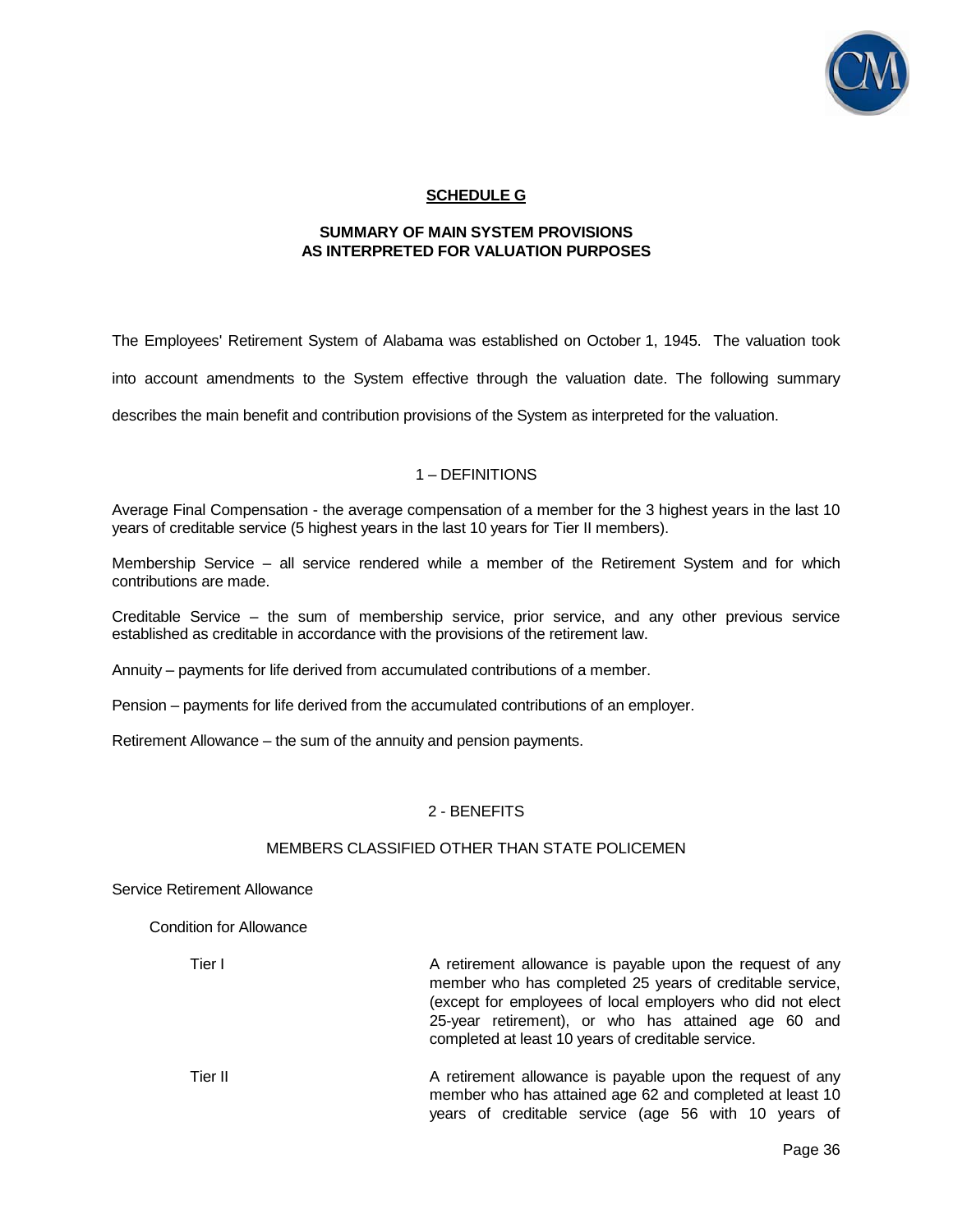## SCHEDULE G

### SUMMARY OF MAIN SYSTEM PROVISIONS AS INTERPRETED FOR VALUATION PURPOSES

The Employees' Retirement System of Alabama was established on October 1, 1945. The valuation took into account amendments to the System effective through the valuation date. The following summary describes the main benefit and contribution provisions of the System as interpreted for the valuation.

### 1 – DEFINITIONS

Average Final Compensation - the average compensation of a member for the 3 highest years in the last 10 years of creditable service (5 highest years in the last 10 years for Tier II members).

Membership Service – all service rendered while a member of the Retirement System and for which contributions are made.

Creditable Service – the sum of membership service, prior service, and any other previous service established as creditable in accordance with the provisions of the retirement law.

Annuity – payments for life derived from accumulated contributions of a member.

Pension – payments for life derived from the accumulated contributions of an employer.

Retirement Allowance – the sum of the annuity and pension payments.

### 2 - BENEFITS

#### MEMBERS CLASSIFIED OTHER THAN STATE POLICEMEN

Service Retirement Allowance

Condition for Allowance

| | |
|---|---|
| Tier I | A retirement allowance is payable upon the request of any member who has completed 25 years of creditable service, (except for employees of local employers who did not elect 25-year retirement), or who has attained age 60 and completed at least 10 years of creditable service. |
| Tier II | A retirement allowance is payable upon the request of any member who has attained age 62 and completed at least 10 years of creditable service (age 56 with 10 years of |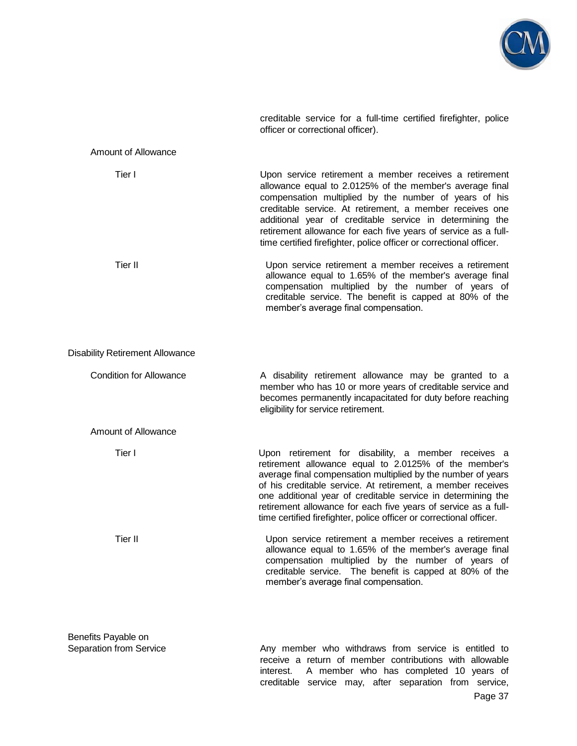creditable service for a full-time certified firefighter, police officer or correctional officer).

Amount of Allowance

Tier I

Upon service retirement a member receives a retirement allowance equal to 2.0125% of the member's average final compensation multiplied by the number of years of his creditable service. At retirement, a member receives one additional year of creditable service in determining the retirement allowance for each five years of service as a full-time certified firefighter, police officer or correctional officer.

Tier II

Upon service retirement a member receives a retirement allowance equal to 1.65% of the member's average final compensation multiplied by the number of years of creditable service. The benefit is capped at 80% of the member's average final compensation.

Disability Retirement Allowance

Condition for Allowance

A disability retirement allowance may be granted to a member who has 10 or more years of creditable service and becomes permanently incapacitated for duty before reaching eligibility for service retirement.

Amount of Allowance

Tier I

Upon retirement for disability, a member receives a retirement allowance equal to 2.0125% of the member's average final compensation multiplied by the number of years of his creditable service. At retirement, a member receives one additional year of creditable service in determining the retirement allowance for each five years of service as a full-time certified firefighter, police officer or correctional officer.

Tier II

Upon service retirement a member receives a retirement allowance equal to 1.65% of the member's average final compensation multiplied by the number of years of creditable service. The benefit is capped at 80% of the member's average final compensation.

Benefits Payable on Separation from Service

Any member who withdraws from service is entitled to receive a return of member contributions with allowable interest. A member who has completed 10 years of creditable service may, after separation from service,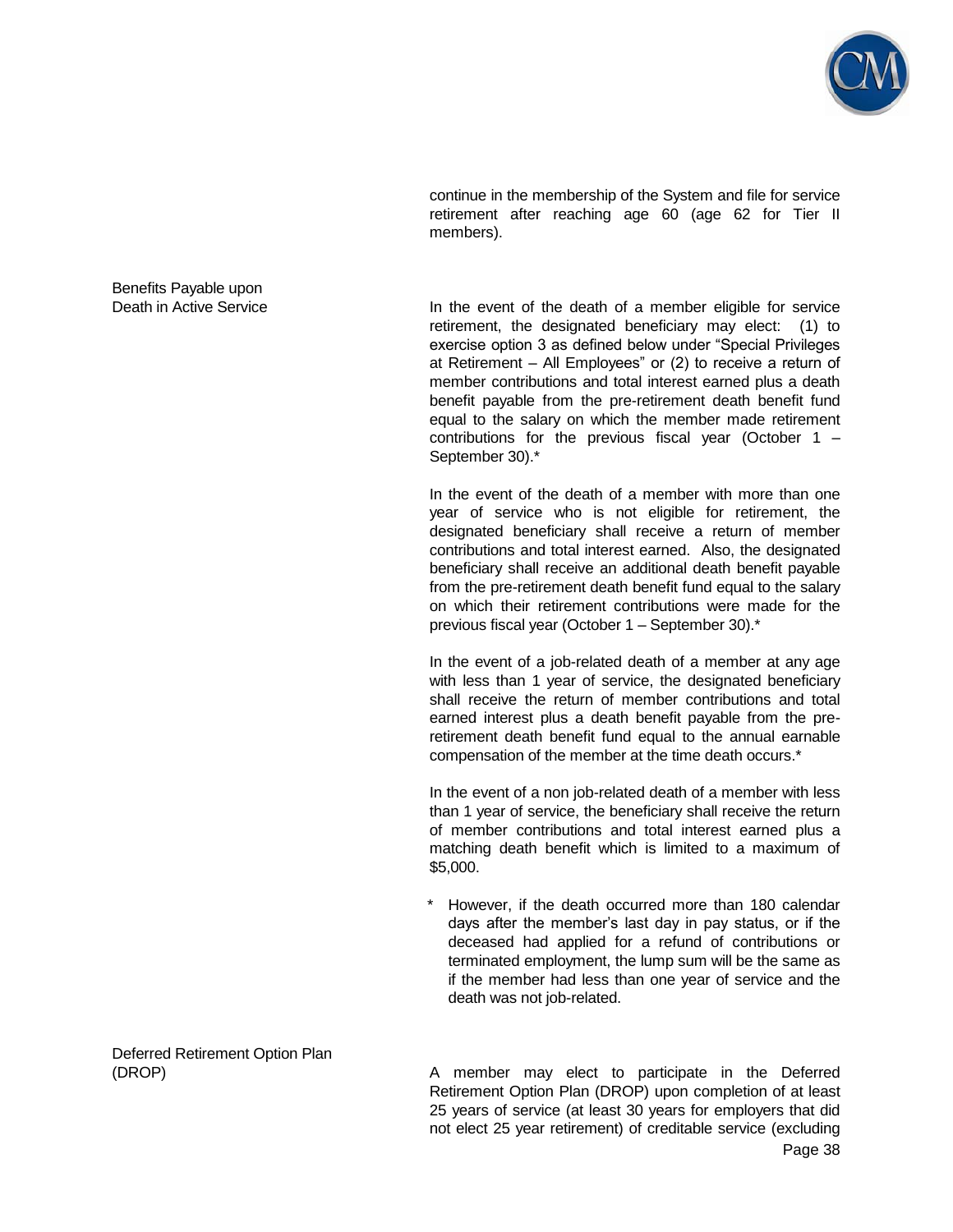continue in the membership of the System and file for service retirement after reaching age 60 (age 62 for Tier II members).

**Benefits Payable upon Death in Active Service**

In the event of the death of a member eligible for service retirement, the designated beneficiary may elect: (1) to exercise option 3 as defined below under "Special Privileges at Retirement – All Employees" or (2) to receive a return of member contributions and total interest earned plus a death benefit payable from the pre-retirement death benefit fund equal to the salary on which the member made retirement contributions for the previous fiscal year (October 1 – September 30).*

In the event of the death of a member with more than one year of service who is not eligible for retirement, the designated beneficiary shall receive a return of member contributions and total interest earned. Also, the designated beneficiary shall receive an additional death benefit payable from the pre-retirement death benefit fund equal to the salary on which their retirement contributions were made for the previous fiscal year (October 1 – September 30).*

In the event of a job-related death of a member at any age with less than 1 year of service, the designated beneficiary shall receive the return of member contributions and total earned interest plus a death benefit payable from the pre-retirement death benefit fund equal to the annual earnable compensation of the member at the time death occurs.*

In the event of a non job-related death of a member with less than 1 year of service, the beneficiary shall receive the return of member contributions and total interest earned plus a matching death benefit which is limited to a maximum of $5,000.

\* However, if the death occurred more than 180 calendar days after the member's last day in pay status, or if the deceased had applied for a refund of contributions or terminated employment, the lump sum will be the same as if the member had less than one year of service and the death was not job-related.

**Deferred Retirement Option Plan (DROP)**

A member may elect to participate in the Deferred Retirement Option Plan (DROP) upon completion of at least 25 years of service (at least 30 years for employers that did not elect 25 year retirement) of creditable service (excluding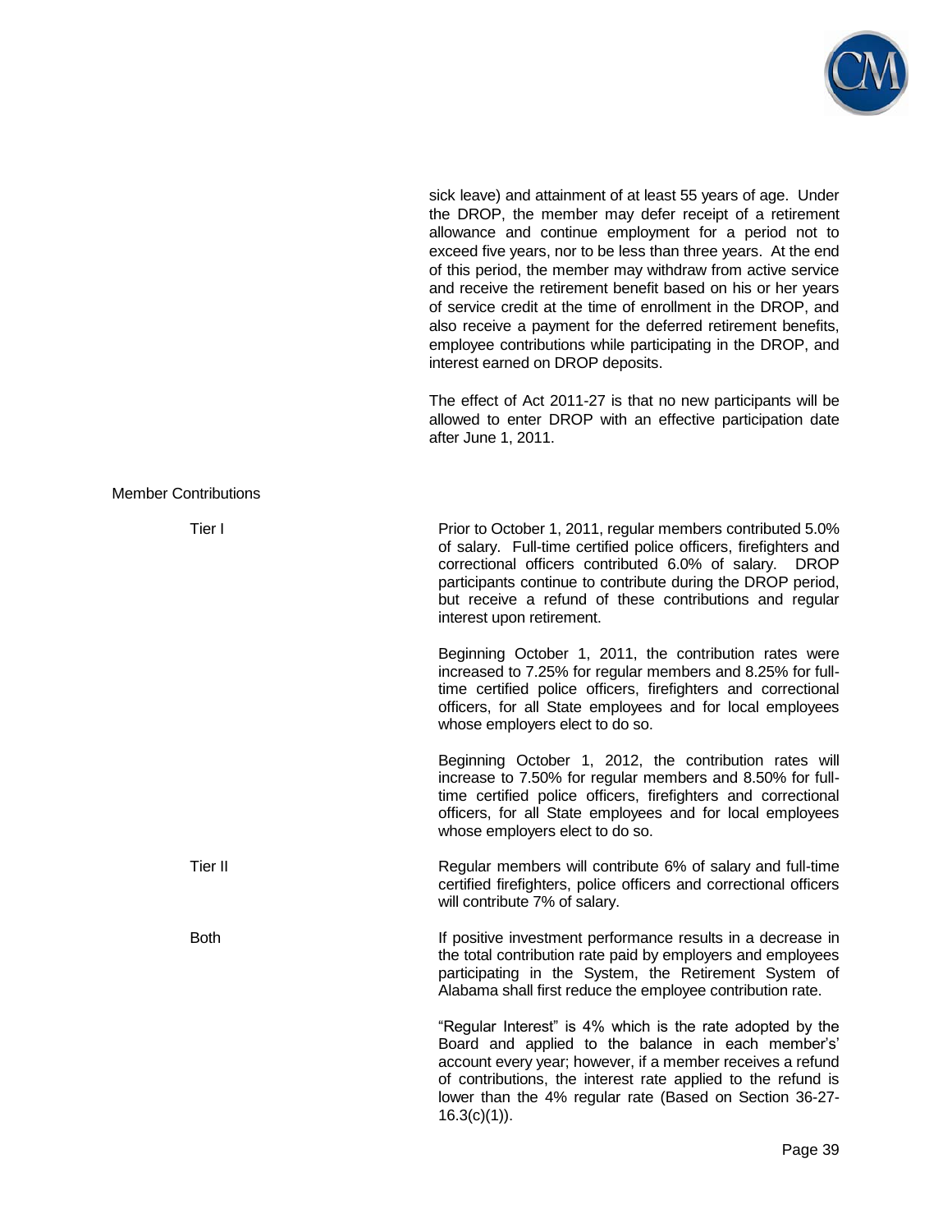sick leave) and attainment of at least 55 years of age. Under the DROP, the member may defer receipt of a retirement allowance and continue employment for a period not to exceed five years, nor to be less than three years. At the end of this period, the member may withdraw from active service and receive the retirement benefit based on his or her years of service credit at the time of enrollment in the DROP, and also receive a payment for the deferred retirement benefits, employee contributions while participating in the DROP, and interest earned on DROP deposits.

The effect of Act 2011-27 is that no new participants will be allowed to enter DROP with an effective participation date after June 1, 2011.

Member Contributions

**Tier I**

Prior to October 1, 2011, regular members contributed 5.0% of salary. Full-time certified police officers, firefighters and correctional officers contributed 6.0% of salary. DROP participants continue to contribute during the DROP period, but receive a refund of these contributions and regular interest upon retirement.

Beginning October 1, 2011, the contribution rates were increased to 7.25% for regular members and 8.25% for full-time certified police officers, firefighters and correctional officers, for all State employees and for local employees whose employers elect to do so.

Beginning October 1, 2012, the contribution rates will increase to 7.50% for regular members and 8.50% for full-time certified police officers, firefighters and correctional officers, for all State employees and for local employees whose employers elect to do so.

**Tier II**

Regular members will contribute 6% of salary and full-time certified firefighters, police officers and correctional officers will contribute 7% of salary.

**Both**

If positive investment performance results in a decrease in the total contribution rate paid by employers and employees participating in the System, the Retirement System of Alabama shall first reduce the employee contribution rate.

"Regular Interest" is 4% which is the rate adopted by the Board and applied to the balance in each member's' account every year; however, if a member receives a refund of contributions, the interest rate applied to the refund is lower than the 4% regular rate (Based on Section 36-27-16.3(c)(1)).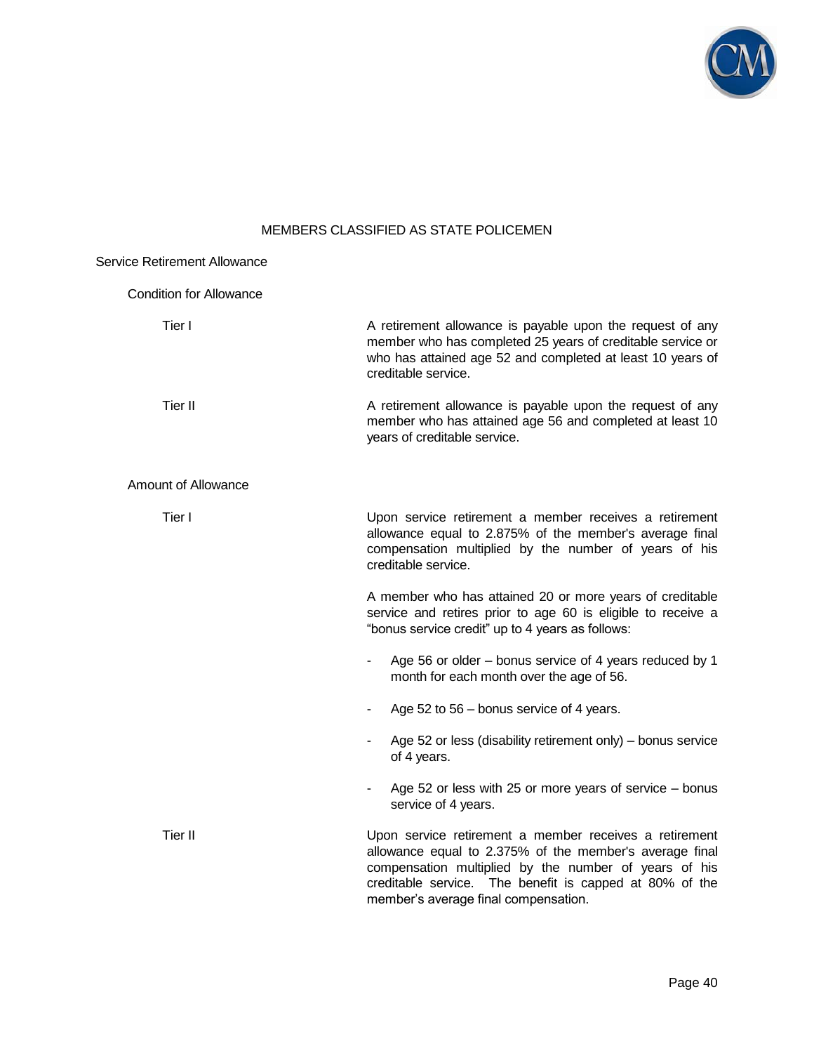## MEMBERS CLASSIFIED AS STATE POLICEMEN

### Service Retirement Allowance

#### Condition for Allowance

**Tier I**

A retirement allowance is payable upon the request of any member who has completed 25 years of creditable service or who has attained age 52 and completed at least 10 years of creditable service.

**Tier II**

A retirement allowance is payable upon the request of any member who has attained age 56 and completed at least 10 years of creditable service.

#### Amount of Allowance

**Tier I**

Upon service retirement a member receives a retirement allowance equal to 2.875% of the member's average final compensation multiplied by the number of years of his creditable service.

A member who has attained 20 or more years of creditable service and retires prior to age 60 is eligible to receive a "bonus service credit" up to 4 years as follows:

- Age 56 or older – bonus service of 4 years reduced by 1 month for each month over the age of 56.
- Age 52 to 56 – bonus service of 4 years.
- Age 52 or less (disability retirement only) – bonus service of 4 years.
- Age 52 or less with 25 or more years of service – bonus service of 4 years.

**Tier II**

Upon service retirement a member receives a retirement allowance equal to 2.375% of the member's average final compensation multiplied by the number of years of his creditable service. The benefit is capped at 80% of the member's average final compensation.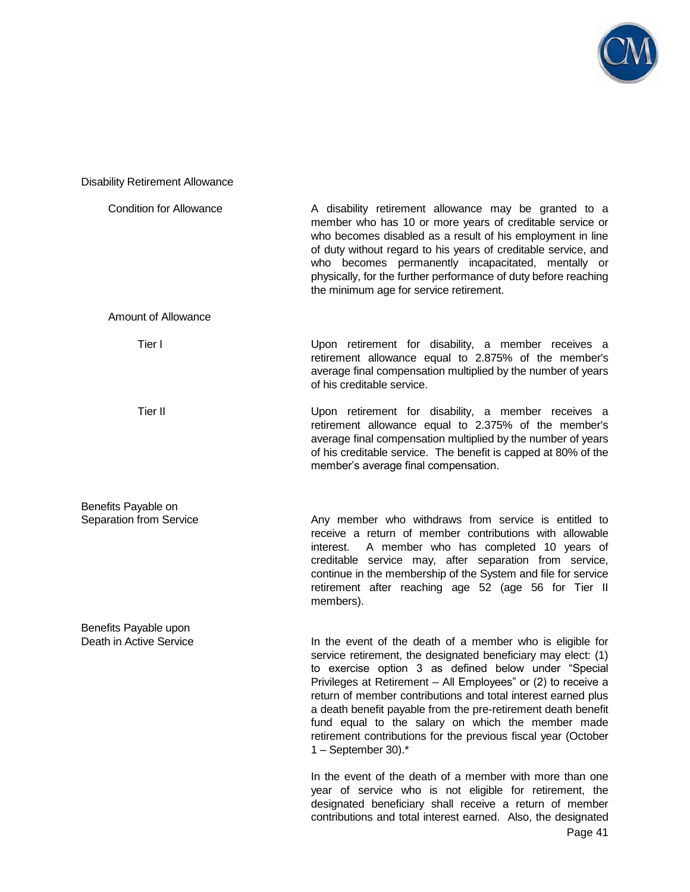## Disability Retirement Allowance

### Condition for Allowance

A disability retirement allowance may be granted to a member who has 10 or more years of creditable service or who becomes disabled as a result of his employment in line of duty without regard to his years of creditable service, and who becomes permanently incapacitated, mentally or physically, for the further performance of duty before reaching the minimum age for service retirement.

### Amount of Allowance

**Tier I**

Upon retirement for disability, a member receives a retirement allowance equal to 2.875% of the member's average final compensation multiplied by the number of years of his creditable service.

**Tier II**

Upon retirement for disability, a member receives a retirement allowance equal to 2.375% of the member's average final compensation multiplied by the number of years of his creditable service. The benefit is capped at 80% of the member's average final compensation.

## Benefits Payable on Separation from Service

Any member who withdraws from service is entitled to receive a return of member contributions with allowable interest. A member who has completed 10 years of creditable service may, after separation from service, continue in the membership of the System and file for service retirement after reaching age 52 (age 56 for Tier II members).

## Benefits Payable upon Death in Active Service

In the event of the death of a member who is eligible for service retirement, the designated beneficiary may elect: (1) to exercise option 3 as defined below under "Special Privileges at Retirement – All Employees" or (2) to receive a return of member contributions and total interest earned plus a death benefit payable from the pre-retirement death benefit fund equal to the salary on which the member made retirement contributions for the previous fiscal year (October 1 – September 30).*

In the event of the death of a member with more than one year of service who is not eligible for retirement, the designated beneficiary shall receive a return of member contributions and total interest earned. Also, the designated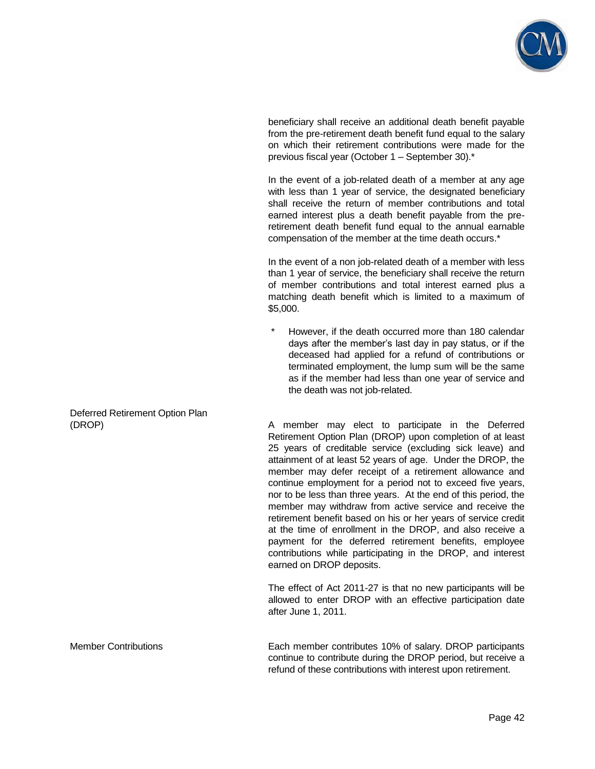beneficiary shall receive an additional death benefit payable from the pre-retirement death benefit fund equal to the salary on which their retirement contributions were made for the previous fiscal year (October 1 – September 30).*

In the event of a job-related death of a member at any age with less than 1 year of service, the designated beneficiary shall receive the return of member contributions and total earned interest plus a death benefit payable from the pre-retirement death benefit fund equal to the annual earnable compensation of the member at the time death occurs.*

In the event of a non job-related death of a member with less than 1 year of service, the beneficiary shall receive the return of member contributions and total interest earned plus a matching death benefit which is limited to a maximum of $5,000.

\* However, if the death occurred more than 180 calendar days after the member's last day in pay status, or if the deceased had applied for a refund of contributions or terminated employment, the lump sum will be the same as if the member had less than one year of service and the death was not job-related.

**Deferred Retirement Option Plan (DROP)**

A member may elect to participate in the Deferred Retirement Option Plan (DROP) upon completion of at least 25 years of creditable service (excluding sick leave) and attainment of at least 52 years of age. Under the DROP, the member may defer receipt of a retirement allowance and continue employment for a period not to exceed five years, nor to be less than three years. At the end of this period, the member may withdraw from active service and receive the retirement benefit based on his or her years of service credit at the time of enrollment in the DROP, and also receive a payment for the deferred retirement benefits, employee contributions while participating in the DROP, and interest earned on DROP deposits.

The effect of Act 2011-27 is that no new participants will be allowed to enter DROP with an effective participation date after June 1, 2011.

**Member Contributions**

Each member contributes 10% of salary. DROP participants continue to contribute during the DROP period, but receive a refund of these contributions with interest upon retirement.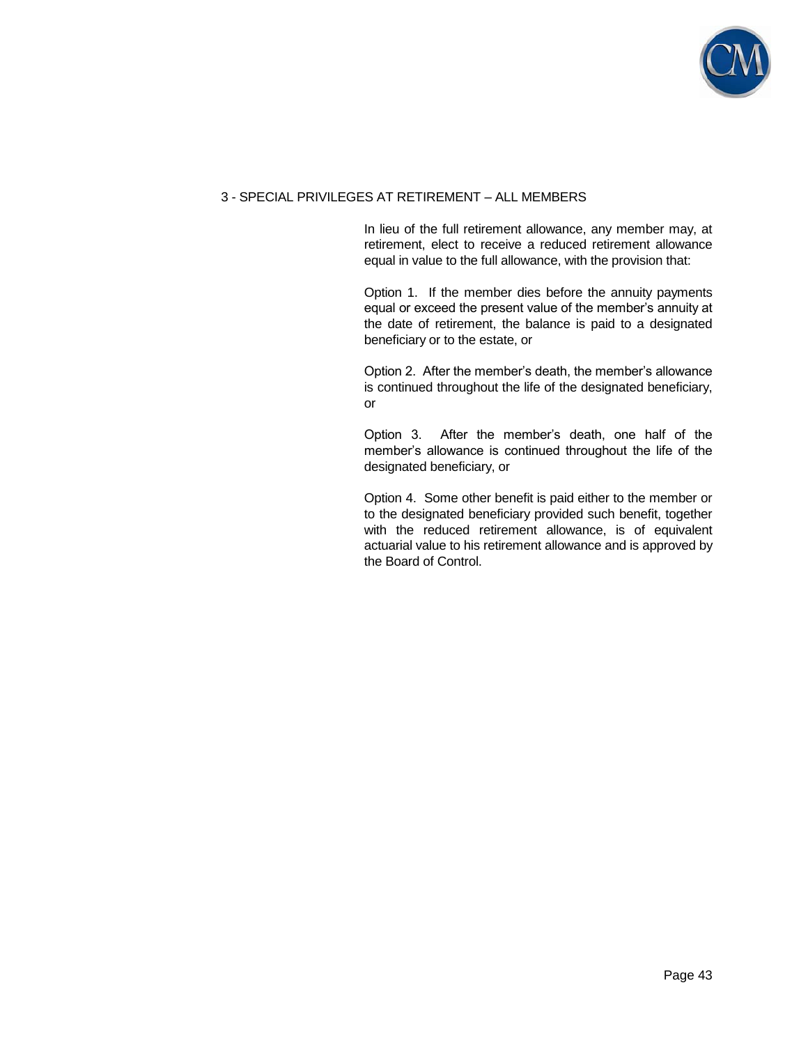## 3 - SPECIAL PRIVILEGES AT RETIREMENT – ALL MEMBERS

In lieu of the full retirement allowance, any member may, at retirement, elect to receive a reduced retirement allowance equal in value to the full allowance, with the provision that:

Option 1. If the member dies before the annuity payments equal or exceed the present value of the member's annuity at the date of retirement, the balance is paid to a designated beneficiary or to the estate, or

Option 2. After the member's death, the member's allowance is continued throughout the life of the designated beneficiary, or

Option 3. After the member's death, one half of the member's allowance is continued throughout the life of the designated beneficiary, or

Option 4. Some other benefit is paid either to the member or to the designated beneficiary provided such benefit, together with the reduced retirement allowance, is of equivalent actuarial value to his retirement allowance and is approved by the Board of Control.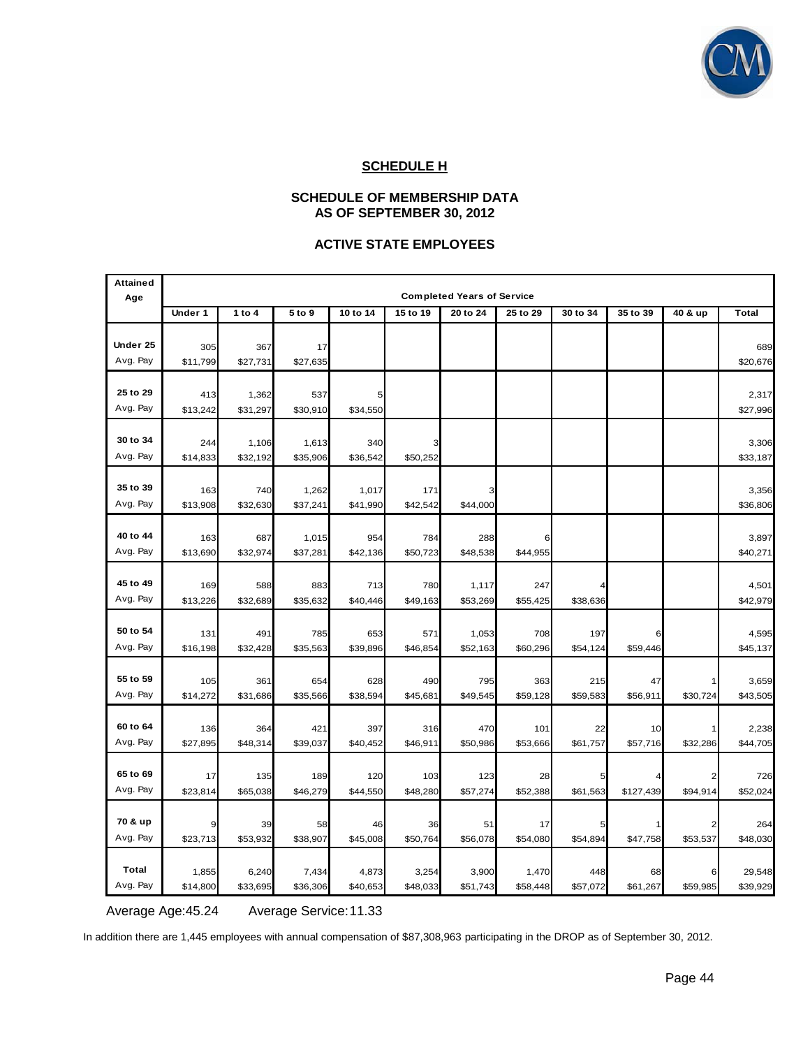## SCHEDULE H

### SCHEDULE OF MEMBERSHIP DATA AS OF SEPTEMBER 30, 2012

### ACTIVE STATE EMPLOYEES

| Attained Age | Completed Years of Service | | | | | | | | | | |
|---|---|---|---|---|---|---|---|---|---|---|---|
| | Under 1 | 1 to 4 | 5 to 9 | 10 to 14 | 15 to 19 | 20 to 24 | 25 to 29 | 30 to 34 | 35 to 39 | 40 & up | Total |
| Under 25 | 305 | 367 | 17 | | | | | | | | 689 |
| Avg. Pay | $11,799 | $27,731 | $27,635 | | | | | | | | $20,676 |
| 25 to 29 | 413 | 1,362 | 537 | 5 | | | | | | | 2,317 |
| Avg. Pay | $13,242 | $31,297 | $30,910 | $34,550 | | | | | | | $27,996 |
| 30 to 34 | 244 | 1,106 | 1,613 | 340 | 3 | | | | | | 3,306 |
| Avg. Pay | $14,833 | $32,192 | $35,906 | $36,542 | $50,252 | | | | | | $33,187 |
| 35 to 39 | 163 | 740 | 1,262 | 1,017 | 171 | 3 | | | | | 3,356 |
| Avg. Pay | $13,908 | $32,630 | $37,241 | $41,990 | $42,542 | $44,000 | | | | | $36,806 |
| 40 to 44 | 163 | 687 | 1,015 | 954 | 784 | 288 | 6 | | | | 3,897 |
| Avg. Pay | $13,690 | $32,974 | $37,281 | $42,136 | $50,723 | $48,538 | $44,955 | | | | $40,271 |
| 45 to 49 | 169 | 588 | 883 | 713 | 780 | 1,117 | 247 | 4 | | | 4,501 |
| Avg. Pay | $13,226 | $32,689 | $35,632 | $40,446 | $49,163 | $53,269 | $55,425 | $38,636 | | | $42,979 |
| 50 to 54 | 131 | 491 | 785 | 653 | 571 | 1,053 | 708 | 197 | 6 | | 4,595 |
| Avg. Pay | $16,198 | $32,428 | $35,563 | $39,896 | $46,854 | $52,163 | $60,296 | $54,124 | $59,446 | | $45,137 |
| 55 to 59 | 105 | 361 | 654 | 628 | 490 | 795 | 363 | 215 | 47 | 1 | 3,659 |
| Avg. Pay | $14,272 | $31,686 | $35,566 | $38,594 | $45,681 | $49,545 | $59,128 | $59,583 | $56,911 | $30,724 | $43,505 |
| 60 to 64 | 136 | 364 | 421 | 397 | 316 | 470 | 101 | 22 | 10 | 1 | 2,238 |
| Avg. Pay | $27,895 | $48,314 | $39,037 | $40,452 | $46,911 | $50,986 | $53,666 | $61,757 | $57,716 | $32,286 | $44,705 |
| 65 to 69 | 17 | 135 | 189 | 120 | 103 | 123 | 28 | 5 | 4 | 2 | 726 |
| Avg. Pay | $23,814 | $65,038 | $46,279 | $44,550 | $48,280 | $57,274 | $52,388 | $61,563 | $127,439 | $94,914 | $52,024 |
| 70 & up | 9 | 39 | 58 | 46 | 36 | 51 | 17 | 5 | 1 | 2 | 264 |
| Avg. Pay | $23,713 | $53,932 | $38,907 | $45,008 | $50,764 | $56,078 | $54,080 | $54,894 | $47,758 | $53,537 | $48,030 |
| Total | 1,855 | 6,240 | 7,434 | 4,873 | 3,254 | 3,900 | 1,470 | 448 | 68 | 6 | 29,548 |
| Avg. Pay | $14,800 | $33,695 | $36,306 | $40,653 | $48,033 | $51,743 | $58,448 | $57,072 | $61,267 | $59,985 | $39,929 |

Average Age: 45.24 Average Service: 11.33

In addition there are 1,445 employees with annual compensation of $87,308,963 participating in the DROP as of September 30, 2012.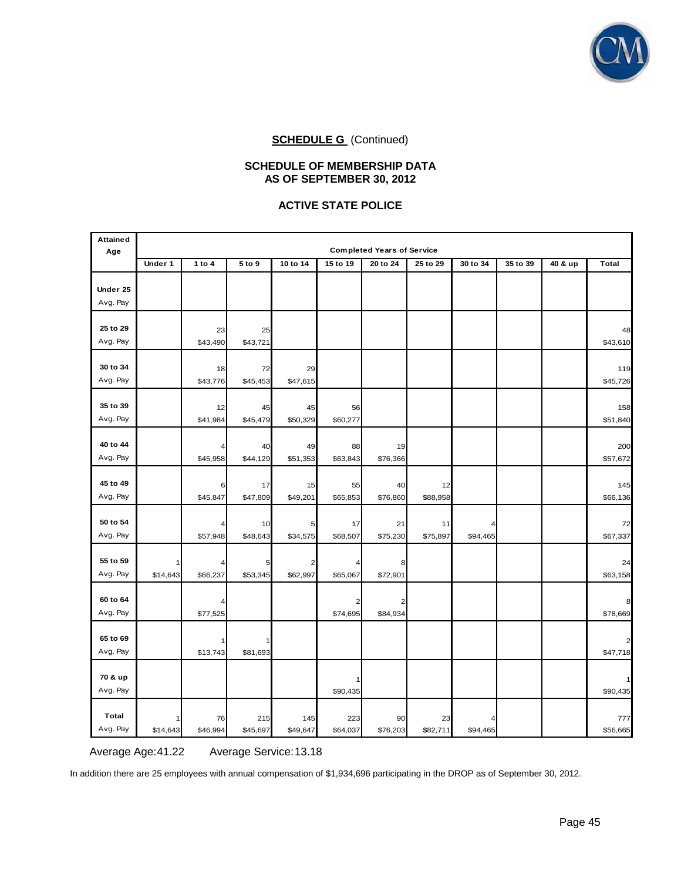**SCHEDULE G** (Continued)

**SCHEDULE OF MEMBERSHIP DATA**
**AS OF SEPTEMBER 30, 2012**

**ACTIVE STATE POLICE**

| Attained Age | Completed Years of Service | | | | | | | | | | |
|---|---|---|---|---|---|---|---|---|---|---|---|
| | Under 1 | 1 to 4 | 5 to 9 | 10 to 14 | 15 to 19 | 20 to 24 | 25 to 29 | 30 to 34 | 35 to 39 | 40 & up | Total |
| Under 25 | | | | | | | | | | | |
| Avg. Pay | | | | | | | | | | | |
| 25 to 29 | | 23 | 25 | | | | | | | | 48 |
| Avg. Pay | | $43,490 | $43,721 | | | | | | | | $43,610 |
| 30 to 34 | | 18 | 72 | 29 | | | | | | | 119 |
| Avg. Pay | | $43,776 | $45,453 | $47,615 | | | | | | | $45,726 |
| 35 to 39 | | 12 | 45 | 45 | 56 | | | | | | 158 |
| Avg. Pay | | $41,984 | $45,479 | $50,329 | $60,277 | | | | | | $51,840 |
| 40 to 44 | | 4 | 40 | 49 | 88 | 19 | | | | | 200 |
| Avg. Pay | | $45,958 | $44,129 | $51,353 | $63,843 | $76,366 | | | | | $57,672 |
| 45 to 49 | | 6 | 17 | 15 | 55 | 40 | 12 | | | | 145 |
| Avg. Pay | | $45,847 | $47,809 | $49,201 | $65,853 | $76,860 | $88,958 | | | | $66,136 |
| 50 to 54 | | 4 | 10 | 5 | 17 | 21 | 11 | 4 | | | 72 |
| Avg. Pay | | $57,948 | $48,643 | $34,575 | $68,507 | $75,230 | $75,897 | $94,465 | | | $67,337 |
| 55 to 59 | 1 | 4 | 5 | 2 | 4 | 8 | | | | | 24 |
| Avg. Pay | $14,643 | $66,237 | $53,345 | $62,997 | $65,067 | $72,901 | | | | | $63,158 |
| 60 to 64 | | 4 | | | 2 | 2 | | | | | 8 |
| Avg. Pay | | $77,525 | | | $74,695 | $84,934 | | | | | $78,669 |
| 65 to 69 | | 1 | 1 | | | | | | | | 2 |
| Avg. Pay | | $13,743 | $81,693 | | | | | | | | $47,718 |
| 70 & up | | | | | 1 | | | | | | 1 |
| Avg. Pay | | | | | $90,435 | | | | | | $90,435 |
| Total | 1 | 76 | 215 | 145 | 223 | 90 | 23 | 4 | | | 777 |
| Avg. Pay | $14,643 | $46,994 | $45,697 | $49,647 | $64,037 | $76,203 | $82,711 | $94,465 | | | $56,665 |

Average Age: 41.22 Average Service: 13.18

In addition there are 25 employees with annual compensation of $1,934,696 participating in the DROP as of September 30, 2012.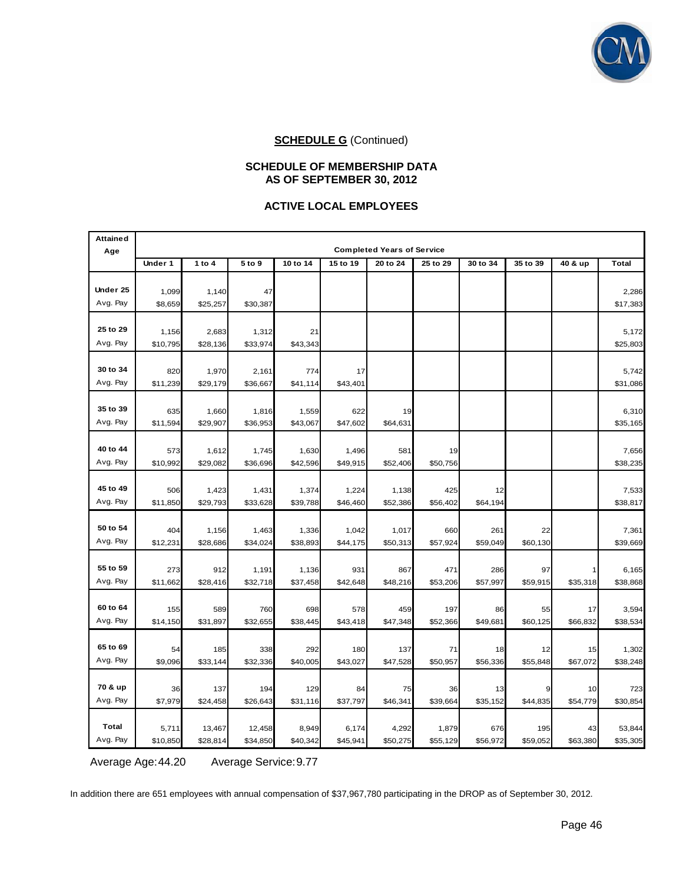**SCHEDULE G** (Continued)

## SCHEDULE OF MEMBERSHIP DATA AS OF SEPTEMBER 30, 2012

### ACTIVE LOCAL EMPLOYEES

| Attained Age | Completed Years of Service | | | | | | | | | | |
|---|---|---|---|---|---|---|---|---|---|---|---|
| | Under 1 | 1 to 4 | 5 to 9 | 10 to 14 | 15 to 19 | 20 to 24 | 25 to 29 | 30 to 34 | 35 to 39 | 40 & up | Total |
| Under 25 | 1,099 | 1,140 | 47 | | | | | | | | 2,286 |
| Avg. Pay | $8,659 | $25,257 | $30,387 | | | | | | | | $17,383 |
| 25 to 29 | 1,156 | 2,683 | 1,312 | 21 | | | | | | | 5,172 |
| Avg. Pay | $10,795 | $28,136 | $33,974 | $43,343 | | | | | | | $25,803 |
| 30 to 34 | 820 | 1,970 | 2,161 | 774 | 17 | | | | | | 5,742 |
| Avg. Pay | $11,239 | $29,179 | $36,667 | $41,114 | $43,401 | | | | | | $31,086 |
| 35 to 39 | 635 | 1,660 | 1,816 | 1,559 | 622 | 19 | | | | | 6,310 |
| Avg. Pay | $11,594 | $29,907 | $36,953 | $43,067 | $47,602 | $64,631 | | | | | $35,165 |
| 40 to 44 | 573 | 1,612 | 1,745 | 1,630 | 1,496 | 581 | 19 | | | | 7,656 |
| Avg. Pay | $10,992 | $29,082 | $36,696 | $42,596 | $49,915 | $52,406 | $50,756 | | | | $38,235 |
| 45 to 49 | 506 | 1,423 | 1,431 | 1,374 | 1,224 | 1,138 | 425 | 12 | | | 7,533 |
| Avg. Pay | $11,850 | $29,793 | $33,628 | $39,788 | $46,460 | $52,386 | $56,402 | $64,194 | | | $38,817 |
| 50 to 54 | 404 | 1,156 | 1,463 | 1,336 | 1,042 | 1,017 | 660 | 261 | 22 | | 7,361 |
| Avg. Pay | $12,231 | $28,686 | $34,024 | $38,893 | $44,175 | $50,313 | $57,924 | $59,049 | $60,130 | | $39,669 |
| 55 to 59 | 273 | 912 | 1,191 | 1,136 | 931 | 867 | 471 | 286 | 97 | 1 | 6,165 |
| Avg. Pay | $11,662 | $28,416 | $32,718 | $37,458 | $42,648 | $48,216 | $53,206 | $57,997 | $59,915 | $35,318 | $38,868 |
| 60 to 64 | 155 | 589 | 760 | 698 | 578 | 459 | 197 | 86 | 55 | 17 | 3,594 |
| Avg. Pay | $14,150 | $31,897 | $32,655 | $38,445 | $43,418 | $47,348 | $52,366 | $49,681 | $60,125 | $66,832 | $38,534 |
| 65 to 69 | 54 | 185 | 338 | 292 | 180 | 137 | 71 | 18 | 12 | 15 | 1,302 |
| Avg. Pay | $9,096 | $33,144 | $32,336 | $40,005 | $43,027 | $47,528 | $50,957 | $56,336 | $55,848 | $67,072 | $38,248 |
| 70 & up | 36 | 137 | 194 | 129 | 84 | 75 | 36 | 13 | 9 | 10 | 723 |
| Avg. Pay | $7,979 | $24,458 | $26,643 | $31,116 | $37,797 | $46,341 | $39,664 | $35,152 | $44,835 | $54,779 | $30,854 |
| Total | 5,711 | 13,467 | 12,458 | 8,949 | 6,174 | 4,292 | 1,879 | 676 | 195 | 43 | 53,844 |
| Avg. Pay | $10,850 | $28,814 | $34,850 | $40,342 | $45,941 | $50,275 | $55,129 | $56,972 | $59,052 | $63,380 | $35,305 |

Average Age: 44.20 Average Service: 9.77

In addition there are 651 employees with annual compensation of $37,967,780 participating in the DROP as of September 30, 2012.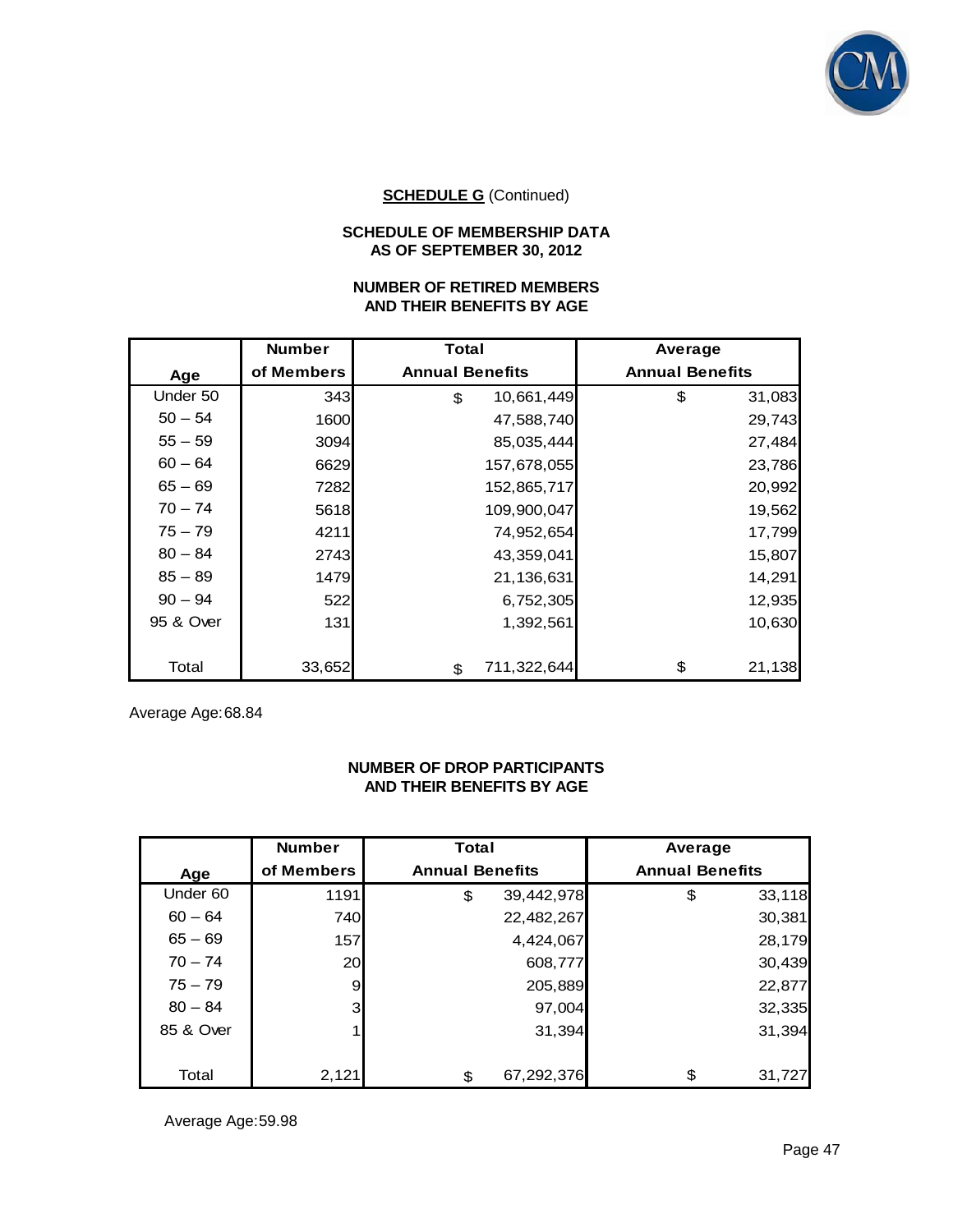**SCHEDULE G** (Continued)

**SCHEDULE OF MEMBERSHIP DATA**
**AS OF SEPTEMBER 30, 2012**

**NUMBER OF RETIRED MEMBERS**
**AND THEIR BENEFITS BY AGE**

| Age | Number of Members | Total Annual Benefits | Average Annual Benefits |
|---|---|---|---|
| Under 50 | 343 | $ 10,661,449 | $ 31,083 |
| 50 – 54 | 1600 | 47,588,740 | 29,743 |
| 55 – 59 | 3094 | 85,035,444 | 27,484 |
| 60 – 64 | 6629 | 157,678,055 | 23,786 |
| 65 – 69 | 7282 | 152,865,717 | 20,992 |
| 70 – 74 | 5618 | 109,900,047 | 19,562 |
| 75 – 79 | 4211 | 74,952,654 | 17,799 |
| 80 – 84 | 2743 | 43,359,041 | 15,807 |
| 85 – 89 | 1479 | 21,136,631 | 14,291 |
| 90 – 94 | 522 | 6,752,305 | 12,935 |
| 95 & Over | 131 | 1,392,561 | 10,630 |
| Total | 33,652 | $ 711,322,644 | $ 21,138 |

Average Age: 68.84

**NUMBER OF DROP PARTICIPANTS**
**AND THEIR BENEFITS BY AGE**

| Age | Number of Members | Total Annual Benefits | Average Annual Benefits |
|---|---|---|---|
| Under 60 | 1191 | $ 39,442,978 | $ 33,118 |
| 60 – 64 | 740 | 22,482,267 | 30,381 |
| 65 – 69 | 157 | 4,424,067 | 28,179 |
| 70 – 74 | 20 | 608,777 | 30,439 |
| 75 – 79 | 9 | 205,889 | 22,877 |
| 80 – 84 | 3 | 97,004 | 32,335 |
| 85 & Over | 1 | 31,394 | 31,394 |
| Total | 2,121 | $ 67,292,376 | $ 31,727 |

Average Age: 59.98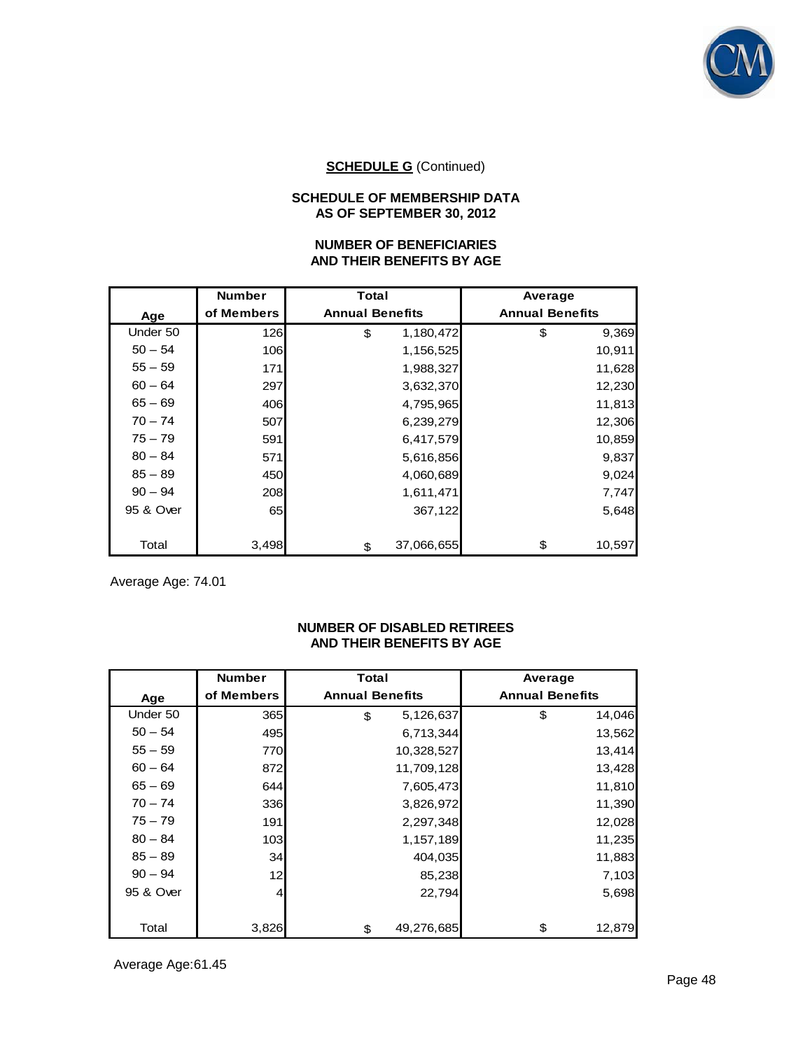**SCHEDULE G** (Continued)

**SCHEDULE OF MEMBERSHIP DATA**
**AS OF SEPTEMBER 30, 2012**

**NUMBER OF BENEFICIARIES**
**AND THEIR BENEFITS BY AGE**

| Age | Number of Members | Total Annual Benefits | Average Annual Benefits |
|---|---|---|---|
| Under 50 | 126 | $ 1,180,472 | $ 9,369 |
| 50 – 54 | 106 | 1,156,525 | 10,911 |
| 55 – 59 | 171 | 1,988,327 | 11,628 |
| 60 – 64 | 297 | 3,632,370 | 12,230 |
| 65 – 69 | 406 | 4,795,965 | 11,813 |
| 70 – 74 | 507 | 6,239,279 | 12,306 |
| 75 – 79 | 591 | 6,417,579 | 10,859 |
| 80 – 84 | 571 | 5,616,856 | 9,837 |
| 85 – 89 | 450 | 4,060,689 | 9,024 |
| 90 – 94 | 208 | 1,611,471 | 7,747 |
| 95 & Over | 65 | 367,122 | 5,648 |
| Total | 3,498 | $ 37,066,655 | $ 10,597 |

Average Age: 74.01

**NUMBER OF DISABLED RETIREES**
**AND THEIR BENEFITS BY AGE**

| Age | Number of Members | Total Annual Benefits | Average Annual Benefits |
|---|---|---|---|
| Under 50 | 365 | $ 5,126,637 | $ 14,046 |
| 50 – 54 | 495 | 6,713,344 | 13,562 |
| 55 – 59 | 770 | 10,328,527 | 13,414 |
| 60 – 64 | 872 | 11,709,128 | 13,428 |
| 65 – 69 | 644 | 7,605,473 | 11,810 |
| 70 – 74 | 336 | 3,826,972 | 11,390 |
| 75 – 79 | 191 | 2,297,348 | 12,028 |
| 80 – 84 | 103 | 1,157,189 | 11,235 |
| 85 – 89 | 34 | 404,035 | 11,883 |
| 90 – 94 | 12 | 85,238 | 7,103 |
| 95 & Over | 4 | 22,794 | 5,698 |
| Total | 3,826 | $ 49,276,685 | $ 12,879 |

Average Age:61.45